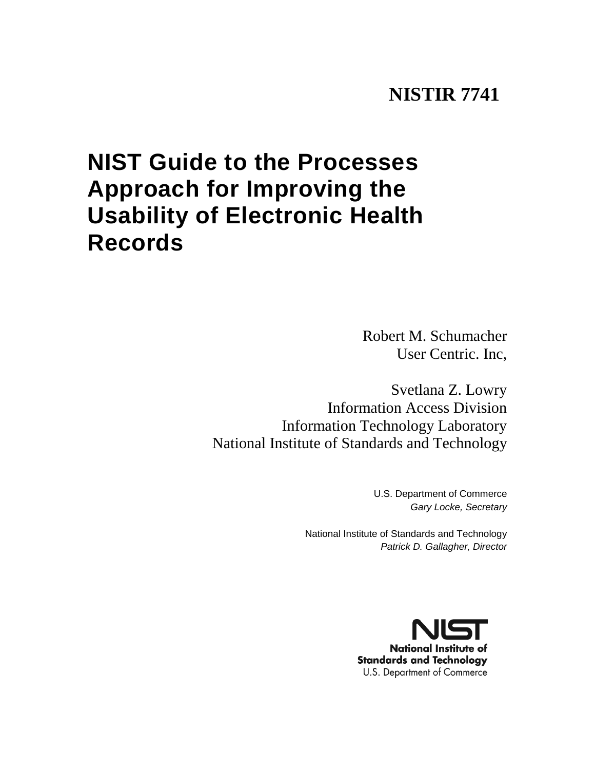**NISTIR 7741**

# NIST Guide to the Processes Approach for Improving the Usability of Electronic Health Records

Robert M. Schumacher
User Centric. Inc,

Svetlana Z. Lowry
Information Access Division
Information Technology Laboratory
National Institute of Standards and Technology

U.S. Department of Commerce
*Gary Locke, Secretary*

National Institute of Standards and Technology
*Patrick D. Gallagher, Director*

NIST
National Institute of
Standards and Technology
U.S. Department of Commerce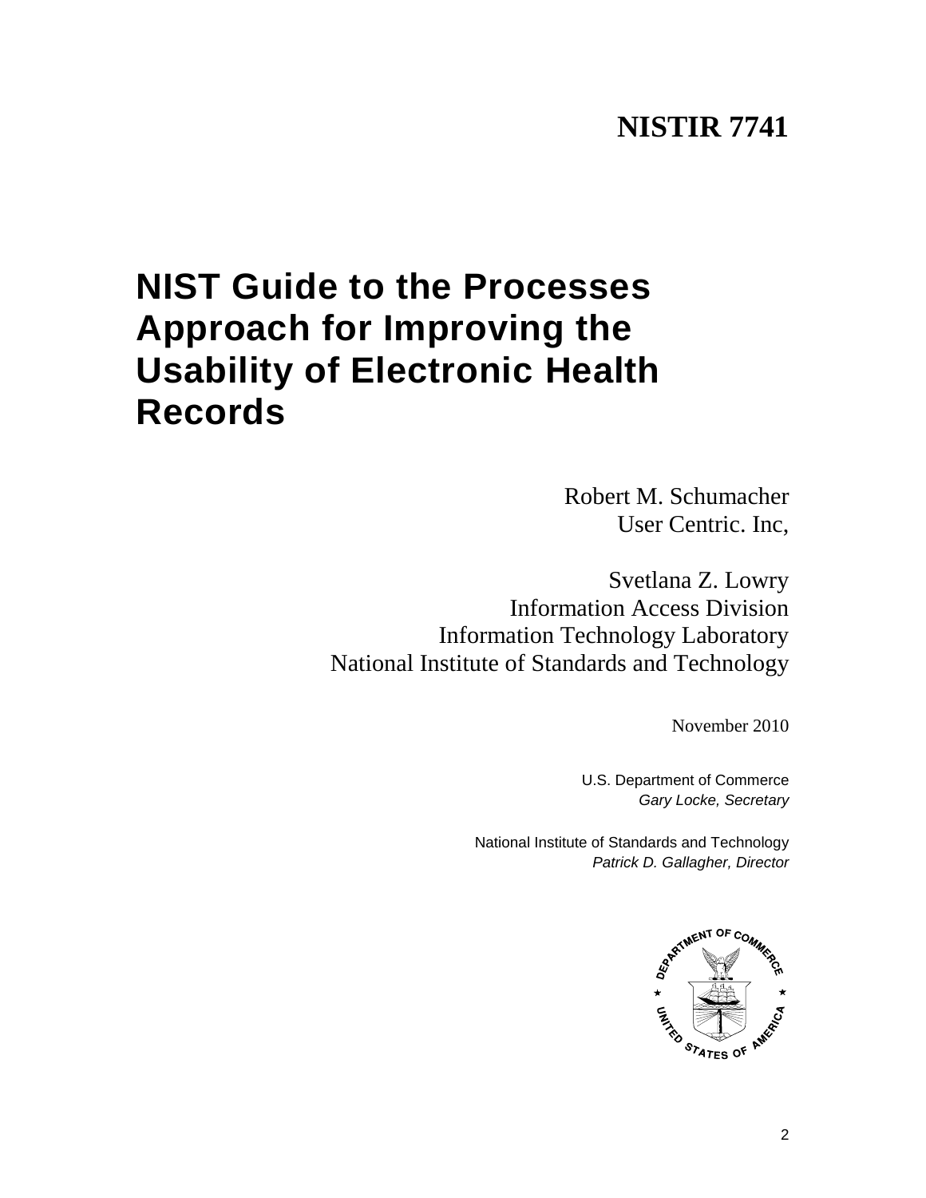**NISTIR 7741**

# NIST Guide to the Processes Approach for Improving the Usability of Electronic Health Records

Robert M. Schumacher
User Centric. Inc,

Svetlana Z. Lowry
Information Access Division
Information Technology Laboratory
National Institute of Standards and Technology

November 2010

U.S. Department of Commerce
*Gary Locke, Secretary*

National Institute of Standards and Technology
*Patrick D. Gallagher, Director*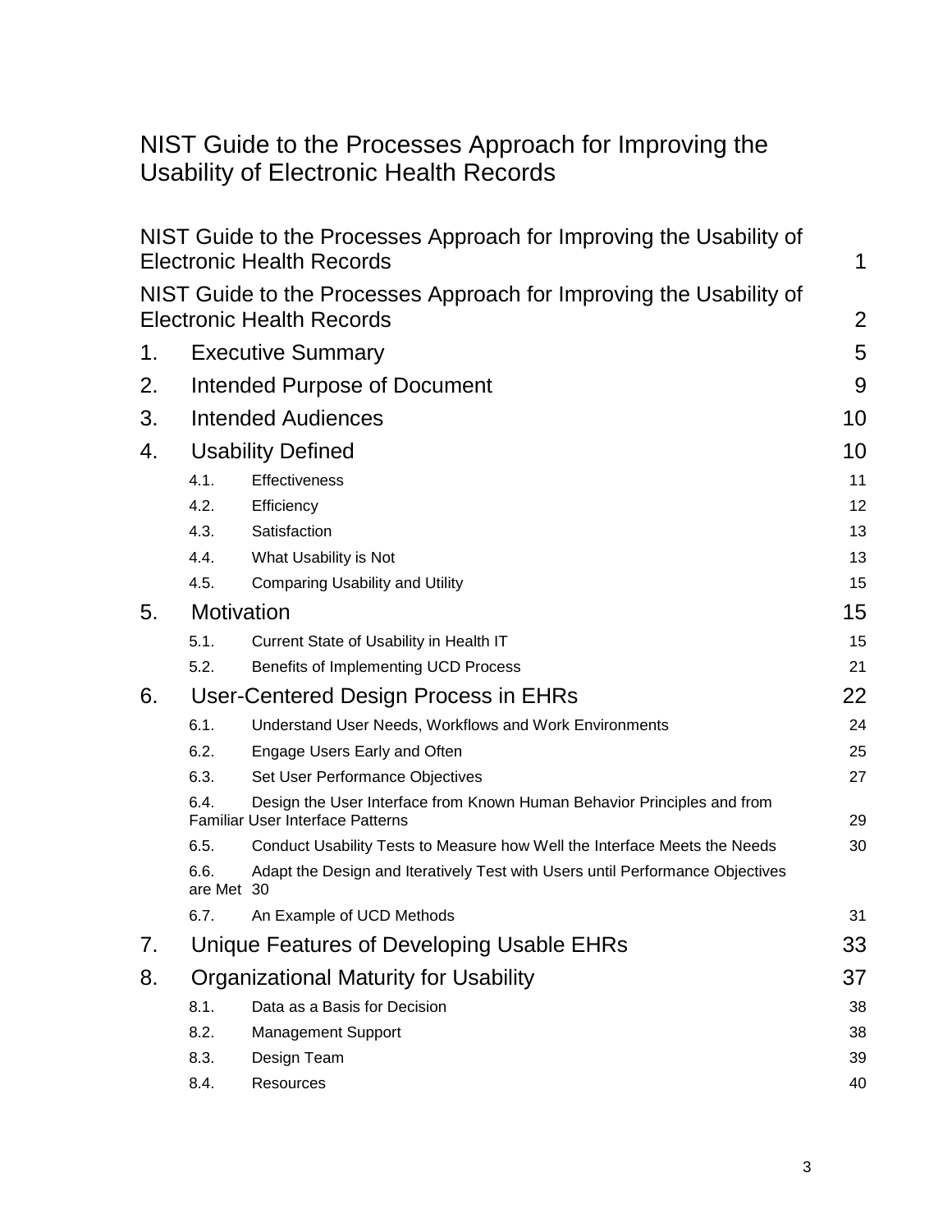# NIST Guide to the Processes Approach for Improving the Usability of Electronic Health Records

NIST Guide to the Processes Approach for Improving the Usability of Electronic Health Records 1

NIST Guide to the Processes Approach for Improving the Usability of Electronic Health Records 2

1. Executive Summary 5
2. Intended Purpose of Document 9
3. Intended Audiences 10
4. Usability Defined 10
   - 4.1. Effectiveness 11
   - 4.2. Efficiency 12
   - 4.3. Satisfaction 13
   - 4.4. What Usability is Not 13
   - 4.5. Comparing Usability and Utility 15
5. Motivation 15
   - 5.1. Current State of Usability in Health IT 15
   - 5.2. Benefits of Implementing UCD Process 21
6. User-Centered Design Process in EHRs 22
   - 6.1. Understand User Needs, Workflows and Work Environments 24
   - 6.2. Engage Users Early and Often 25
   - 6.3. Set User Performance Objectives 27
   - 6.4. Design the User Interface from Known Human Behavior Principles and from Familiar User Interface Patterns 29
   - 6.5. Conduct Usability Tests to Measure how Well the Interface Meets the Needs 30
   - 6.6. Adapt the Design and Iteratively Test with Users until Performance Objectives are Met 30
   - 6.7. An Example of UCD Methods 31
7. Unique Features of Developing Usable EHRs 33
8. Organizational Maturity for Usability 37
   - 8.1. Data as a Basis for Decision 38
   - 8.2. Management Support 38
   - 8.3. Design Team 39
   - 8.4. Resources 40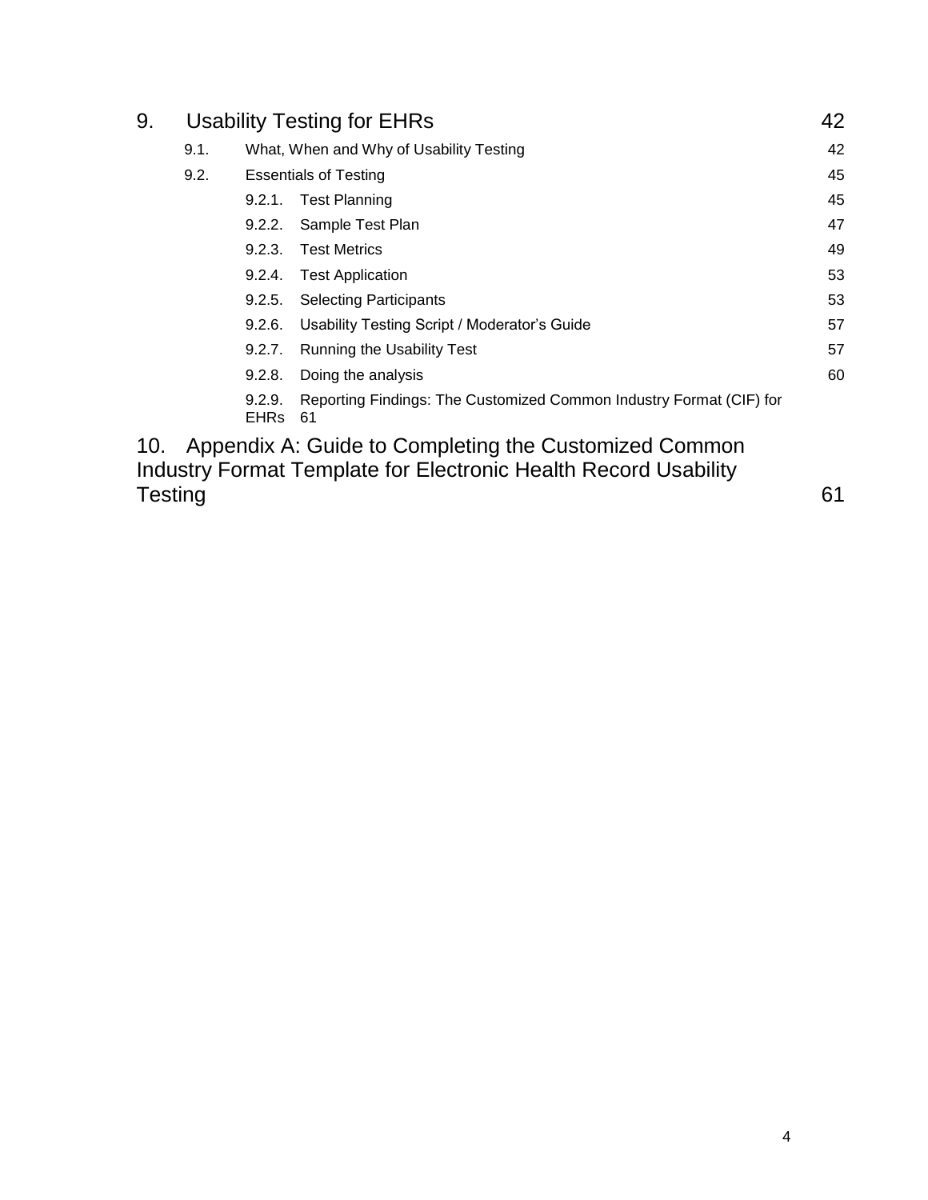9. Usability Testing for EHRs 42

- 9.1. What, When and Why of Usability Testing 42
- 9.2. Essentials of Testing 45
  - 9.2.1. Test Planning 45
  - 9.2.2. Sample Test Plan 47
  - 9.2.3. Test Metrics 49
  - 9.2.4. Test Application 53
  - 9.2.5. Selecting Participants 53
  - 9.2.6. Usability Testing Script / Moderator's Guide 57
  - 9.2.7. Running the Usability Test 57
  - 9.2.8. Doing the analysis 60
  - 9.2.9. Reporting Findings: The Customized Common Industry Format (CIF) for EHRs 61

10. Appendix A: Guide to Completing the Customized Common Industry Format Template for Electronic Health Record Usability Testing 61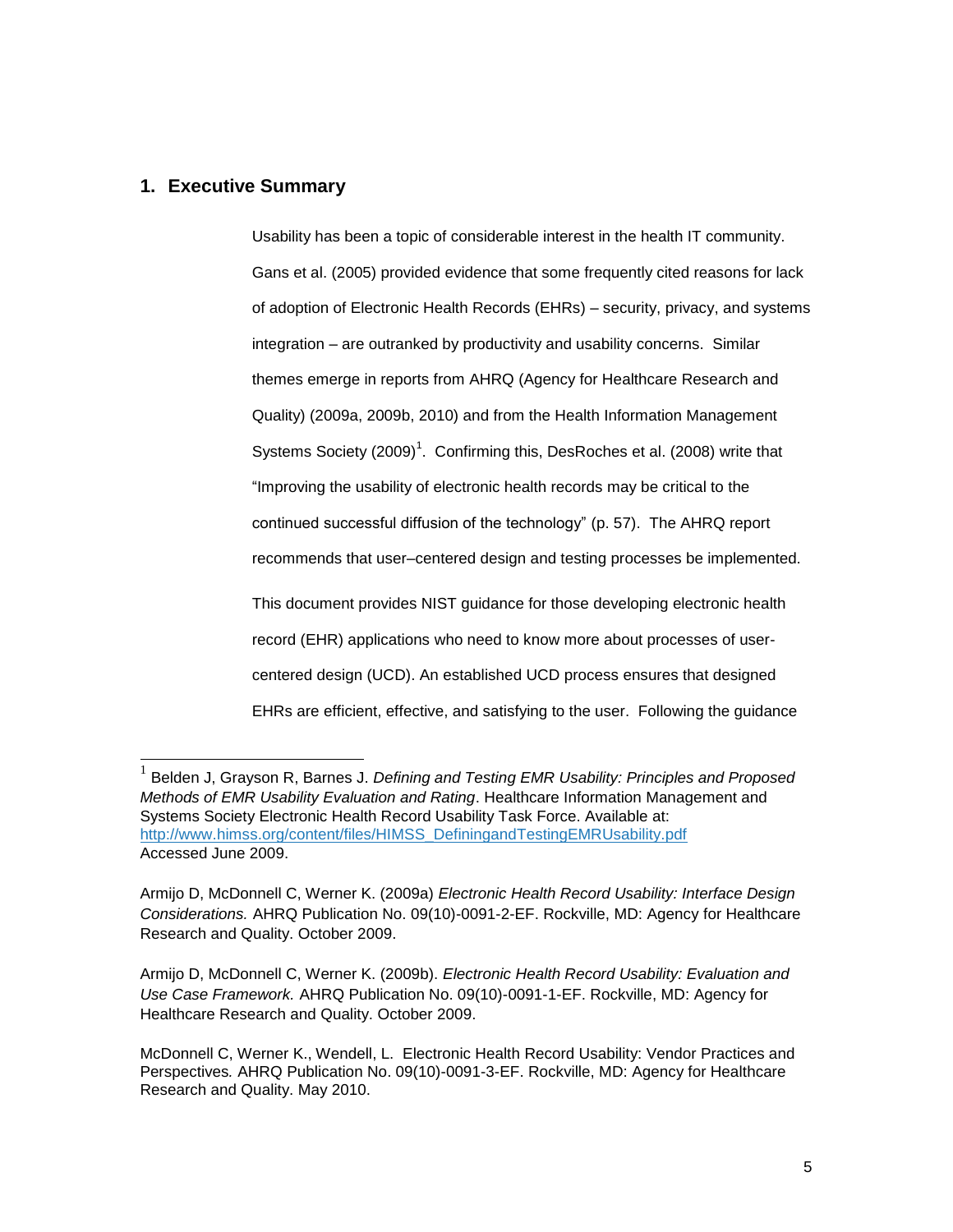## 1. Executive Summary

Usability has been a topic of considerable interest in the health IT community. Gans et al. (2005) provided evidence that some frequently cited reasons for lack of adoption of Electronic Health Records (EHRs) – security, privacy, and systems integration – are outranked by productivity and usability concerns. Similar themes emerge in reports from AHRQ (Agency for Healthcare Research and Quality) (2009a, 2009b, 2010) and from the Health Information Management Systems Society (2009)[1]. Confirming this, DesRoches et al. (2008) write that "Improving the usability of electronic health records may be critical to the continued successful diffusion of the technology" (p. 57). The AHRQ report recommends that user–centered design and testing processes be implemented.

This document provides NIST guidance for those developing electronic health record (EHR) applications who need to know more about processes of user-centered design (UCD). An established UCD process ensures that designed EHRs are efficient, effective, and satisfying to the user. Following the guidance

---

[1] Belden J, Grayson R, Barnes J. *Defining and Testing EMR Usability: Principles and Proposed Methods of EMR Usability Evaluation and Rating*. Healthcare Information Management and Systems Society Electronic Health Record Usability Task Force. Available at: http://www.himss.org/content/files/HIMSS_DefiningandTestingEMRUsability.pdf Accessed June 2009.

Armijo D, McDonnell C, Werner K. (2009a) *Electronic Health Record Usability: Interface Design Considerations.* AHRQ Publication No. 09(10)-0091-2-EF. Rockville, MD: Agency for Healthcare Research and Quality. October 2009.

Armijo D, McDonnell C, Werner K. (2009b). *Electronic Health Record Usability: Evaluation and Use Case Framework.* AHRQ Publication No. 09(10)-0091-1-EF. Rockville, MD: Agency for Healthcare Research and Quality. October 2009.

McDonnell C, Werner K., Wendell, L. Electronic Health Record Usability: Vendor Practices and Perspectives*.* AHRQ Publication No. 09(10)-0091-3-EF. Rockville, MD: Agency for Healthcare Research and Quality. May 2010.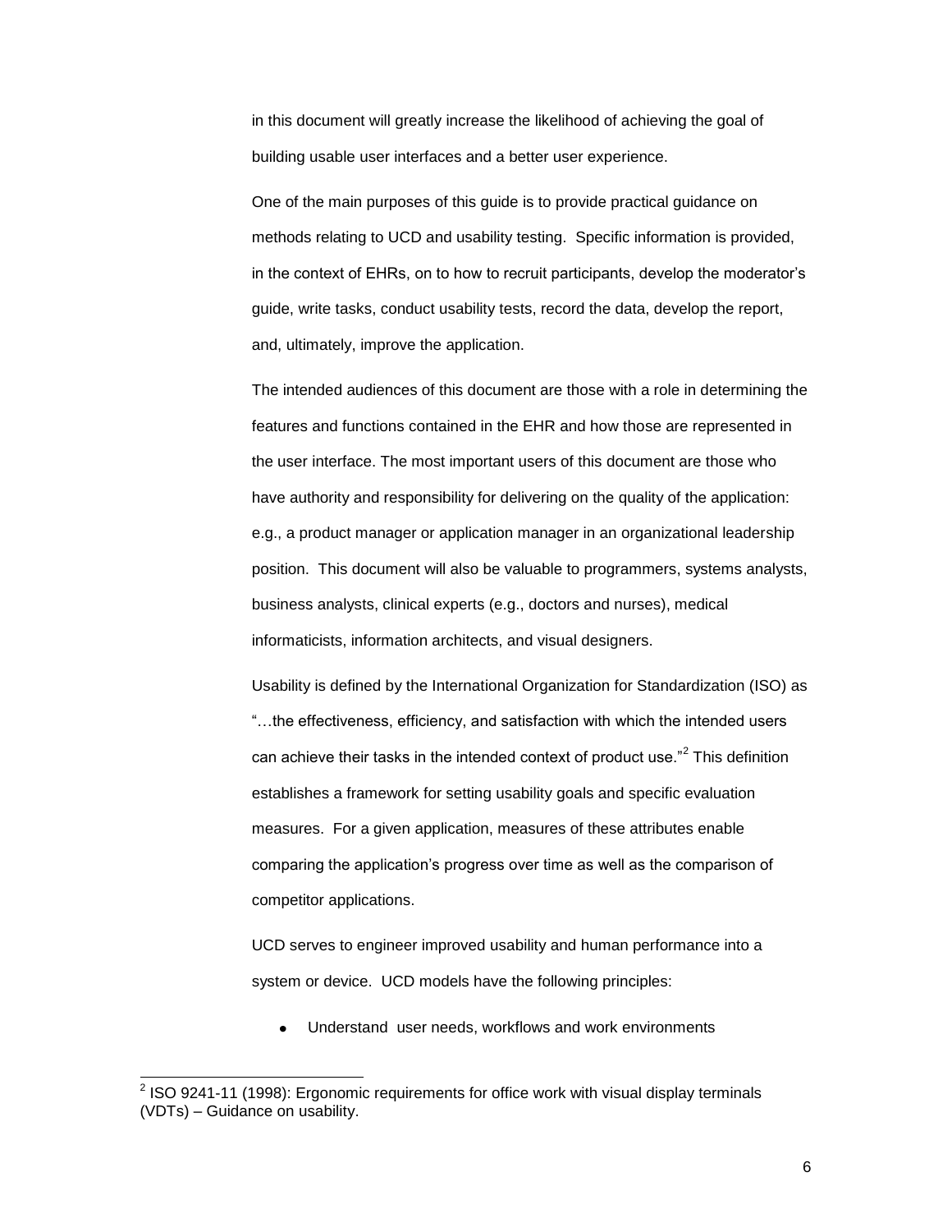in this document will greatly increase the likelihood of achieving the goal of building usable user interfaces and a better user experience.

One of the main purposes of this guide is to provide practical guidance on methods relating to UCD and usability testing. Specific information is provided, in the context of EHRs, on to how to recruit participants, develop the moderator's guide, write tasks, conduct usability tests, record the data, develop the report, and, ultimately, improve the application.

The intended audiences of this document are those with a role in determining the features and functions contained in the EHR and how those are represented in the user interface. The most important users of this document are those who have authority and responsibility for delivering on the quality of the application: e.g., a product manager or application manager in an organizational leadership position. This document will also be valuable to programmers, systems analysts, business analysts, clinical experts (e.g., doctors and nurses), medical informaticists, information architects, and visual designers.

Usability is defined by the International Organization for Standardization (ISO) as "…the effectiveness, efficiency, and satisfaction with which the intended users can achieve their tasks in the intended context of product use."[2] This definition establishes a framework for setting usability goals and specific evaluation measures. For a given application, measures of these attributes enable comparing the application's progress over time as well as the comparison of competitor applications.

UCD serves to engineer improved usability and human performance into a system or device. UCD models have the following principles:

- Understand user needs, workflows and work environments

[2] ISO 9241-11 (1998): Ergonomic requirements for office work with visual display terminals (VDTs) – Guidance on usability.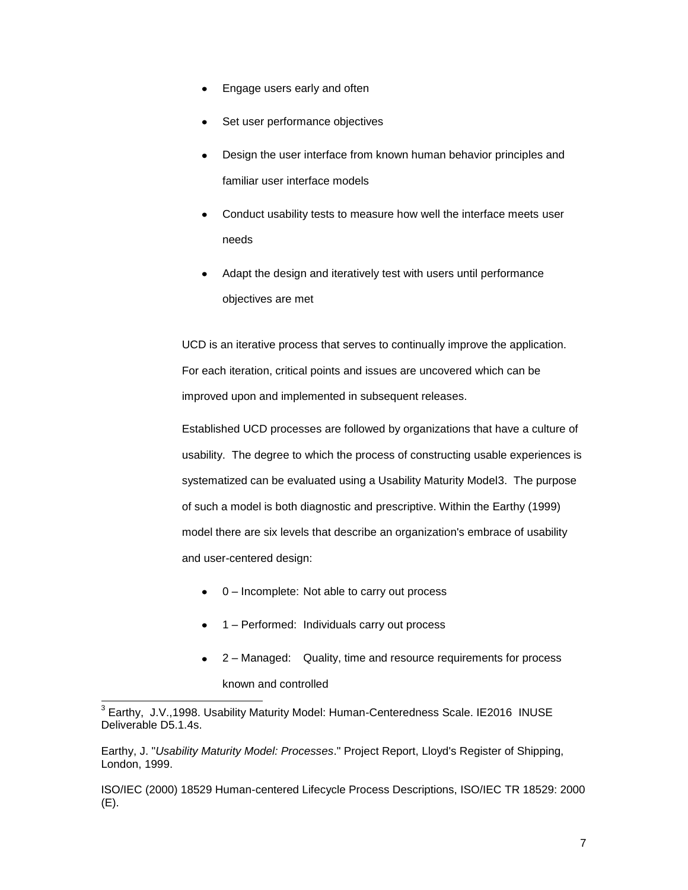- Engage users early and often
- Set user performance objectives
- Design the user interface from known human behavior principles and familiar user interface models
- Conduct usability tests to measure how well the interface meets user needs
- Adapt the design and iteratively test with users until performance objectives are met

UCD is an iterative process that serves to continually improve the application. For each iteration, critical points and issues are uncovered which can be improved upon and implemented in subsequent releases.

Established UCD processes are followed by organizations that have a culture of usability. The degree to which the process of constructing usable experiences is systematized can be evaluated using a Usability Maturity Model[3]. The purpose of such a model is both diagnostic and prescriptive. Within the Earthy (1999) model there are six levels that describe an organization's embrace of usability and user-centered design:

- 0 – Incomplete: Not able to carry out process
- 1 – Performed: Individuals carry out process
- 2 – Managed: Quality, time and resource requirements for process known and controlled

---

[3] Earthy, J.V.,1998. Usability Maturity Model: Human-Centeredness Scale. IE2016 INUSE Deliverable D5.1.4s.

Earthy, J. "*Usability Maturity Model: Processes*." Project Report, Lloyd's Register of Shipping, London, 1999.

ISO/IEC (2000) 18529 Human-centered Lifecycle Process Descriptions, ISO/IEC TR 18529: 2000 (E).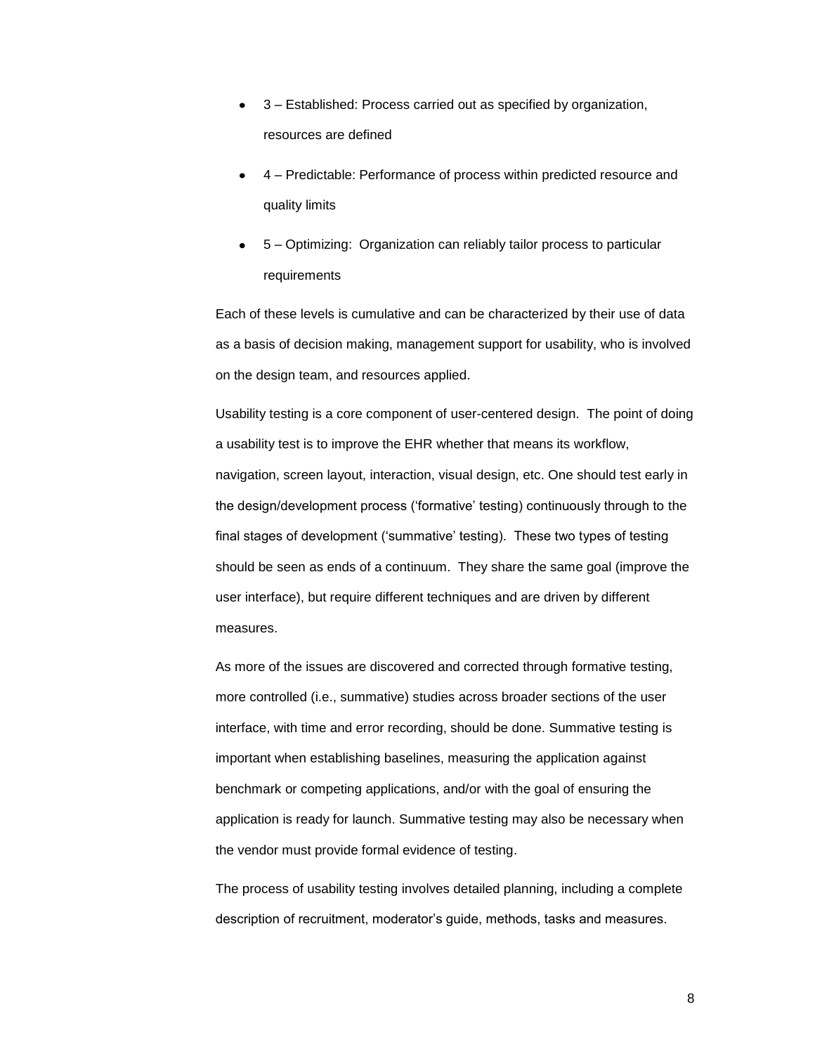- 3 – Established: Process carried out as specified by organization, resources are defined
- 4 – Predictable: Performance of process within predicted resource and quality limits
- 5 – Optimizing: Organization can reliably tailor process to particular requirements

Each of these levels is cumulative and can be characterized by their use of data as a basis of decision making, management support for usability, who is involved on the design team, and resources applied.

Usability testing is a core component of user-centered design. The point of doing a usability test is to improve the EHR whether that means its workflow, navigation, screen layout, interaction, visual design, etc. One should test early in the design/development process ('formative' testing) continuously through to the final stages of development ('summative' testing). These two types of testing should be seen as ends of a continuum. They share the same goal (improve the user interface), but require different techniques and are driven by different measures.

As more of the issues are discovered and corrected through formative testing, more controlled (i.e., summative) studies across broader sections of the user interface, with time and error recording, should be done. Summative testing is important when establishing baselines, measuring the application against benchmark or competing applications, and/or with the goal of ensuring the application is ready for launch. Summative testing may also be necessary when the vendor must provide formal evidence of testing.

The process of usability testing involves detailed planning, including a complete description of recruitment, moderator's guide, methods, tasks and measures.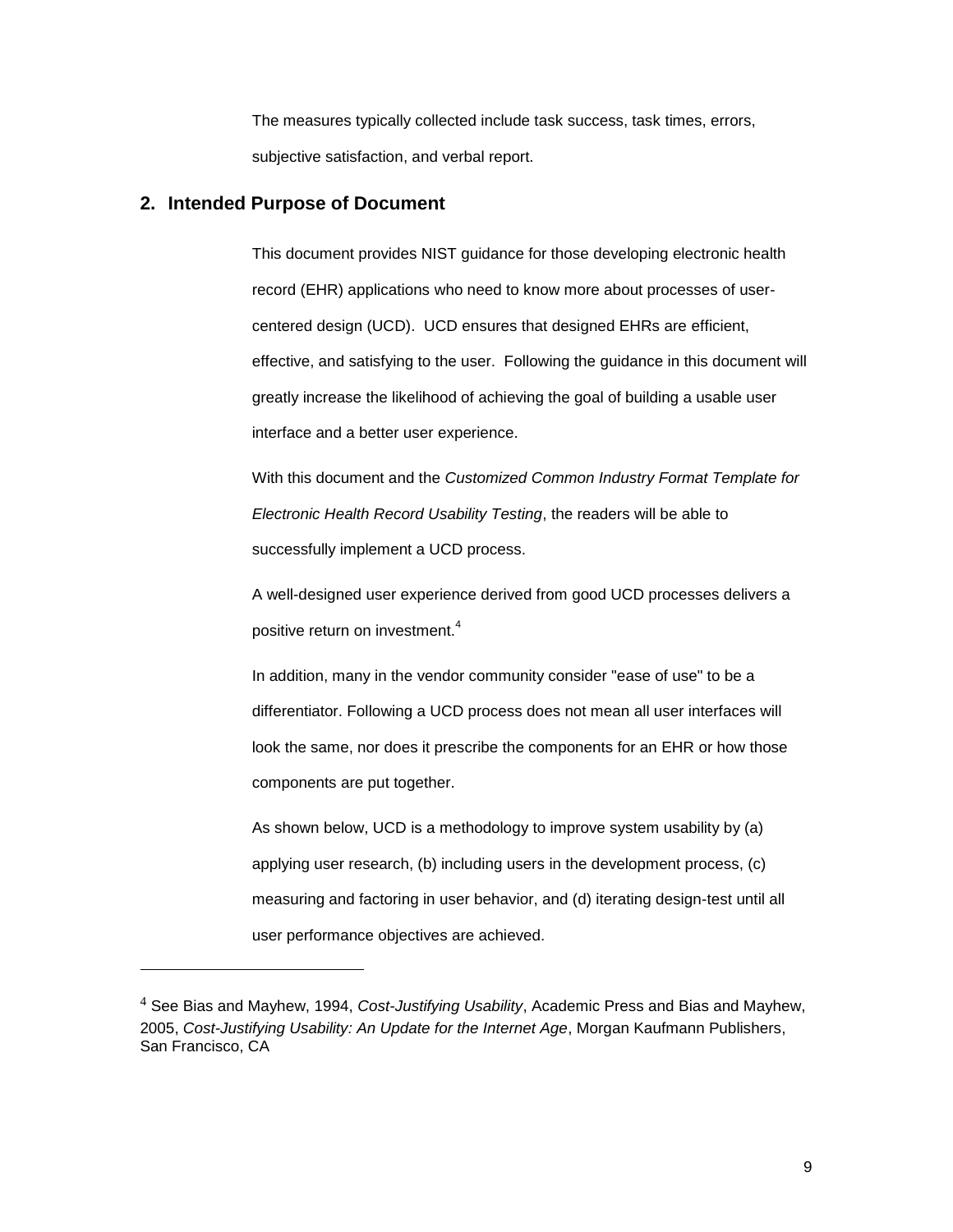The measures typically collected include task success, task times, errors, subjective satisfaction, and verbal report.

## 2. Intended Purpose of Document

This document provides NIST guidance for those developing electronic health record (EHR) applications who need to know more about processes of user-centered design (UCD). UCD ensures that designed EHRs are efficient, effective, and satisfying to the user. Following the guidance in this document will greatly increase the likelihood of achieving the goal of building a usable user interface and a better user experience.

With this document and the *Customized Common Industry Format Template for Electronic Health Record Usability Testing*, the readers will be able to successfully implement a UCD process.

A well-designed user experience derived from good UCD processes delivers a positive return on investment.[4]

In addition, many in the vendor community consider "ease of use" to be a differentiator. Following a UCD process does not mean all user interfaces will look the same, nor does it prescribe the components for an EHR or how those components are put together.

As shown below, UCD is a methodology to improve system usability by (a) applying user research, (b) including users in the development process, (c) measuring and factoring in user behavior, and (d) iterating design-test until all user performance objectives are achieved.

---

[4] See Bias and Mayhew, 1994, *Cost-Justifying Usability*, Academic Press and Bias and Mayhew, 2005, *Cost-Justifying Usability: An Update for the Internet Age*, Morgan Kaufmann Publishers, San Francisco, CA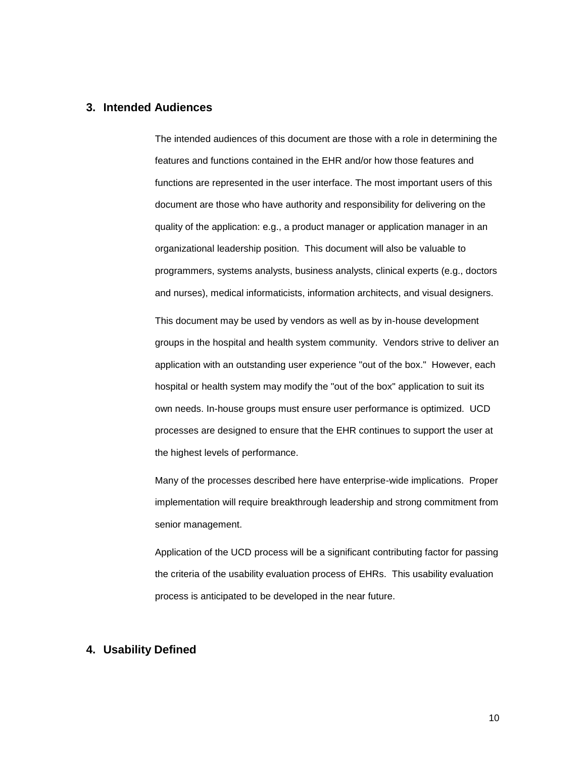## 3. Intended Audiences

The intended audiences of this document are those with a role in determining the features and functions contained in the EHR and/or how those features and functions are represented in the user interface. The most important users of this document are those who have authority and responsibility for delivering on the quality of the application: e.g., a product manager or application manager in an organizational leadership position. This document will also be valuable to programmers, systems analysts, business analysts, clinical experts (e.g., doctors and nurses), medical informaticists, information architects, and visual designers.

This document may be used by vendors as well as by in-house development groups in the hospital and health system community. Vendors strive to deliver an application with an outstanding user experience "out of the box." However, each hospital or health system may modify the "out of the box" application to suit its own needs. In-house groups must ensure user performance is optimized. UCD processes are designed to ensure that the EHR continues to support the user at the highest levels of performance.

Many of the processes described here have enterprise-wide implications. Proper implementation will require breakthrough leadership and strong commitment from senior management.

Application of the UCD process will be a significant contributing factor for passing the criteria of the usability evaluation process of EHRs. This usability evaluation process is anticipated to be developed in the near future.

## 4. Usability Defined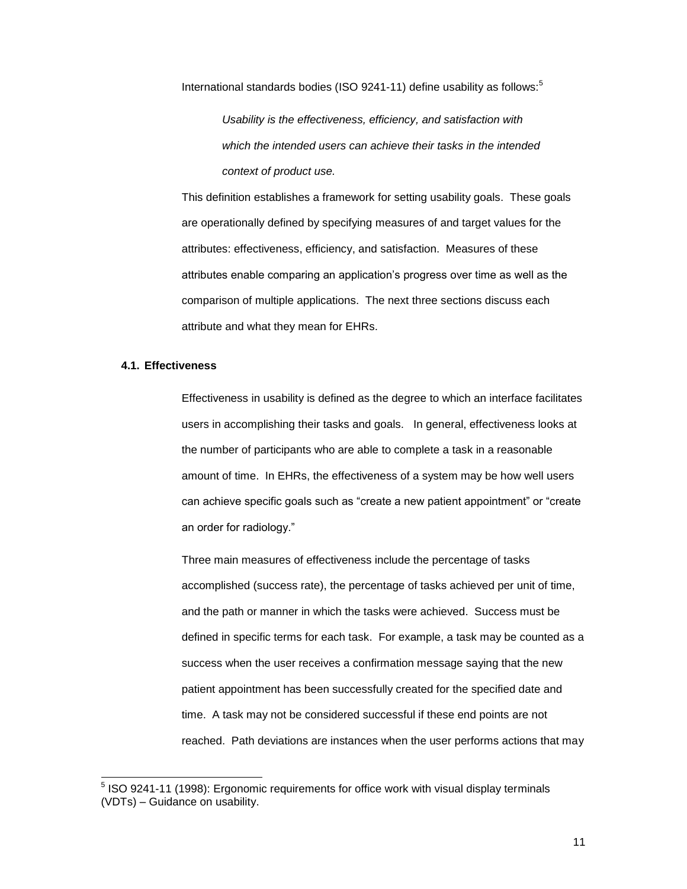International standards bodies (ISO 9241-11) define usability as follows:[5]

> *Usability is the effectiveness, efficiency, and satisfaction with which the intended users can achieve their tasks in the intended context of product use.*

This definition establishes a framework for setting usability goals. These goals are operationally defined by specifying measures of and target values for the attributes: effectiveness, efficiency, and satisfaction. Measures of these attributes enable comparing an application's progress over time as well as the comparison of multiple applications. The next three sections discuss each attribute and what they mean for EHRs.

### 4.1. Effectiveness

Effectiveness in usability is defined as the degree to which an interface facilitates users in accomplishing their tasks and goals. In general, effectiveness looks at the number of participants who are able to complete a task in a reasonable amount of time. In EHRs, the effectiveness of a system may be how well users can achieve specific goals such as "create a new patient appointment" or "create an order for radiology."

Three main measures of effectiveness include the percentage of tasks accomplished (success rate), the percentage of tasks achieved per unit of time, and the path or manner in which the tasks were achieved. Success must be defined in specific terms for each task. For example, a task may be counted as a success when the user receives a confirmation message saying that the new patient appointment has been successfully created for the specified date and time. A task may not be considered successful if these end points are not reached. Path deviations are instances when the user performs actions that may

[5] ISO 9241-11 (1998): Ergonomic requirements for office work with visual display terminals (VDTs) – Guidance on usability.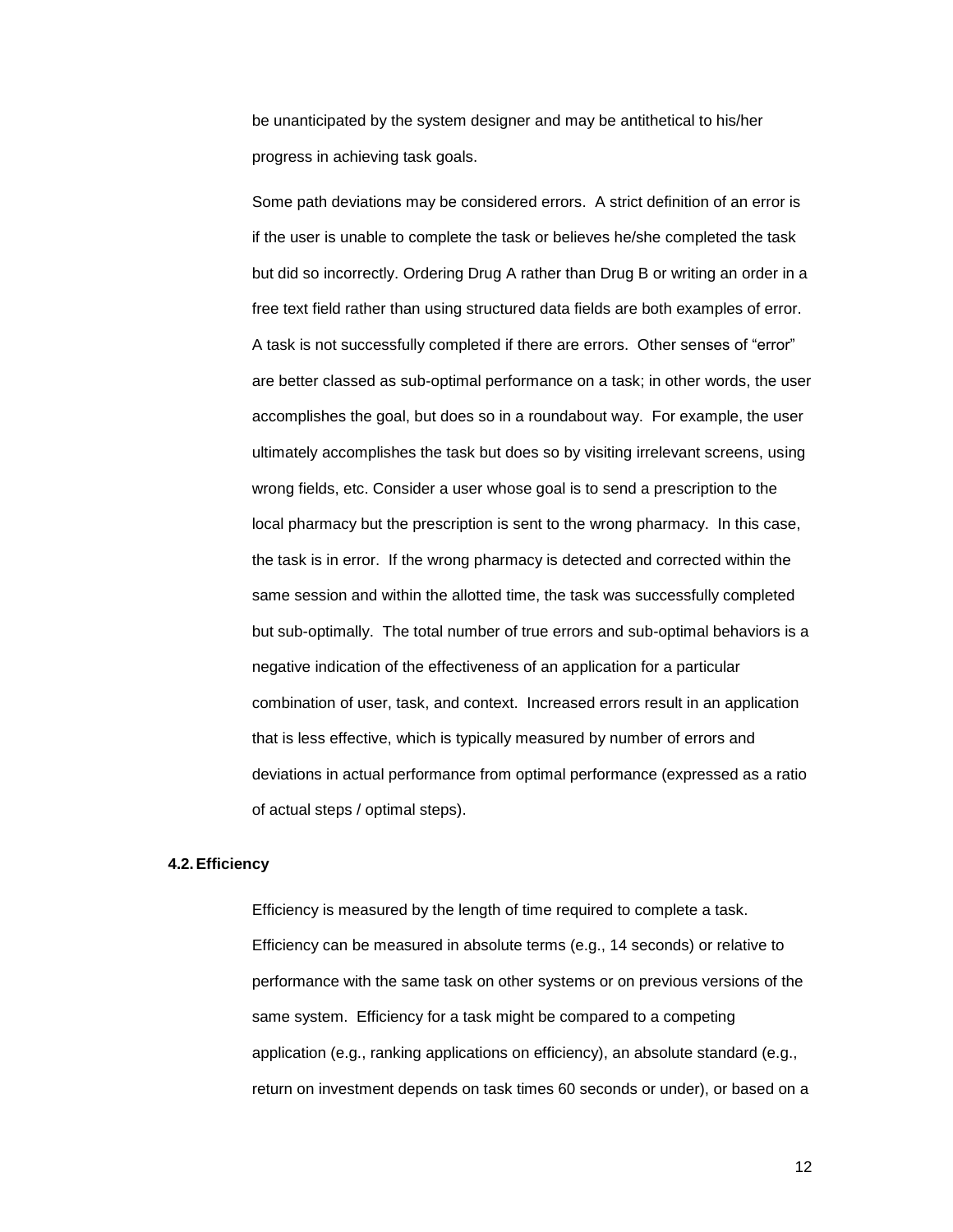be unanticipated by the system designer and may be antithetical to his/her progress in achieving task goals.

Some path deviations may be considered errors. A strict definition of an error is if the user is unable to complete the task or believes he/she completed the task but did so incorrectly. Ordering Drug A rather than Drug B or writing an order in a free text field rather than using structured data fields are both examples of error. A task is not successfully completed if there are errors. Other senses of "error" are better classed as sub-optimal performance on a task; in other words, the user accomplishes the goal, but does so in a roundabout way. For example, the user ultimately accomplishes the task but does so by visiting irrelevant screens, using wrong fields, etc. Consider a user whose goal is to send a prescription to the local pharmacy but the prescription is sent to the wrong pharmacy. In this case, the task is in error. If the wrong pharmacy is detected and corrected within the same session and within the allotted time, the task was successfully completed but sub-optimally. The total number of true errors and sub-optimal behaviors is a negative indication of the effectiveness of an application for a particular combination of user, task, and context. Increased errors result in an application that is less effective, which is typically measured by number of errors and deviations in actual performance from optimal performance (expressed as a ratio of actual steps / optimal steps).

### 4.2. Efficiency

Efficiency is measured by the length of time required to complete a task. Efficiency can be measured in absolute terms (e.g., 14 seconds) or relative to performance with the same task on other systems or on previous versions of the same system. Efficiency for a task might be compared to a competing application (e.g., ranking applications on efficiency), an absolute standard (e.g., return on investment depends on task times 60 seconds or under), or based on a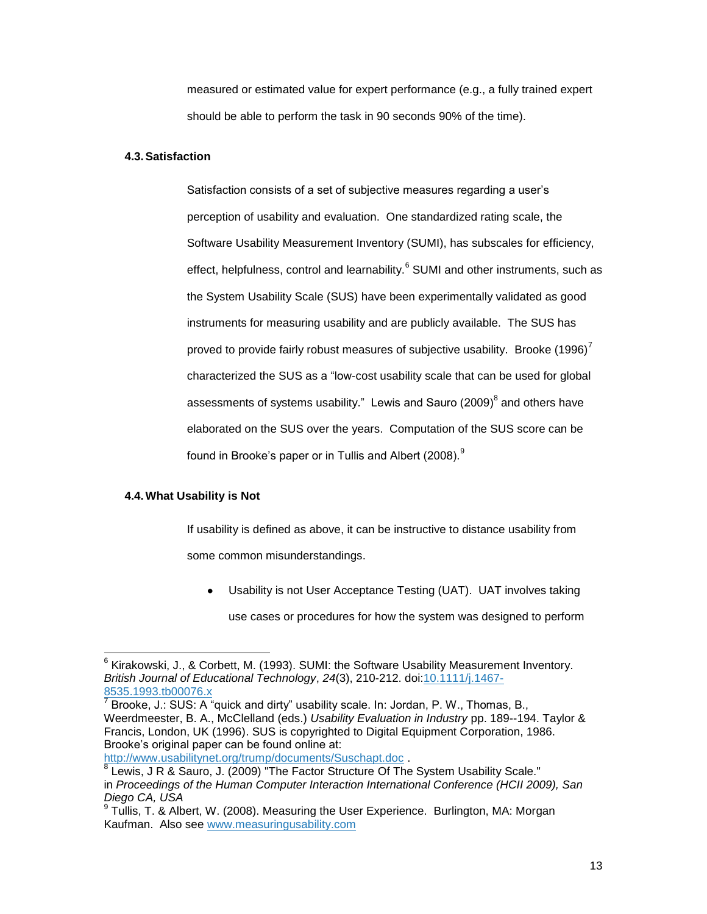measured or estimated value for expert performance (e.g., a fully trained expert should be able to perform the task in 90 seconds 90% of the time).

### 4.3. Satisfaction

Satisfaction consists of a set of subjective measures regarding a user's perception of usability and evaluation. One standardized rating scale, the Software Usability Measurement Inventory (SUMI), has subscales for efficiency, effect, helpfulness, control and learnability.[6] SUMI and other instruments, such as the System Usability Scale (SUS) have been experimentally validated as good instruments for measuring usability and are publicly available. The SUS has proved to provide fairly robust measures of subjective usability. Brooke (1996)[7] characterized the SUS as a "low-cost usability scale that can be used for global assessments of systems usability." Lewis and Sauro (2009)[8] and others have elaborated on the SUS over the years. Computation of the SUS score can be found in Brooke's paper or in Tullis and Albert (2008).[9]

### 4.4. What Usability is Not

If usability is defined as above, it can be instructive to distance usability from some common misunderstandings.

- Usability is not User Acceptance Testing (UAT). UAT involves taking use cases or procedures for how the system was designed to perform

---

[6] Kirakowski, J., & Corbett, M. (1993). SUMI: the Software Usability Measurement Inventory. *British Journal of Educational Technology*, *24*(3), 210-212. doi:10.1111/j.1467-8535.1993.tb00076.x

[7] Brooke, J.: SUS: A "quick and dirty" usability scale. In: Jordan, P. W., Thomas, B., Weerdmeester, B. A., McClelland (eds.) *Usability Evaluation in Industry* pp. 189--194. Taylor & Francis, London, UK (1996). SUS is copyrighted to Digital Equipment Corporation, 1986. Brooke's original paper can be found online at: http://www.usabilitynet.org/trump/documents/Suschapt.doc .

[8] Lewis, J R & Sauro, J. (2009) "The Factor Structure Of The System Usability Scale." in *Proceedings of the Human Computer Interaction International Conference (HCII 2009), San Diego CA, USA*

[9] Tullis, T. & Albert, W. (2008). Measuring the User Experience. Burlington, MA: Morgan Kaufman. Also see www.measuringusability.com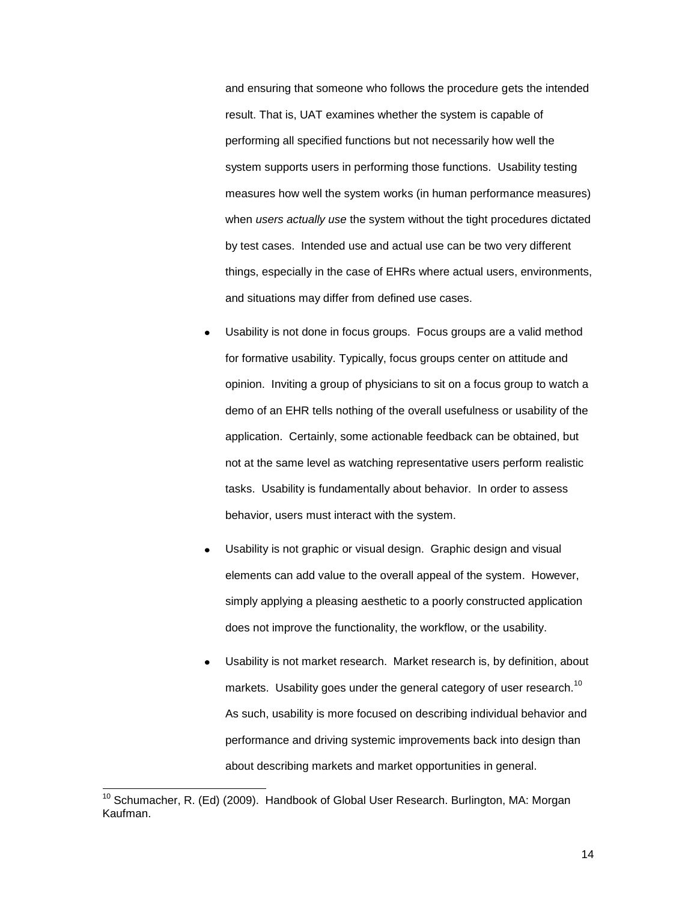and ensuring that someone who follows the procedure gets the intended result. That is, UAT examines whether the system is capable of performing all specified functions but not necessarily how well the system supports users in performing those functions. Usability testing measures how well the system works (in human performance measures) when *users actually use* the system without the tight procedures dictated by test cases. Intended use and actual use can be two very different things, especially in the case of EHRs where actual users, environments, and situations may differ from defined use cases.

- Usability is not done in focus groups. Focus groups are a valid method for formative usability. Typically, focus groups center on attitude and opinion. Inviting a group of physicians to sit on a focus group to watch a demo of an EHR tells nothing of the overall usefulness or usability of the application. Certainly, some actionable feedback can be obtained, but not at the same level as watching representative users perform realistic tasks. Usability is fundamentally about behavior. In order to assess behavior, users must interact with the system.

- Usability is not graphic or visual design. Graphic design and visual elements can add value to the overall appeal of the system. However, simply applying a pleasing aesthetic to a poorly constructed application does not improve the functionality, the workflow, or the usability.

- Usability is not market research. Market research is, by definition, about markets. Usability goes under the general category of user research.[10] As such, usability is more focused on describing individual behavior and performance and driving systemic improvements back into design than about describing markets and market opportunities in general.

---

[10] Schumacher, R. (Ed) (2009). Handbook of Global User Research. Burlington, MA: Morgan Kaufman.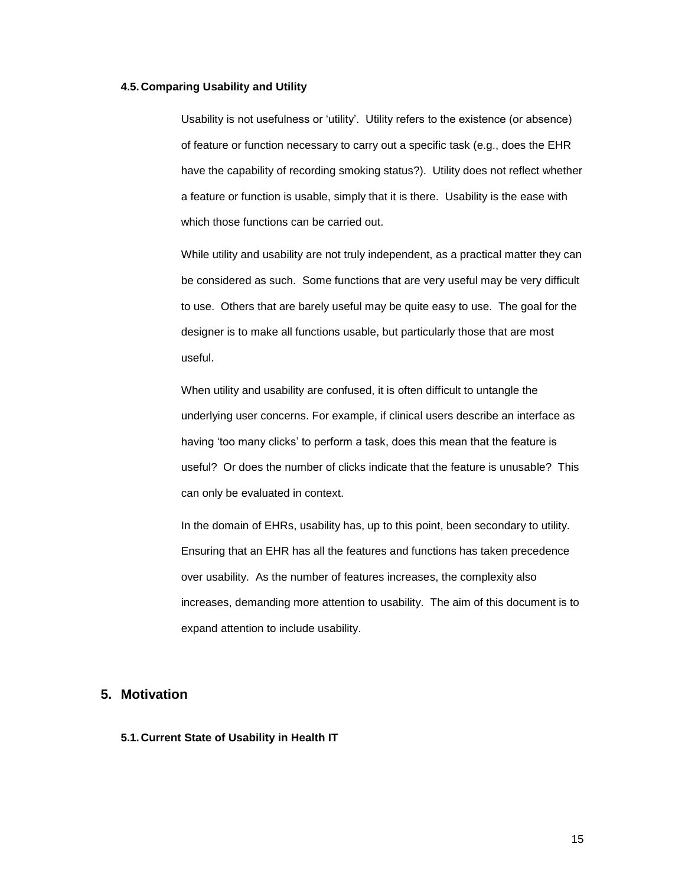### 4.5. Comparing Usability and Utility

Usability is not usefulness or 'utility'. Utility refers to the existence (or absence) of feature or function necessary to carry out a specific task (e.g., does the EHR have the capability of recording smoking status?). Utility does not reflect whether a feature or function is usable, simply that it is there. Usability is the ease with which those functions can be carried out.

While utility and usability are not truly independent, as a practical matter they can be considered as such. Some functions that are very useful may be very difficult to use. Others that are barely useful may be quite easy to use. The goal for the designer is to make all functions usable, but particularly those that are most useful.

When utility and usability are confused, it is often difficult to untangle the underlying user concerns. For example, if clinical users describe an interface as having 'too many clicks' to perform a task, does this mean that the feature is useful? Or does the number of clicks indicate that the feature is unusable? This can only be evaluated in context.

In the domain of EHRs, usability has, up to this point, been secondary to utility. Ensuring that an EHR has all the features and functions has taken precedence over usability. As the number of features increases, the complexity also increases, demanding more attention to usability. The aim of this document is to expand attention to include usability.

## 5. Motivation

### 5.1. Current State of Usability in Health IT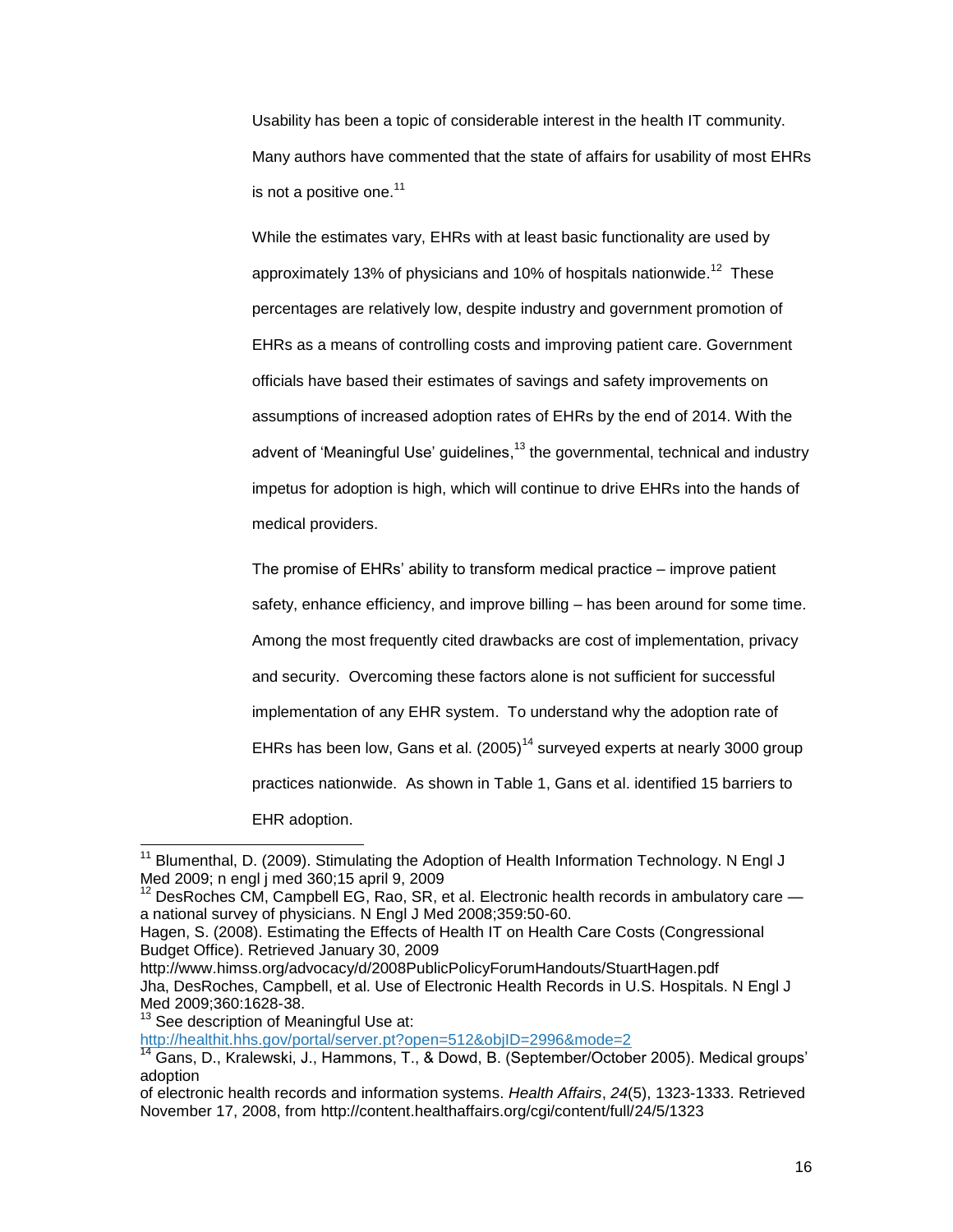Usability has been a topic of considerable interest in the health IT community. Many authors have commented that the state of affairs for usability of most EHRs is not a positive one.[11]

While the estimates vary, EHRs with at least basic functionality are used by approximately 13% of physicians and 10% of hospitals nationwide.[12] These percentages are relatively low, despite industry and government promotion of EHRs as a means of controlling costs and improving patient care. Government officials have based their estimates of savings and safety improvements on assumptions of increased adoption rates of EHRs by the end of 2014. With the advent of 'Meaningful Use' guidelines,[13] the governmental, technical and industry impetus for adoption is high, which will continue to drive EHRs into the hands of medical providers.

The promise of EHRs' ability to transform medical practice – improve patient safety, enhance efficiency, and improve billing – has been around for some time. Among the most frequently cited drawbacks are cost of implementation, privacy and security. Overcoming these factors alone is not sufficient for successful implementation of any EHR system. To understand why the adoption rate of EHRs has been low, Gans et al. (2005)[14] surveyed experts at nearly 3000 group practices nationwide. As shown in Table 1, Gans et al. identified 15 barriers to EHR adoption.

---

[11] Blumenthal, D. (2009). Stimulating the Adoption of Health Information Technology. N Engl J Med 2009; n engl j med 360;15 april 9, 2009

[12] DesRoches CM, Campbell EG, Rao, SR, et al. Electronic health records in ambulatory care — a national survey of physicians. N Engl J Med 2008;359:50-60.
Hagen, S. (2008). Estimating the Effects of Health IT on Health Care Costs (Congressional Budget Office). Retrieved January 30, 2009
http://www.himss.org/advocacy/d/2008PublicPolicyForumHandouts/StuartHagen.pdf
Jha, DesRoches, Campbell, et al. Use of Electronic Health Records in U.S. Hospitals. N Engl J Med 2009;360:1628-38.

[13] See description of Meaningful Use at:
http://healthit.hhs.gov/portal/server.pt?open=512&objID=2996&mode=2

[14] Gans, D., Kralewski, J., Hammons, T., & Dowd, B. (September/October 2005). Medical groups' adoption
of electronic health records and information systems. *Health Affairs*, *24*(5), 1323-1333. Retrieved November 17, 2008, from http://content.healthaffairs.org/cgi/content/full/24/5/1323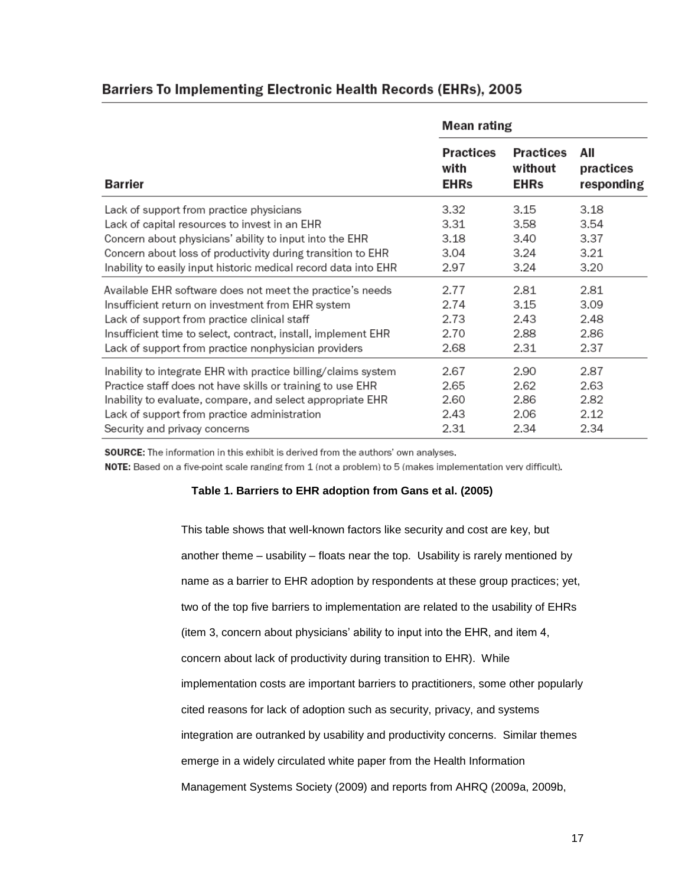**Barriers To Implementing Electronic Health Records (EHRs), 2005**

| | Mean rating | | |
|---|---|---|---|
| **Barrier** | **Practices with EHRs** | **Practices without EHRs** | **All practices responding** |
| Lack of support from practice physicians | 3.32 | 3.15 | 3.18 |
| Lack of capital resources to invest in an EHR | 3.31 | 3.58 | 3.54 |
| Concern about physicians' ability to input into the EHR | 3.18 | 3.40 | 3.37 |
| Concern about loss of productivity during transition to EHR | 3.04 | 3.24 | 3.21 |
| Inability to easily input historic medical record data into EHR | 2.97 | 3.24 | 3.20 |
| Available EHR software does not meet the practice's needs | 2.77 | 2.81 | 2.81 |
| Insufficient return on investment from EHR system | 2.74 | 3.15 | 3.09 |
| Lack of support from practice clinical staff | 2.73 | 2.43 | 2.48 |
| Insufficient time to select, contract, install, implement EHR | 2.70 | 2.88 | 2.86 |
| Lack of support from practice nonphysician providers | 2.68 | 2.31 | 2.37 |
| Inability to integrate EHR with practice billing/claims system | 2.67 | 2.90 | 2.87 |
| Practice staff does not have skills or training to use EHR | 2.65 | 2.62 | 2.63 |
| Inability to evaluate, compare, and select appropriate EHR | 2.60 | 2.86 | 2.82 |
| Lack of support from practice administration | 2.43 | 2.06 | 2.12 |
| Security and privacy concerns | 2.31 | 2.34 | 2.34 |

**SOURCE:** The information in this exhibit is derived from the authors' own analyses.

**NOTE:** Based on a five-point scale ranging from 1 (not a problem) to 5 (makes implementation very difficult).

**Table 1. Barriers to EHR adoption from Gans et al. (2005)**

This table shows that well-known factors like security and cost are key, but another theme – usability – floats near the top. Usability is rarely mentioned by name as a barrier to EHR adoption by respondents at these group practices; yet, two of the top five barriers to implementation are related to the usability of EHRs (item 3, concern about physicians' ability to input into the EHR, and item 4, concern about lack of productivity during transition to EHR). While implementation costs are important barriers to practitioners, some other popularly cited reasons for lack of adoption such as security, privacy, and systems integration are outranked by usability and productivity concerns. Similar themes emerge in a widely circulated white paper from the Health Information Management Systems Society (2009) and reports from AHRQ (2009a, 2009b,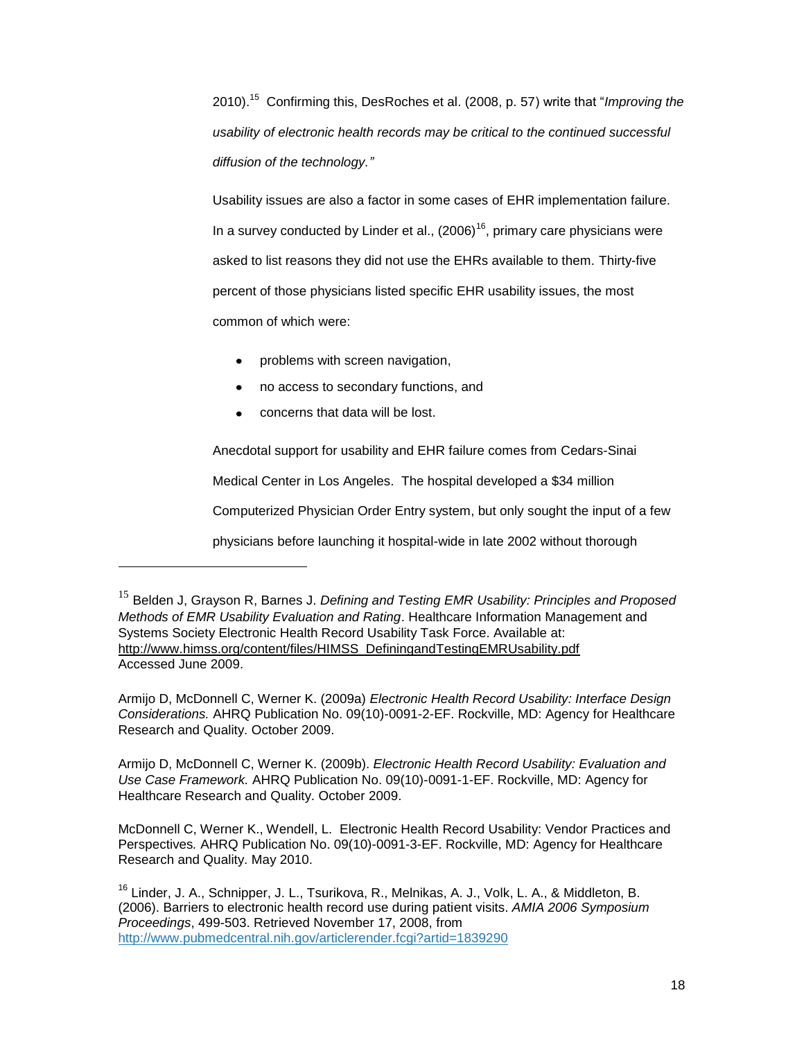2010).[15] Confirming this, DesRoches et al. (2008, p. 57) write that "*Improving the usability of electronic health records may be critical to the continued successful diffusion of the technology.*"

Usability issues are also a factor in some cases of EHR implementation failure. In a survey conducted by Linder et al., (2006)[16], primary care physicians were asked to list reasons they did not use the EHRs available to them. Thirty-five percent of those physicians listed specific EHR usability issues, the most common of which were:

- problems with screen navigation,
- no access to secondary functions, and
- concerns that data will be lost.

Anecdotal support for usability and EHR failure comes from Cedars-Sinai Medical Center in Los Angeles. The hospital developed a $34 million Computerized Physician Order Entry system, but only sought the input of a few physicians before launching it hospital-wide in late 2002 without thorough

---

[15] Belden J, Grayson R, Barnes J. *Defining and Testing EMR Usability: Principles and Proposed Methods of EMR Usability Evaluation and Rating*. Healthcare Information Management and Systems Society Electronic Health Record Usability Task Force. Available at: http://www.himss.org/content/files/HIMSS_DefiningandTestingEMRUsability.pdf Accessed June 2009.

Armijo D, McDonnell C, Werner K. (2009a) *Electronic Health Record Usability: Interface Design Considerations.* AHRQ Publication No. 09(10)-0091-2-EF. Rockville, MD: Agency for Healthcare Research and Quality. October 2009.

Armijo D, McDonnell C, Werner K. (2009b). *Electronic Health Record Usability: Evaluation and Use Case Framework.* AHRQ Publication No. 09(10)-0091-1-EF. Rockville, MD: Agency for Healthcare Research and Quality. October 2009.

McDonnell C, Werner K., Wendell, L. Electronic Health Record Usability: Vendor Practices and Perspectives*.* AHRQ Publication No. 09(10)-0091-3-EF. Rockville, MD: Agency for Healthcare Research and Quality. May 2010.

[16] Linder, J. A., Schnipper, J. L., Tsurikova, R., Melnikas, A. J., Volk, L. A., & Middleton, B. (2006). Barriers to electronic health record use during patient visits. *AMIA 2006 Symposium Proceedings*, 499-503. Retrieved November 17, 2008, from http://www.pubmedcentral.nih.gov/articlerender.fcgi?artid=1839290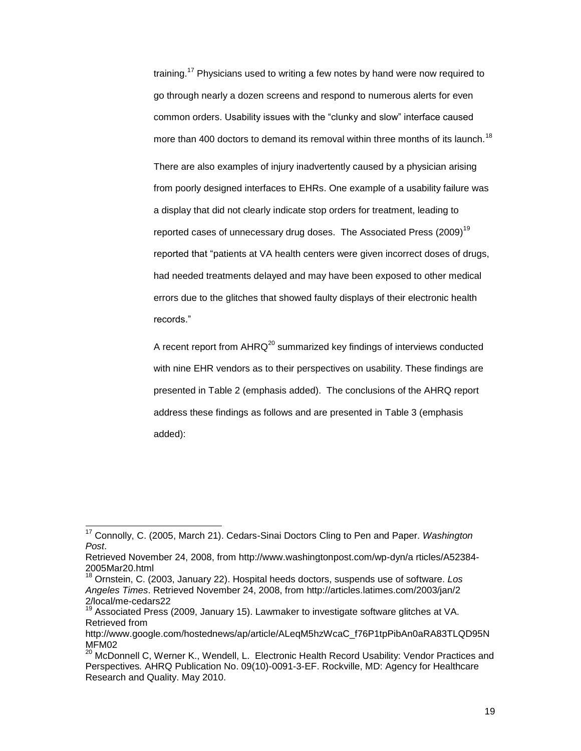training.[17] Physicians used to writing a few notes by hand were now required to go through nearly a dozen screens and respond to numerous alerts for even common orders. Usability issues with the "clunky and slow" interface caused more than 400 doctors to demand its removal within three months of its launch.[18]

There are also examples of injury inadvertently caused by a physician arising from poorly designed interfaces to EHRs. One example of a usability failure was a display that did not clearly indicate stop orders for treatment, leading to reported cases of unnecessary drug doses. The Associated Press (2009)[19] reported that "patients at VA health centers were given incorrect doses of drugs, had needed treatments delayed and may have been exposed to other medical errors due to the glitches that showed faulty displays of their electronic health records."

A recent report from AHRQ[20] summarized key findings of interviews conducted with nine EHR vendors as to their perspectives on usability. These findings are presented in Table 2 (emphasis added). The conclusions of the AHRQ report address these findings as follows and are presented in Table 3 (emphasis added):

---

[17] Connolly, C. (2005, March 21). Cedars-Sinai Doctors Cling to Pen and Paper. *Washington Post*.
Retrieved November 24, 2008, from http://www.washingtonpost.com/wp-dyn/a rticles/A52384-2005Mar20.html

[18] Ornstein, C. (2003, January 22). Hospital heeds doctors, suspends use of software. *Los Angeles Times*. Retrieved November 24, 2008, from http://articles.latimes.com/2003/jan/2 2/local/me-cedars22

[19] Associated Press (2009, January 15). Lawmaker to investigate software glitches at VA. Retrieved from
http://www.google.com/hostednews/ap/article/ALeqM5hzWcaC_f76P1tpPibAn0aRA83TLQD95NMFM02

[20] McDonnell C, Werner K., Wendell, L. Electronic Health Record Usability: Vendor Practices and Perspectives*.* AHRQ Publication No. 09(10)-0091-3-EF. Rockville, MD: Agency for Healthcare Research and Quality. May 2010.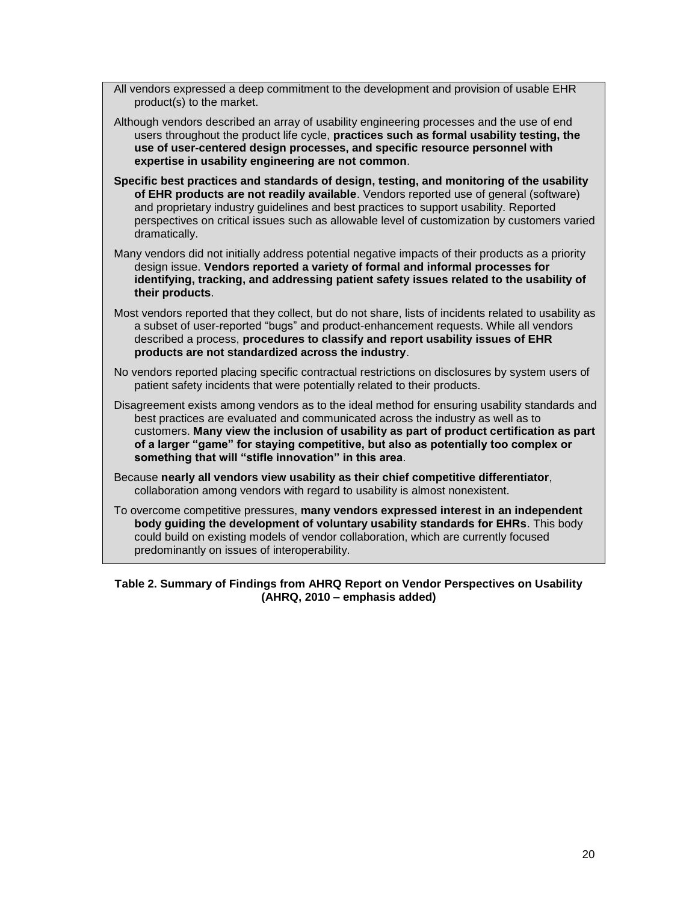All vendors expressed a deep commitment to the development and provision of usable EHR product(s) to the market.

Although vendors described an array of usability engineering processes and the use of end users throughout the product life cycle, **practices such as formal usability testing, the use of user-centered design processes, and specific resource personnel with expertise in usability engineering are not common**.

**Specific best practices and standards of design, testing, and monitoring of the usability of EHR products are not readily available**. Vendors reported use of general (software) and proprietary industry guidelines and best practices to support usability. Reported perspectives on critical issues such as allowable level of customization by customers varied dramatically.

Many vendors did not initially address potential negative impacts of their products as a priority design issue. **Vendors reported a variety of formal and informal processes for identifying, tracking, and addressing patient safety issues related to the usability of their products**.

Most vendors reported that they collect, but do not share, lists of incidents related to usability as a subset of user-reported "bugs" and product-enhancement requests. While all vendors described a process, **procedures to classify and report usability issues of EHR products are not standardized across the industry**.

No vendors reported placing specific contractual restrictions on disclosures by system users of patient safety incidents that were potentially related to their products.

Disagreement exists among vendors as to the ideal method for ensuring usability standards and best practices are evaluated and communicated across the industry as well as to customers. **Many view the inclusion of usability as part of product certification as part of a larger "game" for staying competitive, but also as potentially too complex or something that will "stifle innovation" in this area**.

Because **nearly all vendors view usability as their chief competitive differentiator**, collaboration among vendors with regard to usability is almost nonexistent.

To overcome competitive pressures, **many vendors expressed interest in an independent body guiding the development of voluntary usability standards for EHRs**. This body could build on existing models of vendor collaboration, which are currently focused predominantly on issues of interoperability.

**Table 2. Summary of Findings from AHRQ Report on Vendor Perspectives on Usability (AHRQ, 2010 – emphasis added)**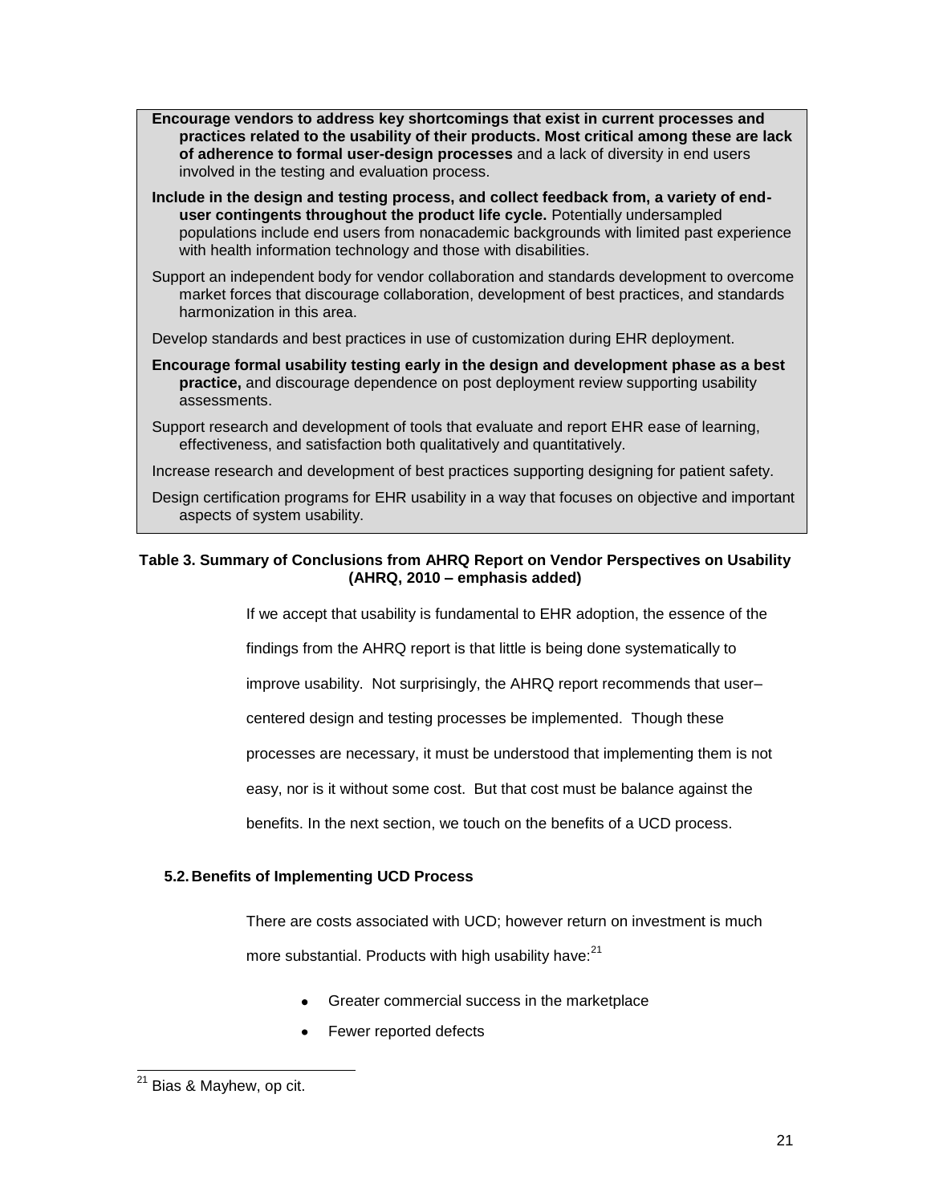**Encourage vendors to address key shortcomings that exist in current processes and practices related to the usability of their products. Most critical among these are lack of adherence to formal user-design processes** and a lack of diversity in end users involved in the testing and evaluation process.

**Include in the design and testing process, and collect feedback from, a variety of end-user contingents throughout the product life cycle.** Potentially undersampled populations include end users from nonacademic backgrounds with limited past experience with health information technology and those with disabilities.

Support an independent body for vendor collaboration and standards development to overcome market forces that discourage collaboration, development of best practices, and standards harmonization in this area.

Develop standards and best practices in use of customization during EHR deployment.

**Encourage formal usability testing early in the design and development phase as a best practice,** and discourage dependence on post deployment review supporting usability assessments.

Support research and development of tools that evaluate and report EHR ease of learning, effectiveness, and satisfaction both qualitatively and quantitatively.

Increase research and development of best practices supporting designing for patient safety.

Design certification programs for EHR usability in a way that focuses on objective and important aspects of system usability.

**Table 3. Summary of Conclusions from AHRQ Report on Vendor Perspectives on Usability (AHRQ, 2010 – emphasis added)**

If we accept that usability is fundamental to EHR adoption, the essence of the findings from the AHRQ report is that little is being done systematically to improve usability. Not surprisingly, the AHRQ report recommends that user–centered design and testing processes be implemented. Though these processes are necessary, it must be understood that implementing them is not easy, nor is it without some cost. But that cost must be balance against the benefits. In the next section, we touch on the benefits of a UCD process.

### 5.2. Benefits of Implementing UCD Process

There are costs associated with UCD; however return on investment is much more substantial. Products with high usability have:[21]

- Greater commercial success in the marketplace
- Fewer reported defects

[21] Bias & Mayhew, op cit.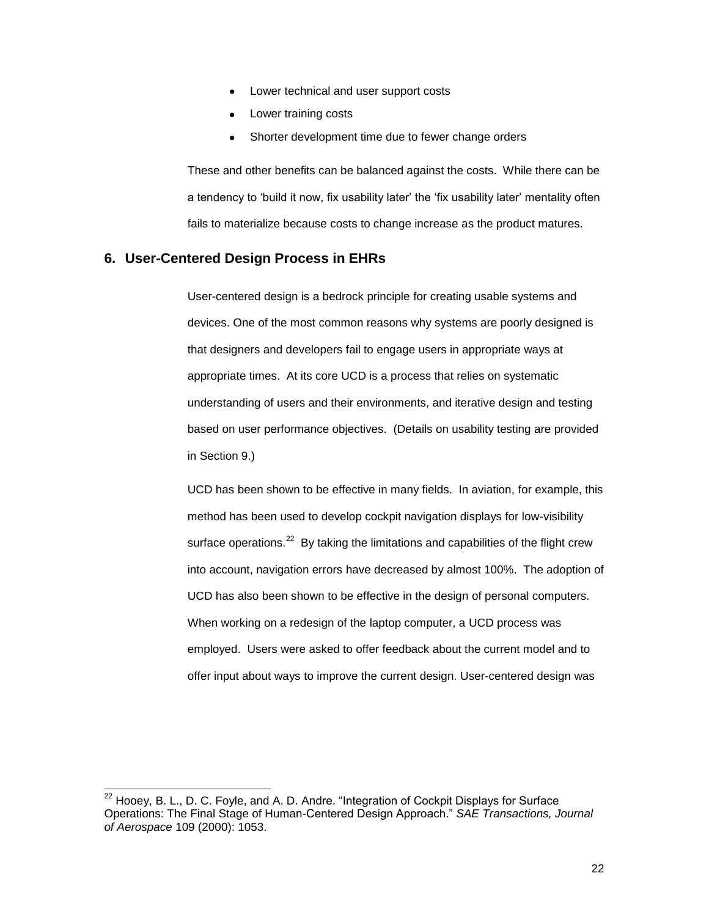- Lower technical and user support costs
- Lower training costs
- Shorter development time due to fewer change orders

These and other benefits can be balanced against the costs. While there can be a tendency to 'build it now, fix usability later' the 'fix usability later' mentality often fails to materialize because costs to change increase as the product matures.

## 6. User-Centered Design Process in EHRs

User-centered design is a bedrock principle for creating usable systems and devices. One of the most common reasons why systems are poorly designed is that designers and developers fail to engage users in appropriate ways at appropriate times. At its core UCD is a process that relies on systematic understanding of users and their environments, and iterative design and testing based on user performance objectives. (Details on usability testing are provided in Section 9.)

UCD has been shown to be effective in many fields. In aviation, for example, this method has been used to develop cockpit navigation displays for low-visibility surface operations.[22] By taking the limitations and capabilities of the flight crew into account, navigation errors have decreased by almost 100%. The adoption of UCD has also been shown to be effective in the design of personal computers. When working on a redesign of the laptop computer, a UCD process was employed. Users were asked to offer feedback about the current model and to offer input about ways to improve the current design. User-centered design was

---

[22] Hooey, B. L., D. C. Foyle, and A. D. Andre. "Integration of Cockpit Displays for Surface Operations: The Final Stage of Human-Centered Design Approach." *SAE Transactions, Journal of Aerospace* 109 (2000): 1053.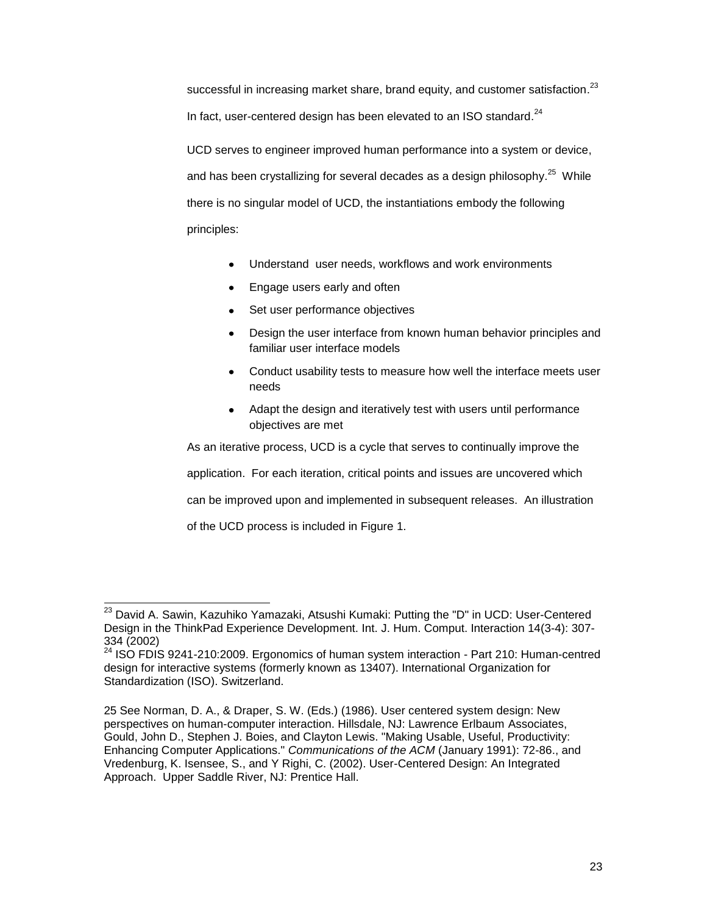successful in increasing market share, brand equity, and customer satisfaction.[23] In fact, user-centered design has been elevated to an ISO standard.[24]

UCD serves to engineer improved human performance into a system or device, and has been crystallizing for several decades as a design philosophy.[25] While there is no singular model of UCD, the instantiations embody the following principles:

- Understand user needs, workflows and work environments
- Engage users early and often
- Set user performance objectives
- Design the user interface from known human behavior principles and familiar user interface models
- Conduct usability tests to measure how well the interface meets user needs
- Adapt the design and iteratively test with users until performance objectives are met

As an iterative process, UCD is a cycle that serves to continually improve the application. For each iteration, critical points and issues are uncovered which can be improved upon and implemented in subsequent releases. An illustration of the UCD process is included in Figure 1.

---

[23] David A. Sawin, Kazuhiko Yamazaki, Atsushi Kumaki: Putting the "D" in UCD: User-Centered Design in the ThinkPad Experience Development. Int. J. Hum. Comput. Interaction 14(3-4): 307-334 (2002)

[24] ISO FDIS 9241-210:2009. Ergonomics of human system interaction - Part 210: Human-centred design for interactive systems (formerly known as 13407). International Organization for Standardization (ISO). Switzerland.

25 See Norman, D. A., & Draper, S. W. (Eds.) (1986). User centered system design: New perspectives on human-computer interaction. Hillsdale, NJ: Lawrence Erlbaum Associates, Gould, John D., Stephen J. Boies, and Clayton Lewis. "Making Usable, Useful, Productivity: Enhancing Computer Applications." *Communications of the ACM* (January 1991): 72-86., and Vredenburg, K. Isensee, S., and Y Righi, C. (2002). User-Centered Design: An Integrated Approach. Upper Saddle River, NJ: Prentice Hall.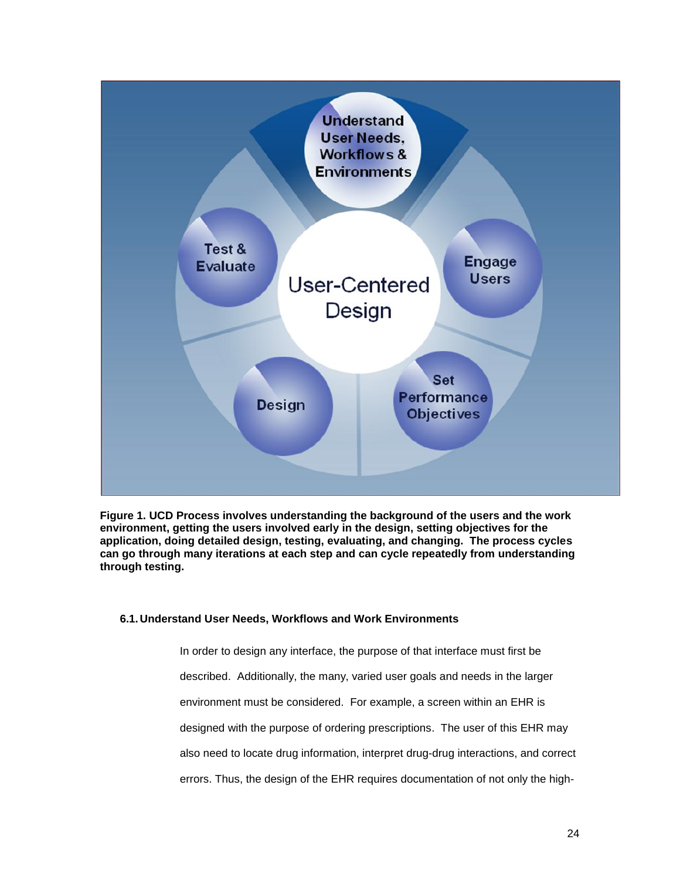**Figure 1. UCD Process involves understanding the background of the users and the work environment, getting the users involved early in the design, setting objectives for the application, doing detailed design, testing, evaluating, and changing. The process cycles can go through many iterations at each step and can cycle repeatedly from understanding through testing.**

### 6.1. Understand User Needs, Workflows and Work Environments

In order to design any interface, the purpose of that interface must first be described. Additionally, the many, varied user goals and needs in the larger environment must be considered. For example, a screen within an EHR is designed with the purpose of ordering prescriptions. The user of this EHR may also need to locate drug information, interpret drug-drug interactions, and correct errors. Thus, the design of the EHR requires documentation of not only the high-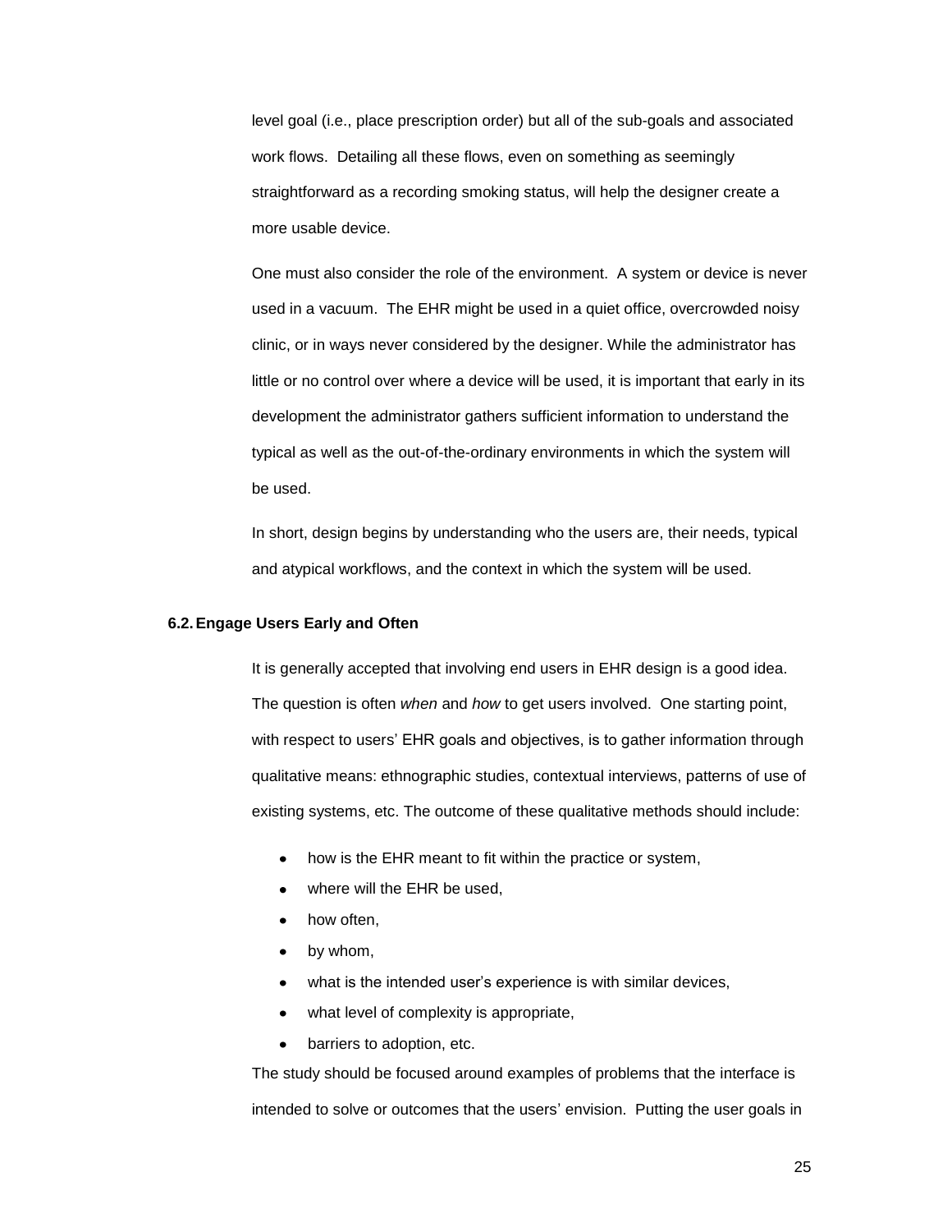level goal (i.e., place prescription order) but all of the sub-goals and associated work flows. Detailing all these flows, even on something as seemingly straightforward as a recording smoking status, will help the designer create a more usable device.

One must also consider the role of the environment. A system or device is never used in a vacuum. The EHR might be used in a quiet office, overcrowded noisy clinic, or in ways never considered by the designer. While the administrator has little or no control over where a device will be used, it is important that early in its development the administrator gathers sufficient information to understand the typical as well as the out-of-the-ordinary environments in which the system will be used.

In short, design begins by understanding who the users are, their needs, typical and atypical workflows, and the context in which the system will be used.

### 6.2. Engage Users Early and Often

It is generally accepted that involving end users in EHR design is a good idea. The question is often *when* and *how* to get users involved. One starting point, with respect to users' EHR goals and objectives, is to gather information through qualitative means: ethnographic studies, contextual interviews, patterns of use of existing systems, etc. The outcome of these qualitative methods should include:

- how is the EHR meant to fit within the practice or system,
- where will the EHR be used,
- how often,
- by whom,
- what is the intended user's experience is with similar devices,
- what level of complexity is appropriate,
- barriers to adoption, etc.

The study should be focused around examples of problems that the interface is intended to solve or outcomes that the users' envision. Putting the user goals in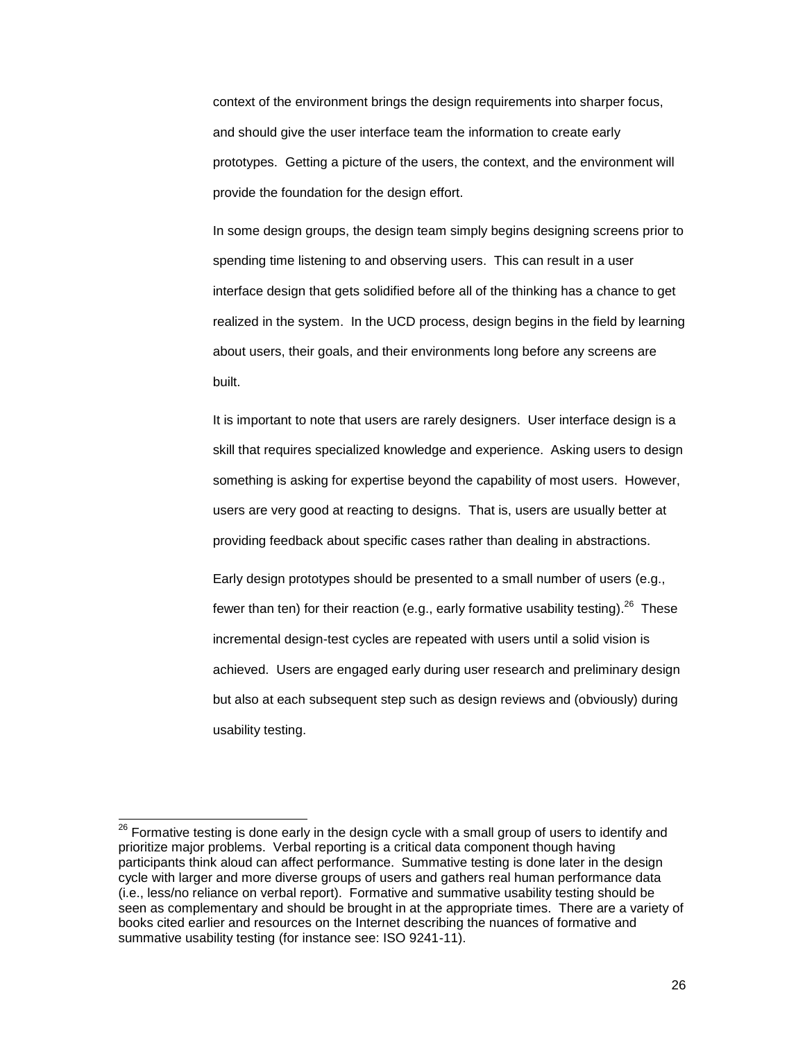context of the environment brings the design requirements into sharper focus, and should give the user interface team the information to create early prototypes. Getting a picture of the users, the context, and the environment will provide the foundation for the design effort.

In some design groups, the design team simply begins designing screens prior to spending time listening to and observing users. This can result in a user interface design that gets solidified before all of the thinking has a chance to get realized in the system. In the UCD process, design begins in the field by learning about users, their goals, and their environments long before any screens are built.

It is important to note that users are rarely designers. User interface design is a skill that requires specialized knowledge and experience. Asking users to design something is asking for expertise beyond the capability of most users. However, users are very good at reacting to designs. That is, users are usually better at providing feedback about specific cases rather than dealing in abstractions.

Early design prototypes should be presented to a small number of users (e.g., fewer than ten) for their reaction (e.g., early formative usability testing).[26] These incremental design-test cycles are repeated with users until a solid vision is achieved. Users are engaged early during user research and preliminary design but also at each subsequent step such as design reviews and (obviously) during usability testing.

---

[26] Formative testing is done early in the design cycle with a small group of users to identify and prioritize major problems. Verbal reporting is a critical data component though having participants think aloud can affect performance. Summative testing is done later in the design cycle with larger and more diverse groups of users and gathers real human performance data (i.e., less/no reliance on verbal report). Formative and summative usability testing should be seen as complementary and should be brought in at the appropriate times. There are a variety of books cited earlier and resources on the Internet describing the nuances of formative and summative usability testing (for instance see: ISO 9241-11).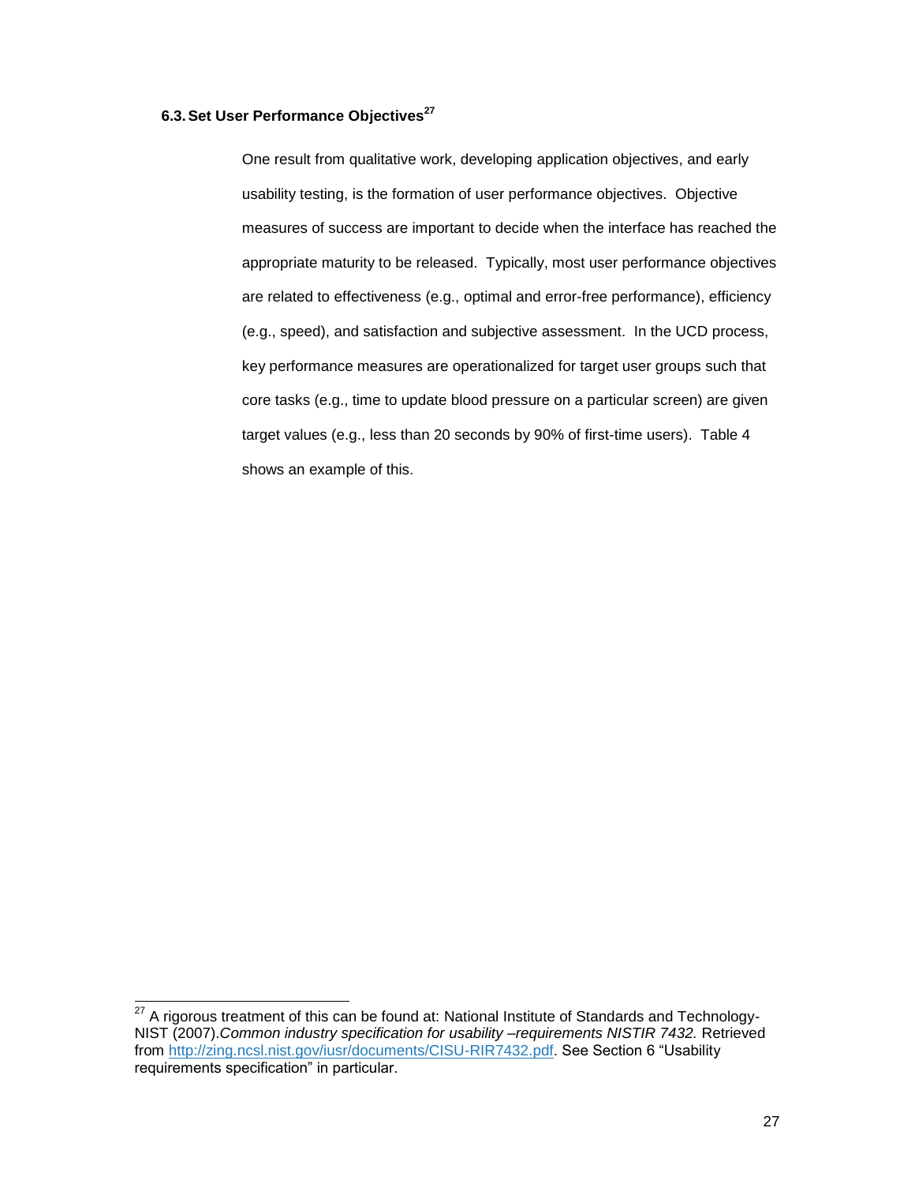### 6.3. Set User Performance Objectives[27]

One result from qualitative work, developing application objectives, and early usability testing, is the formation of user performance objectives. Objective measures of success are important to decide when the interface has reached the appropriate maturity to be released. Typically, most user performance objectives are related to effectiveness (e.g., optimal and error-free performance), efficiency (e.g., speed), and satisfaction and subjective assessment. In the UCD process, key performance measures are operationalized for target user groups such that core tasks (e.g., time to update blood pressure on a particular screen) are given target values (e.g., less than 20 seconds by 90% of first-time users). Table 4 shows an example of this.

---

[27] A rigorous treatment of this can be found at: National Institute of Standards and Technology-NIST (2007).*Common industry specification for usability –requirements NISTIR 7432.* Retrieved from [http://zing.ncsl.nist.gov/iusr/documents/CISU-RIR7432.pdf](http://zing.ncsl.nist.gov/iusr/documents/CISU-RIR7432.pdf). See Section 6 "Usability requirements specification" in particular.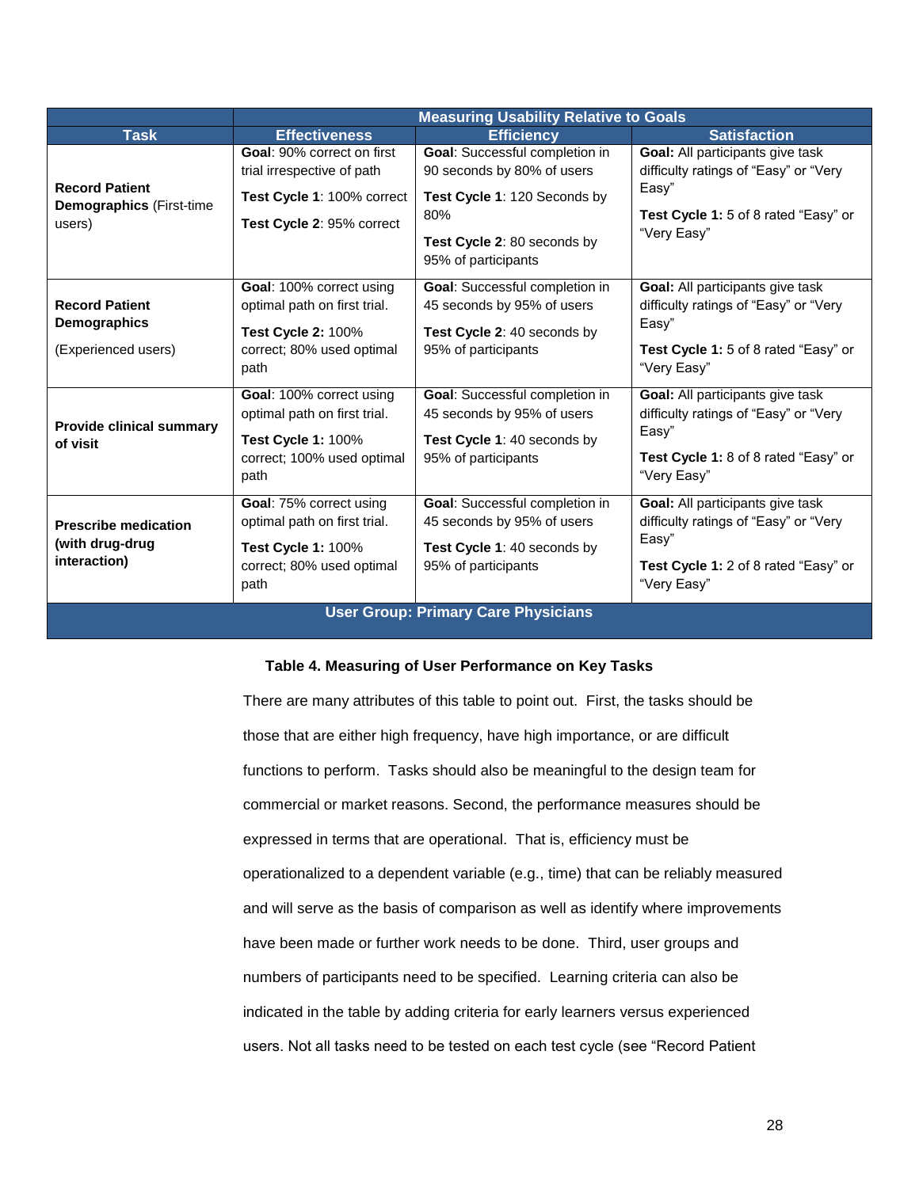| Task | Measuring Usability Relative to Goals | | |
|---|---|---|---|
| | **Effectiveness** | **Efficiency** | **Satisfaction** |
| **Record Patient Demographics** (First-time users) | **Goal**: 90% correct on first trial irrespective of path<br><br>**Test Cycle 1**: 100% correct<br><br>**Test Cycle 2**: 95% correct | **Goal**: Successful completion in 90 seconds by 80% of users<br><br>**Test Cycle 1**: 120 Seconds by 80%<br><br>**Test Cycle 2**: 80 seconds by 95% of participants | **Goal:** All participants give task difficulty ratings of "Easy" or "Very Easy"<br><br>**Test Cycle 1:** 5 of 8 rated "Easy" or "Very Easy" |
| **Record Patient Demographics**<br><br>(Experienced users) | **Goal**: 100% correct using optimal path on first trial.<br><br>**Test Cycle 2:** 100% correct; 80% used optimal path | **Goal**: Successful completion in 45 seconds by 95% of users<br><br>**Test Cycle 2**: 40 seconds by 95% of participants | **Goal:** All participants give task difficulty ratings of "Easy" or "Very Easy"<br><br>**Test Cycle 1:** 5 of 8 rated "Easy" or "Very Easy" |
| **Provide clinical summary of visit** | **Goal**: 100% correct using optimal path on first trial.<br><br>**Test Cycle 1:** 100% correct; 100% used optimal path | **Goal**: Successful completion in 45 seconds by 95% of users<br><br>**Test Cycle 1**: 40 seconds by 95% of participants | **Goal:** All participants give task difficulty ratings of "Easy" or "Very Easy"<br><br>**Test Cycle 1:** 8 of 8 rated "Easy" or "Very Easy" |
| **Prescribe medication (with drug-drug interaction)** | **Goal**: 75% correct using optimal path on first trial.<br><br>**Test Cycle 1:** 100% correct; 80% used optimal path | **Goal**: Successful completion in 45 seconds by 95% of users<br><br>**Test Cycle 1**: 40 seconds by 95% of participants | **Goal:** All participants give task difficulty ratings of "Easy" or "Very Easy"<br><br>**Test Cycle 1:** 2 of 8 rated "Easy" or "Very Easy" |
| **User Group: Primary Care Physicians** | | | |

**Table 4. Measuring of User Performance on Key Tasks**

There are many attributes of this table to point out. First, the tasks should be those that are either high frequency, have high importance, or are difficult functions to perform. Tasks should also be meaningful to the design team for commercial or market reasons. Second, the performance measures should be expressed in terms that are operational. That is, efficiency must be operationalized to a dependent variable (e.g., time) that can be reliably measured and will serve as the basis of comparison as well as identify where improvements have been made or further work needs to be done. Third, user groups and numbers of participants need to be specified. Learning criteria can also be indicated in the table by adding criteria for early learners versus experienced users. Not all tasks need to be tested on each test cycle (see "Record Patient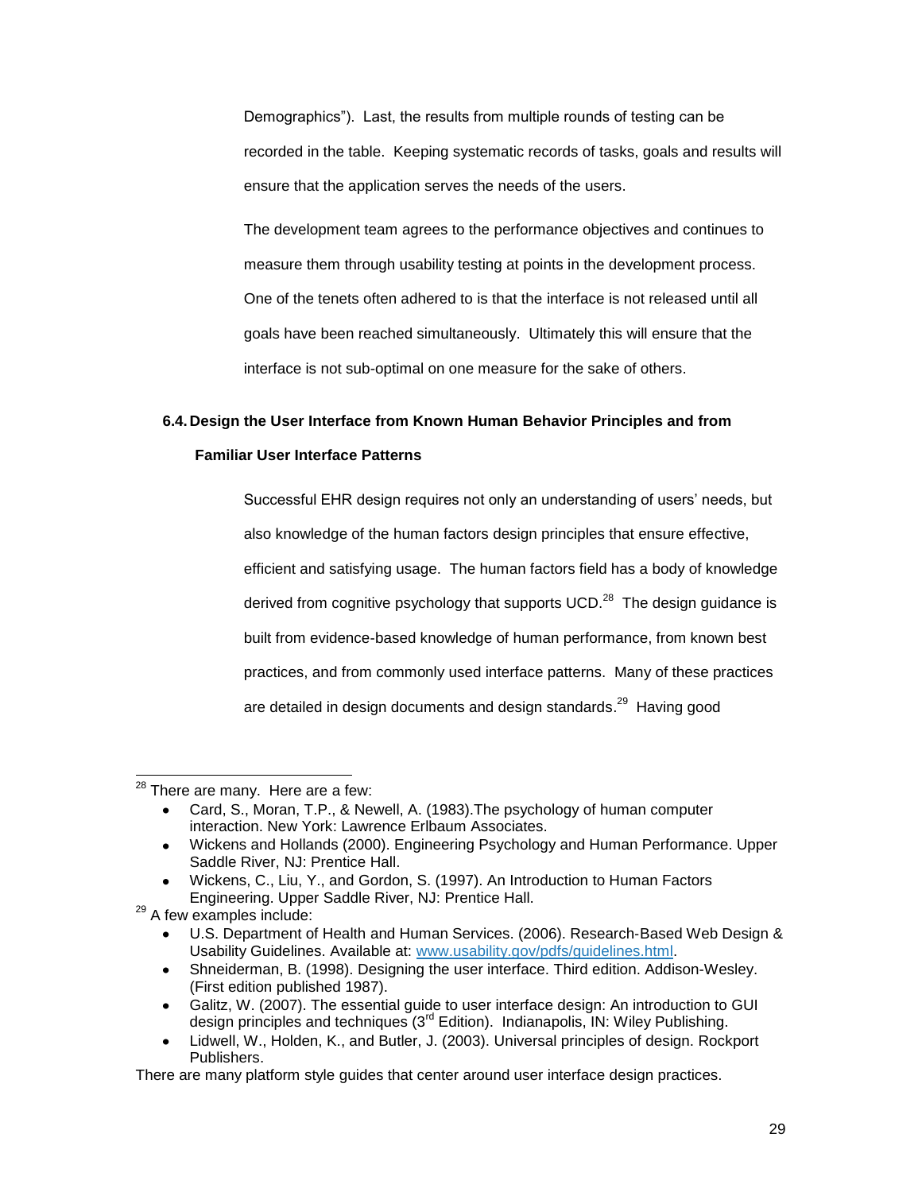Demographics"). Last, the results from multiple rounds of testing can be recorded in the table. Keeping systematic records of tasks, goals and results will ensure that the application serves the needs of the users.

The development team agrees to the performance objectives and continues to measure them through usability testing at points in the development process. One of the tenets often adhered to is that the interface is not released until all goals have been reached simultaneously. Ultimately this will ensure that the interface is not sub-optimal on one measure for the sake of others.

### 6.4. Design the User Interface from Known Human Behavior Principles and from Familiar User Interface Patterns

Successful EHR design requires not only an understanding of users' needs, but also knowledge of the human factors design principles that ensure effective, efficient and satisfying usage. The human factors field has a body of knowledge derived from cognitive psychology that supports UCD.[28] The design guidance is built from evidence-based knowledge of human performance, from known best practices, and from commonly used interface patterns. Many of these practices are detailed in design documents and design standards.[29] Having good

---

[28] There are many. Here are a few:

- Card, S., Moran, T.P., & Newell, A. (1983).The psychology of human computer interaction. New York: Lawrence Erlbaum Associates.
- Wickens and Hollands (2000). Engineering Psychology and Human Performance. Upper Saddle River, NJ: Prentice Hall.
- Wickens, C., Liu, Y., and Gordon, S. (1997). An Introduction to Human Factors Engineering. Upper Saddle River, NJ: Prentice Hall.

[29] A few examples include:

- U.S. Department of Health and Human Services. (2006). Research-Based Web Design & Usability Guidelines. Available at: www.usability.gov/pdfs/guidelines.html.
- Shneiderman, B. (1998). Designing the user interface. Third edition. Addison-Wesley. (First edition published 1987).
- Galitz, W. (2007). The essential guide to user interface design: An introduction to GUI design principles and techniques (3rd Edition). Indianapolis, IN: Wiley Publishing.
- Lidwell, W., Holden, K., and Butler, J. (2003). Universal principles of design. Rockport Publishers.

There are many platform style guides that center around user interface design practices.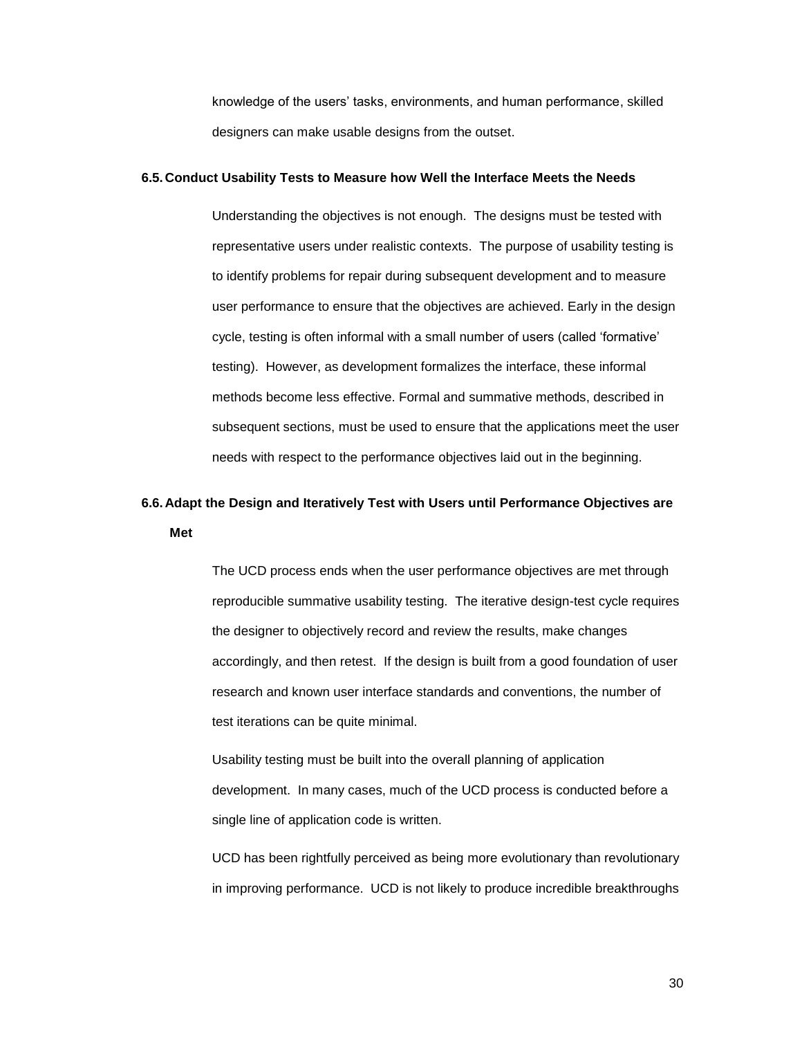knowledge of the users' tasks, environments, and human performance, skilled designers can make usable designs from the outset.

### 6.5. Conduct Usability Tests to Measure how Well the Interface Meets the Needs

Understanding the objectives is not enough. The designs must be tested with representative users under realistic contexts. The purpose of usability testing is to identify problems for repair during subsequent development and to measure user performance to ensure that the objectives are achieved. Early in the design cycle, testing is often informal with a small number of users (called 'formative' testing). However, as development formalizes the interface, these informal methods become less effective. Formal and summative methods, described in subsequent sections, must be used to ensure that the applications meet the user needs with respect to the performance objectives laid out in the beginning.

### 6.6. Adapt the Design and Iteratively Test with Users until Performance Objectives are Met

The UCD process ends when the user performance objectives are met through reproducible summative usability testing. The iterative design-test cycle requires the designer to objectively record and review the results, make changes accordingly, and then retest. If the design is built from a good foundation of user research and known user interface standards and conventions, the number of test iterations can be quite minimal.

Usability testing must be built into the overall planning of application development. In many cases, much of the UCD process is conducted before a single line of application code is written.

UCD has been rightfully perceived as being more evolutionary than revolutionary in improving performance. UCD is not likely to produce incredible breakthroughs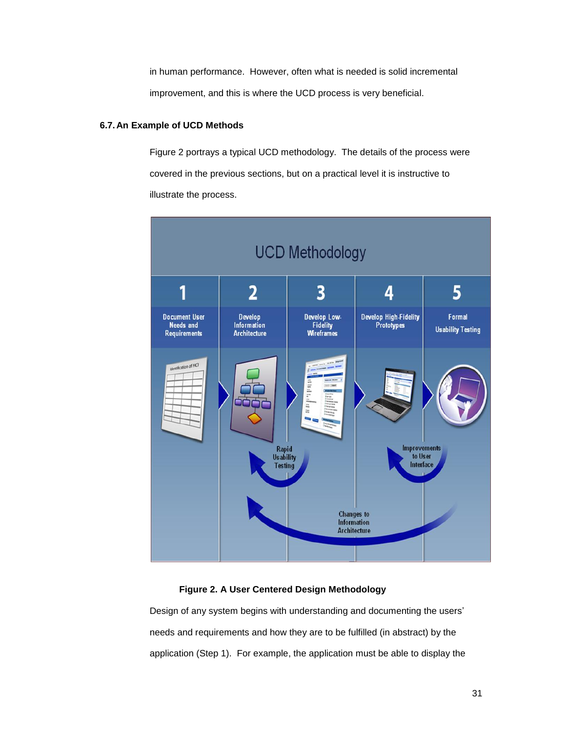in human performance. However, often what is needed is solid incremental improvement, and this is where the UCD process is very beneficial.

### 6.7. An Example of UCD Methods

Figure 2 portrays a typical UCD methodology. The details of the process were covered in the previous sections, but on a practical level it is instructive to illustrate the process.

**Figure 2. A User Centered Design Methodology**

Design of any system begins with understanding and documenting the users' needs and requirements and how they are to be fulfilled (in abstract) by the application (Step 1). For example, the application must be able to display the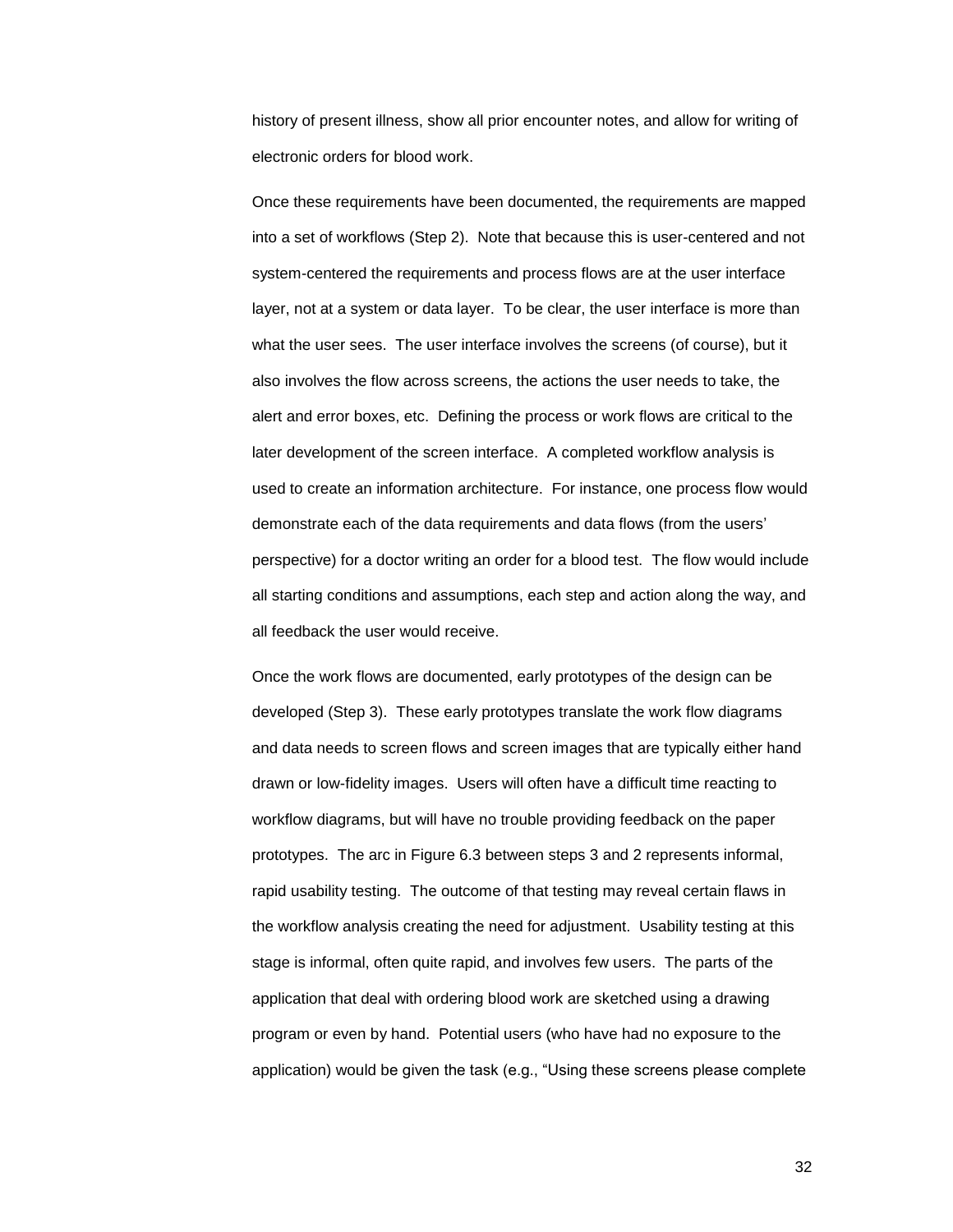history of present illness, show all prior encounter notes, and allow for writing of electronic orders for blood work.

Once these requirements have been documented, the requirements are mapped into a set of workflows (Step 2). Note that because this is user-centered and not system-centered the requirements and process flows are at the user interface layer, not at a system or data layer. To be clear, the user interface is more than what the user sees. The user interface involves the screens (of course), but it also involves the flow across screens, the actions the user needs to take, the alert and error boxes, etc. Defining the process or work flows are critical to the later development of the screen interface. A completed workflow analysis is used to create an information architecture. For instance, one process flow would demonstrate each of the data requirements and data flows (from the users' perspective) for a doctor writing an order for a blood test. The flow would include all starting conditions and assumptions, each step and action along the way, and all feedback the user would receive.

Once the work flows are documented, early prototypes of the design can be developed (Step 3). These early prototypes translate the work flow diagrams and data needs to screen flows and screen images that are typically either hand drawn or low-fidelity images. Users will often have a difficult time reacting to workflow diagrams, but will have no trouble providing feedback on the paper prototypes. The arc in Figure 6.3 between steps 3 and 2 represents informal, rapid usability testing. The outcome of that testing may reveal certain flaws in the workflow analysis creating the need for adjustment. Usability testing at this stage is informal, often quite rapid, and involves few users. The parts of the application that deal with ordering blood work are sketched using a drawing program or even by hand. Potential users (who have had no exposure to the application) would be given the task (e.g., "Using these screens please complete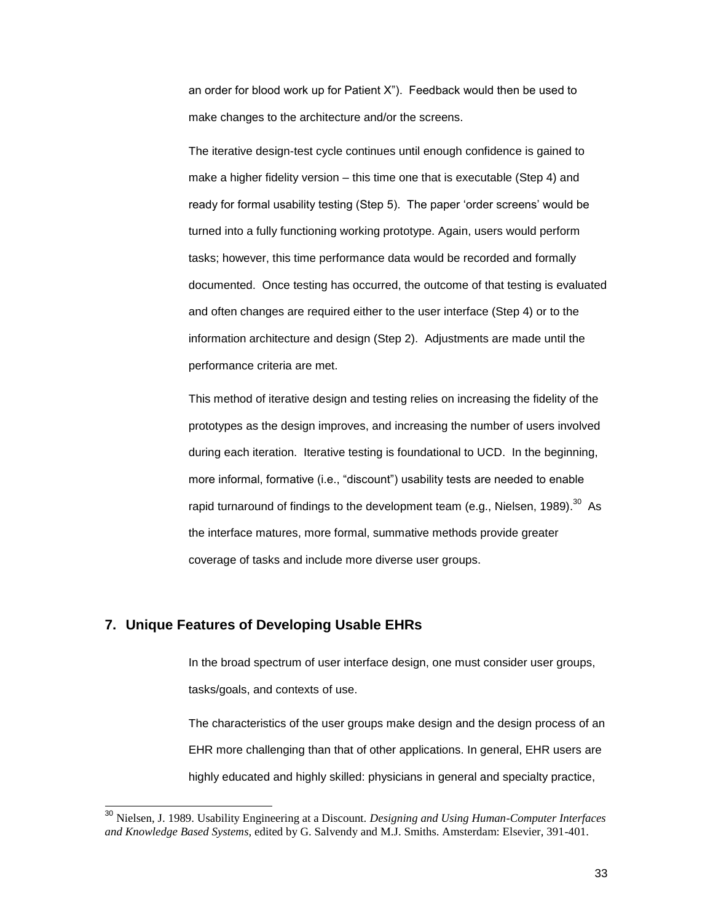an order for blood work up for Patient X"). Feedback would then be used to make changes to the architecture and/or the screens.

The iterative design-test cycle continues until enough confidence is gained to make a higher fidelity version – this time one that is executable (Step 4) and ready for formal usability testing (Step 5). The paper 'order screens' would be turned into a fully functioning working prototype. Again, users would perform tasks; however, this time performance data would be recorded and formally documented. Once testing has occurred, the outcome of that testing is evaluated and often changes are required either to the user interface (Step 4) or to the information architecture and design (Step 2). Adjustments are made until the performance criteria are met.

This method of iterative design and testing relies on increasing the fidelity of the prototypes as the design improves, and increasing the number of users involved during each iteration. Iterative testing is foundational to UCD. In the beginning, more informal, formative (i.e., "discount") usability tests are needed to enable rapid turnaround of findings to the development team (e.g., Nielsen, 1989).[30] As the interface matures, more formal, summative methods provide greater coverage of tasks and include more diverse user groups.

## 7. Unique Features of Developing Usable EHRs

In the broad spectrum of user interface design, one must consider user groups, tasks/goals, and contexts of use.

The characteristics of the user groups make design and the design process of an EHR more challenging than that of other applications. In general, EHR users are highly educated and highly skilled: physicians in general and specialty practice,

[30] Nielsen, J. 1989. Usability Engineering at a Discount. *Designing and Using Human-Computer Interfaces and Knowledge Based Systems*, edited by G. Salvendy and M.J. Smiths. Amsterdam: Elsevier, 391-401.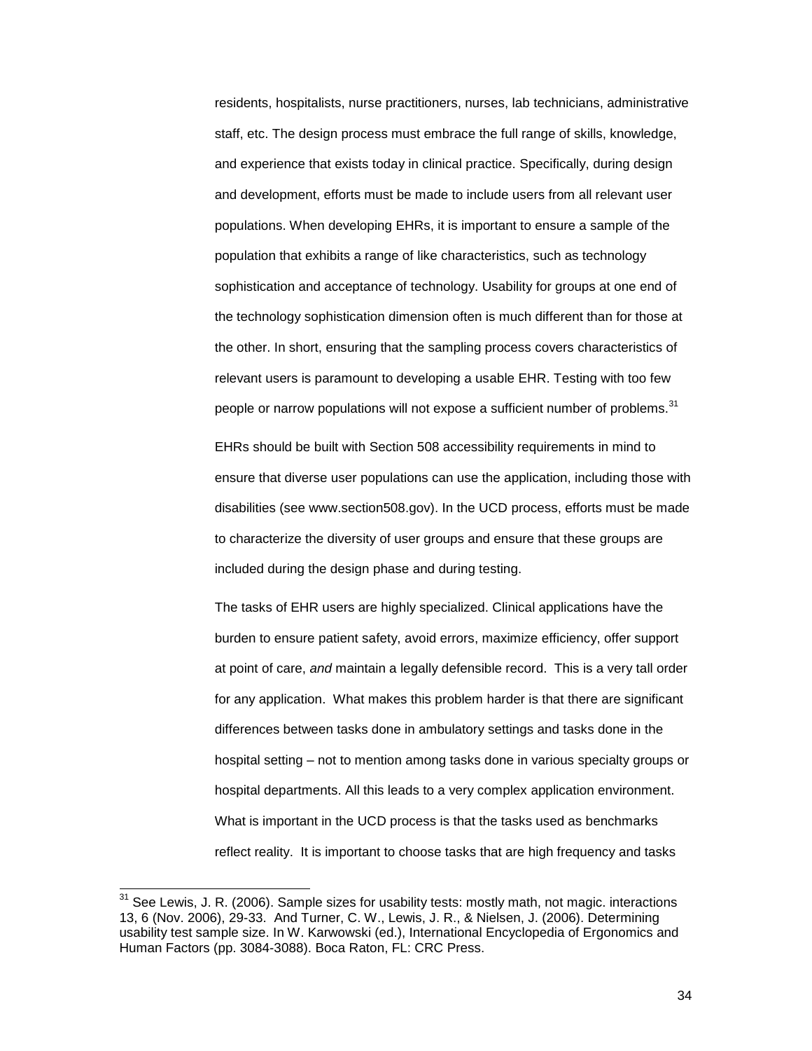residents, hospitalists, nurse practitioners, nurses, lab technicians, administrative staff, etc. The design process must embrace the full range of skills, knowledge, and experience that exists today in clinical practice. Specifically, during design and development, efforts must be made to include users from all relevant user populations. When developing EHRs, it is important to ensure a sample of the population that exhibits a range of like characteristics, such as technology sophistication and acceptance of technology. Usability for groups at one end of the technology sophistication dimension often is much different than for those at the other. In short, ensuring that the sampling process covers characteristics of relevant users is paramount to developing a usable EHR. Testing with too few people or narrow populations will not expose a sufficient number of problems.[31]

EHRs should be built with Section 508 accessibility requirements in mind to ensure that diverse user populations can use the application, including those with disabilities (see www.section508.gov). In the UCD process, efforts must be made to characterize the diversity of user groups and ensure that these groups are included during the design phase and during testing.

The tasks of EHR users are highly specialized. Clinical applications have the burden to ensure patient safety, avoid errors, maximize efficiency, offer support at point of care, *and* maintain a legally defensible record. This is a very tall order for any application. What makes this problem harder is that there are significant differences between tasks done in ambulatory settings and tasks done in the hospital setting – not to mention among tasks done in various specialty groups or hospital departments. All this leads to a very complex application environment. What is important in the UCD process is that the tasks used as benchmarks reflect reality. It is important to choose tasks that are high frequency and tasks

---

[31] See Lewis, J. R. (2006). Sample sizes for usability tests: mostly math, not magic. interactions 13, 6 (Nov. 2006), 29-33. And Turner, C. W., Lewis, J. R., & Nielsen, J. (2006). Determining usability test sample size. In W. Karwowski (ed.), International Encyclopedia of Ergonomics and Human Factors (pp. 3084-3088). Boca Raton, FL: CRC Press.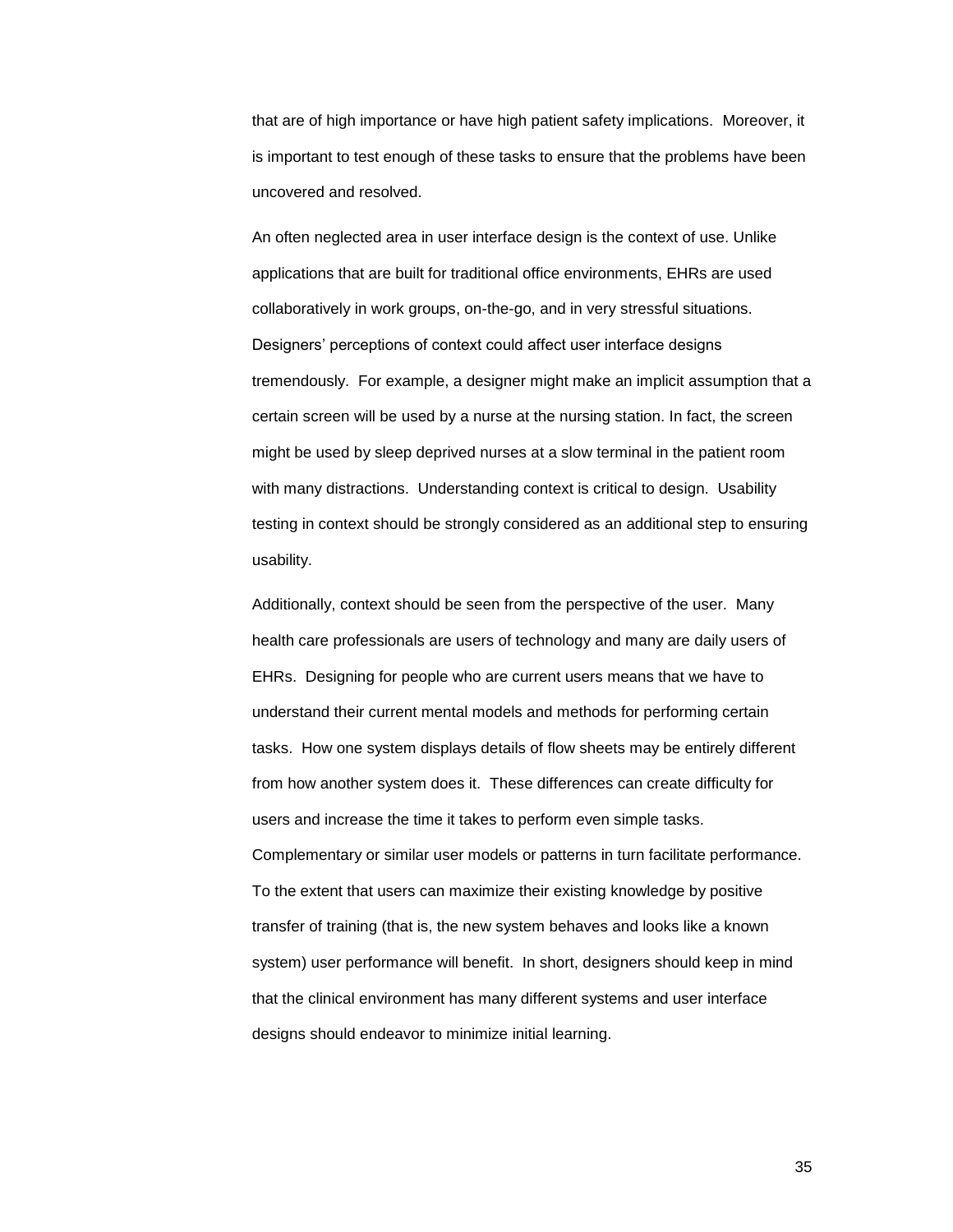that are of high importance or have high patient safety implications. Moreover, it is important to test enough of these tasks to ensure that the problems have been uncovered and resolved.

An often neglected area in user interface design is the context of use. Unlike applications that are built for traditional office environments, EHRs are used collaboratively in work groups, on-the-go, and in very stressful situations. Designers' perceptions of context could affect user interface designs tremendously. For example, a designer might make an implicit assumption that a certain screen will be used by a nurse at the nursing station. In fact, the screen might be used by sleep deprived nurses at a slow terminal in the patient room with many distractions. Understanding context is critical to design. Usability testing in context should be strongly considered as an additional step to ensuring usability.

Additionally, context should be seen from the perspective of the user. Many health care professionals are users of technology and many are daily users of EHRs. Designing for people who are current users means that we have to understand their current mental models and methods for performing certain tasks. How one system displays details of flow sheets may be entirely different from how another system does it. These differences can create difficulty for users and increase the time it takes to perform even simple tasks. Complementary or similar user models or patterns in turn facilitate performance. To the extent that users can maximize their existing knowledge by positive transfer of training (that is, the new system behaves and looks like a known system) user performance will benefit. In short, designers should keep in mind that the clinical environment has many different systems and user interface designs should endeavor to minimize initial learning.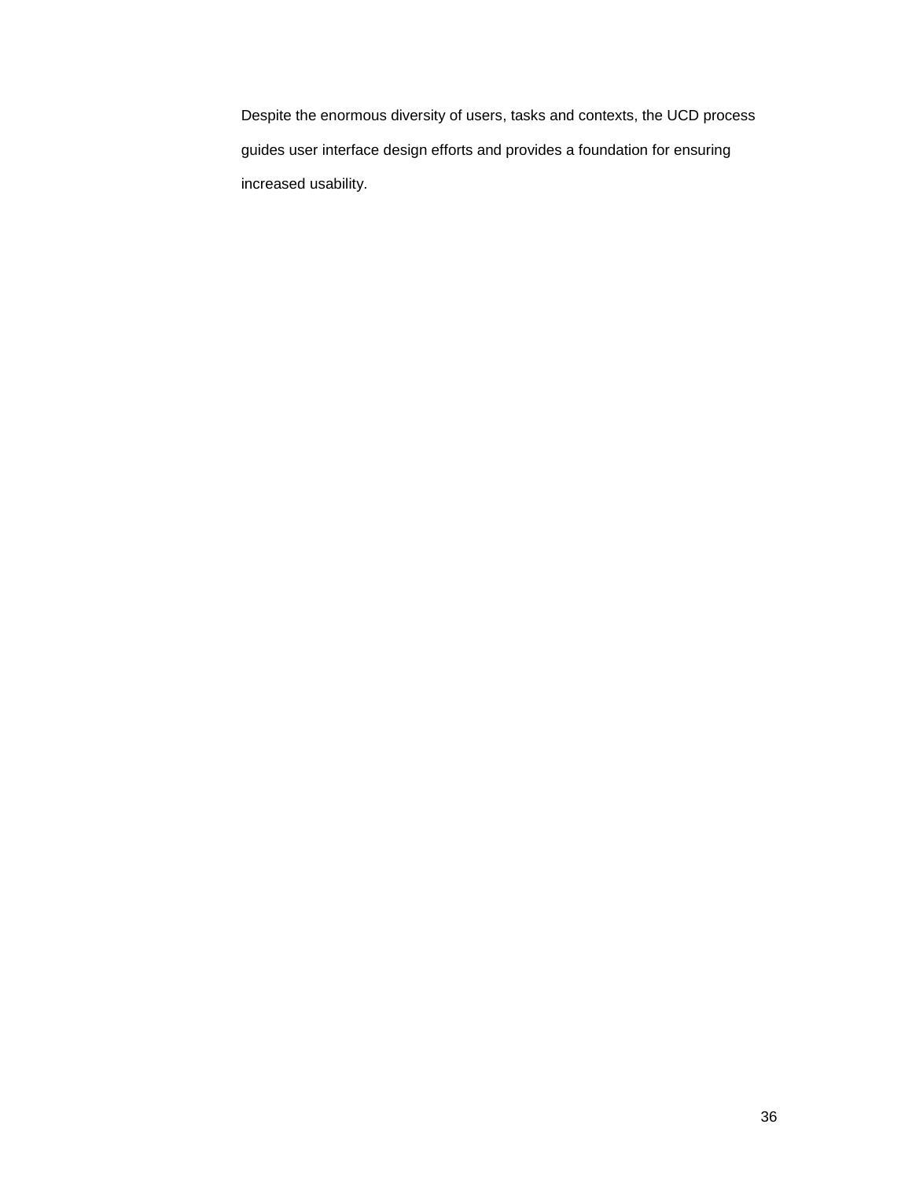Despite the enormous diversity of users, tasks and contexts, the UCD process guides user interface design efforts and provides a foundation for ensuring increased usability.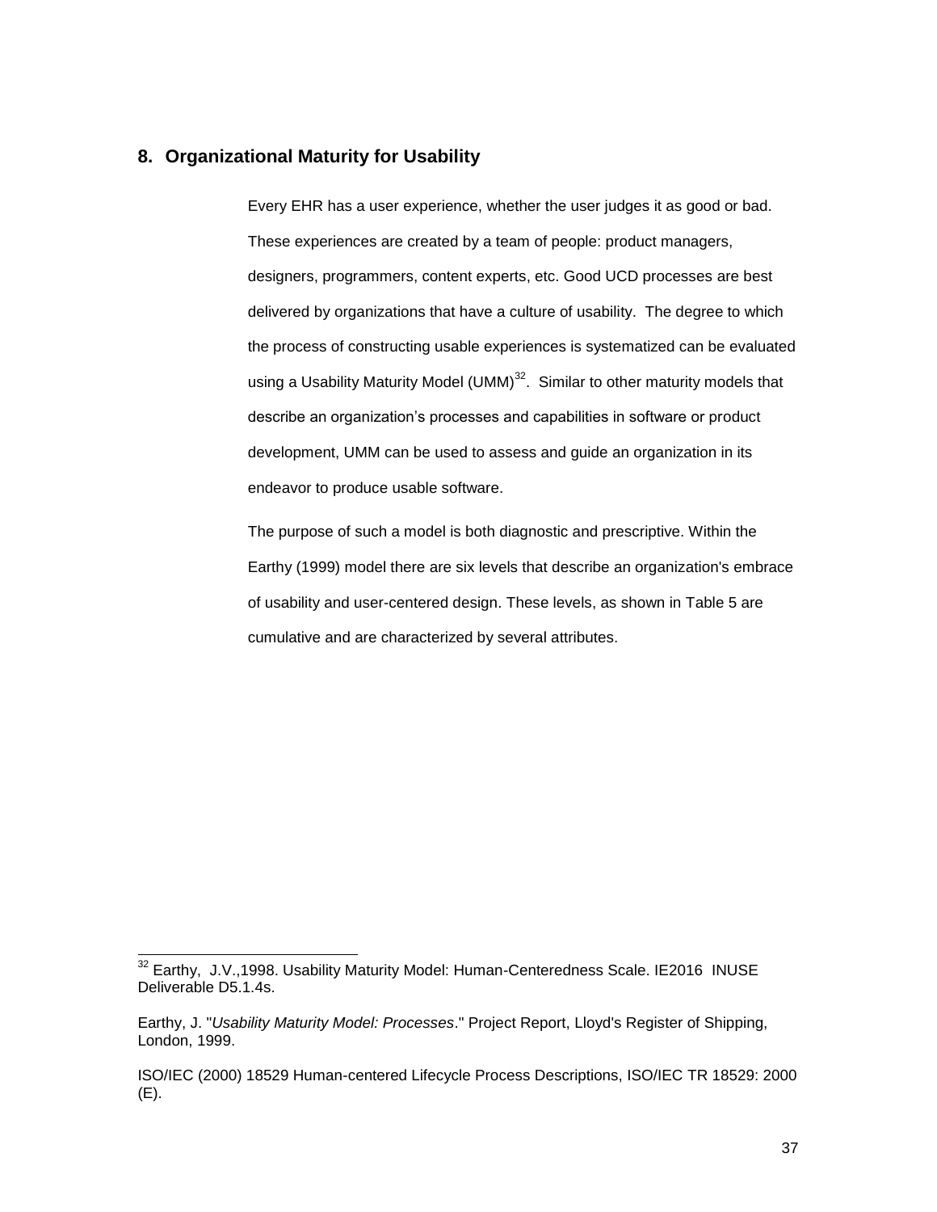## 8. Organizational Maturity for Usability

Every EHR has a user experience, whether the user judges it as good or bad. These experiences are created by a team of people: product managers, designers, programmers, content experts, etc. Good UCD processes are best delivered by organizations that have a culture of usability. The degree to which the process of constructing usable experiences is systematized can be evaluated using a Usability Maturity Model (UMM)[32]. Similar to other maturity models that describe an organization's processes and capabilities in software or product development, UMM can be used to assess and guide an organization in its endeavor to produce usable software.

The purpose of such a model is both diagnostic and prescriptive. Within the Earthy (1999) model there are six levels that describe an organization's embrace of usability and user-centered design. These levels, as shown in Table 5 are cumulative and are characterized by several attributes.

---

[32] Earthy, J.V.,1998. Usability Maturity Model: Human-Centeredness Scale. IE2016 INUSE Deliverable D5.1.4s.

Earthy, J. "*Usability Maturity Model: Processes*." Project Report, Lloyd's Register of Shipping, London, 1999.

ISO/IEC (2000) 18529 Human-centered Lifecycle Process Descriptions, ISO/IEC TR 18529: 2000 (E).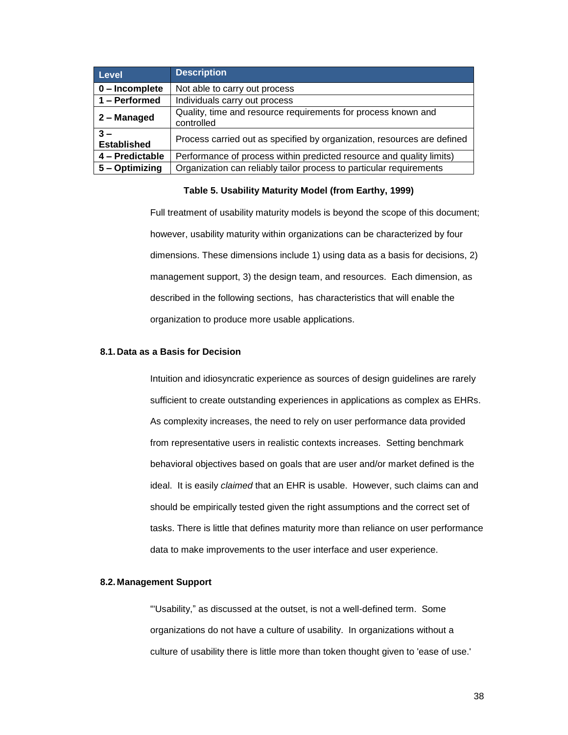| Level | Description |
|---|---|
| **0 – Incomplete** | Not able to carry out process |
| **1 – Performed** | Individuals carry out process |
| **2 – Managed** | Quality, time and resource requirements for process known and controlled |
| **3 – Established** | Process carried out as specified by organization, resources are defined |
| **4 – Predictable** | Performance of process within predicted resource and quality limits) |
| **5 – Optimizing** | Organization can reliably tailor process to particular requirements |

**Table 5. Usability Maturity Model (from Earthy, 1999)**

Full treatment of usability maturity models is beyond the scope of this document; however, usability maturity within organizations can be characterized by four dimensions. These dimensions include 1) using data as a basis for decisions, 2) management support, 3) the design team, and resources. Each dimension, as described in the following sections, has characteristics that will enable the organization to produce more usable applications.

### 8.1. Data as a Basis for Decision

Intuition and idiosyncratic experience as sources of design guidelines are rarely sufficient to create outstanding experiences in applications as complex as EHRs. As complexity increases, the need to rely on user performance data provided from representative users in realistic contexts increases. Setting benchmark behavioral objectives based on goals that are user and/or market defined is the ideal. It is easily *claimed* that an EHR is usable. However, such claims can and should be empirically tested given the right assumptions and the correct set of tasks. There is little that defines maturity more than reliance on user performance data to make improvements to the user interface and user experience.

### 8.2. Management Support

"'Usability," as discussed at the outset, is not a well-defined term. Some organizations do not have a culture of usability. In organizations without a culture of usability there is little more than token thought given to 'ease of use.'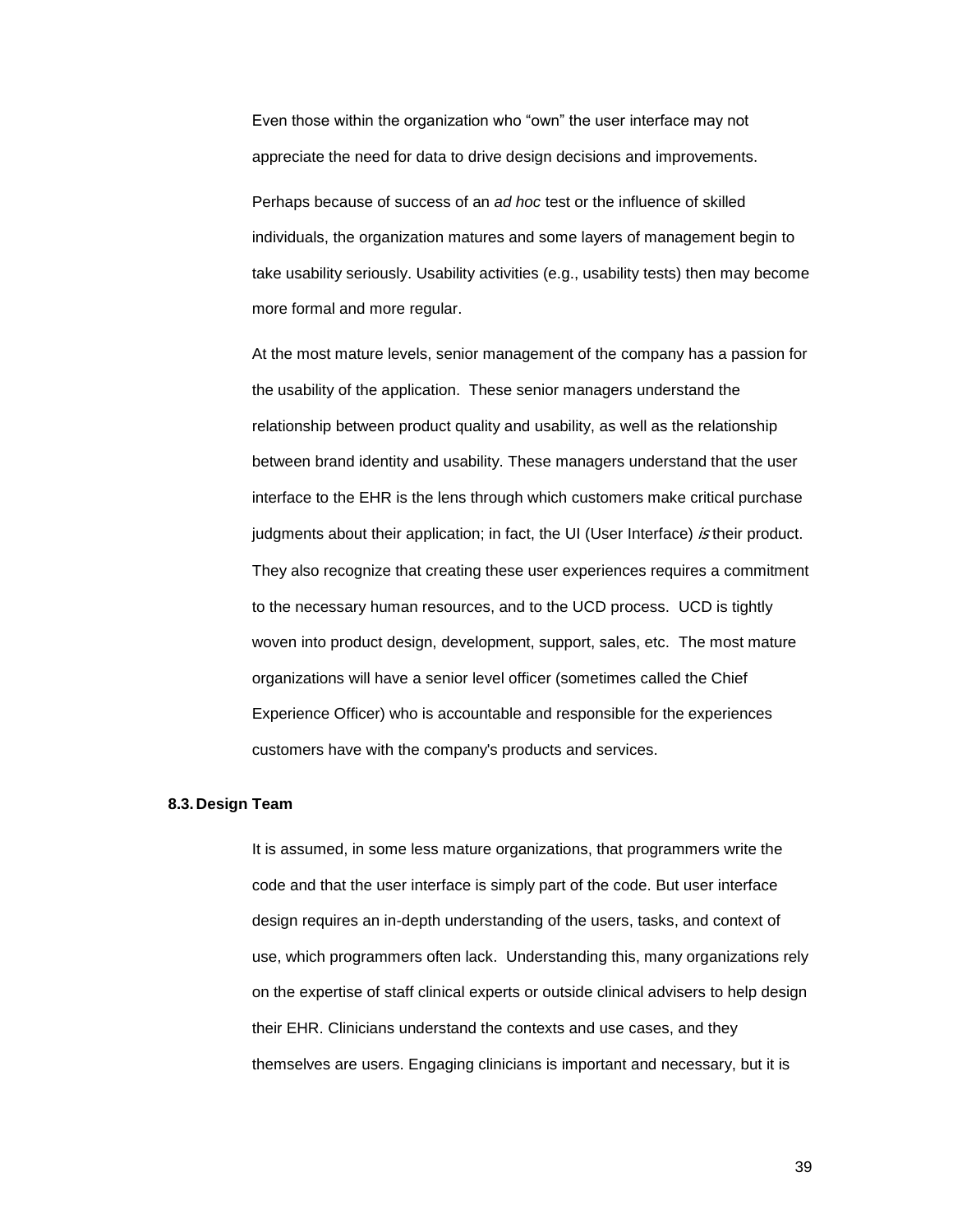Even those within the organization who "own" the user interface may not appreciate the need for data to drive design decisions and improvements.

Perhaps because of success of an *ad hoc* test or the influence of skilled individuals, the organization matures and some layers of management begin to take usability seriously. Usability activities (e.g., usability tests) then may become more formal and more regular.

At the most mature levels, senior management of the company has a passion for the usability of the application. These senior managers understand the relationship between product quality and usability, as well as the relationship between brand identity and usability. These managers understand that the user interface to the EHR is the lens through which customers make critical purchase judgments about their application; in fact, the UI (User Interface) *is* their product. They also recognize that creating these user experiences requires a commitment to the necessary human resources, and to the UCD process. UCD is tightly woven into product design, development, support, sales, etc. The most mature organizations will have a senior level officer (sometimes called the Chief Experience Officer) who is accountable and responsible for the experiences customers have with the company's products and services.

### 8.3. Design Team

It is assumed, in some less mature organizations, that programmers write the code and that the user interface is simply part of the code. But user interface design requires an in-depth understanding of the users, tasks, and context of use, which programmers often lack. Understanding this, many organizations rely on the expertise of staff clinical experts or outside clinical advisers to help design their EHR. Clinicians understand the contexts and use cases, and they themselves are users. Engaging clinicians is important and necessary, but it is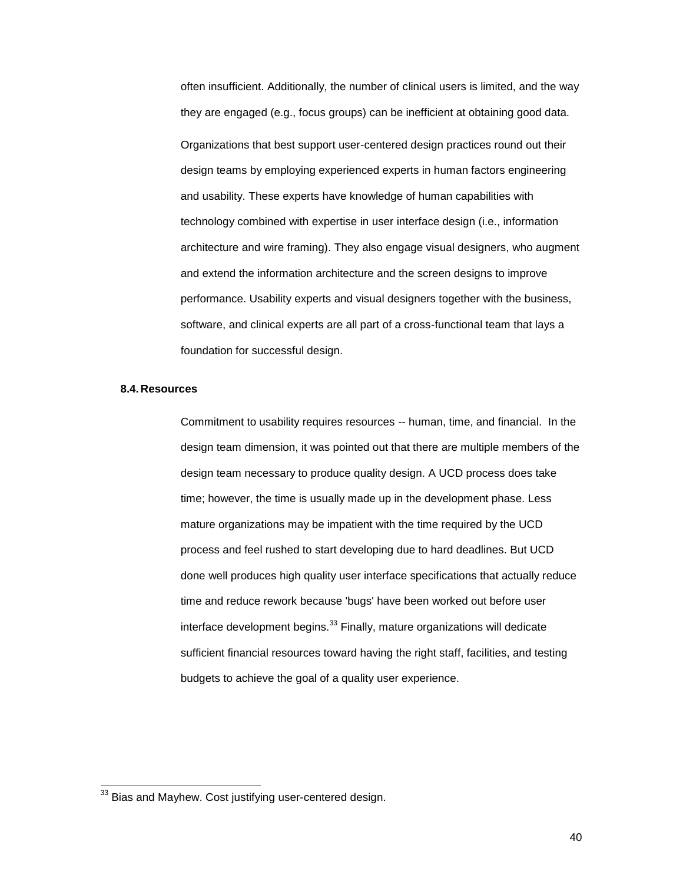often insufficient. Additionally, the number of clinical users is limited, and the way they are engaged (e.g., focus groups) can be inefficient at obtaining good data.

Organizations that best support user-centered design practices round out their design teams by employing experienced experts in human factors engineering and usability. These experts have knowledge of human capabilities with technology combined with expertise in user interface design (i.e., information architecture and wire framing). They also engage visual designers, who augment and extend the information architecture and the screen designs to improve performance. Usability experts and visual designers together with the business, software, and clinical experts are all part of a cross-functional team that lays a foundation for successful design.

### 8.4. Resources

Commitment to usability requires resources -- human, time, and financial. In the design team dimension, it was pointed out that there are multiple members of the design team necessary to produce quality design. A UCD process does take time; however, the time is usually made up in the development phase. Less mature organizations may be impatient with the time required by the UCD process and feel rushed to start developing due to hard deadlines. But UCD done well produces high quality user interface specifications that actually reduce time and reduce rework because 'bugs' have been worked out before user interface development begins.[33] Finally, mature organizations will dedicate sufficient financial resources toward having the right staff, facilities, and testing budgets to achieve the goal of a quality user experience.

---

[33] Bias and Mayhew. Cost justifying user-centered design.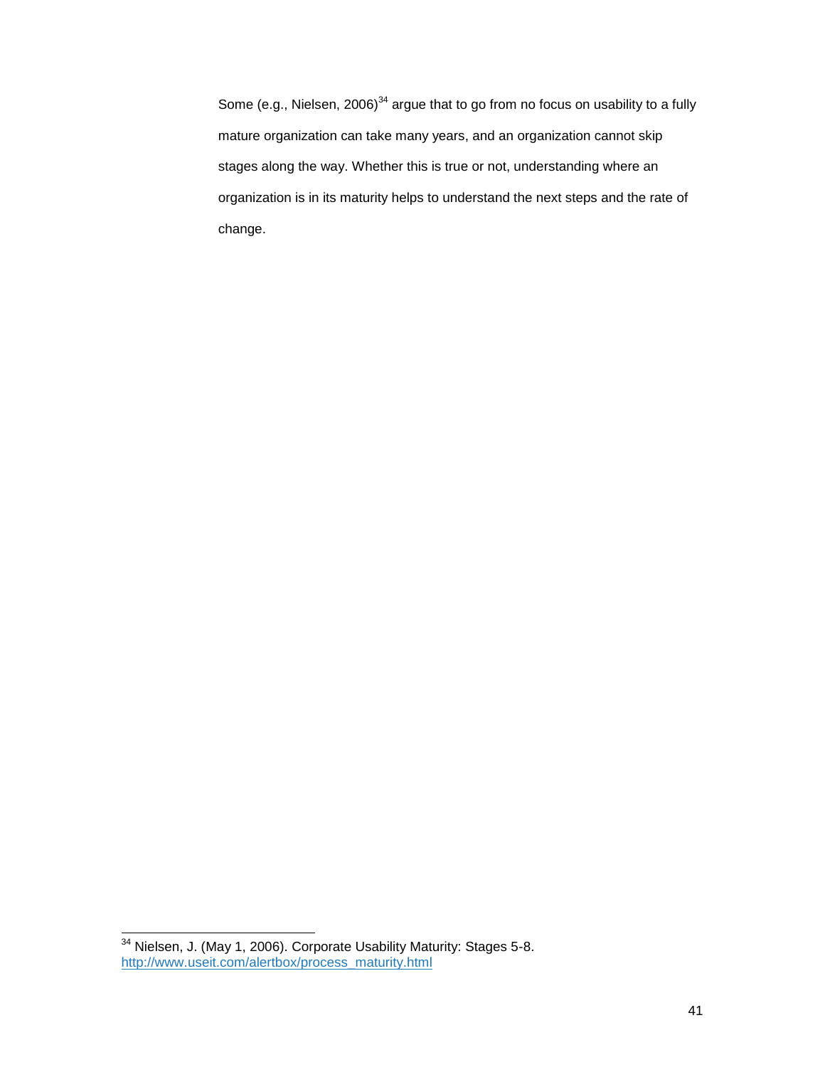Some (e.g., Nielsen, 2006)[34] argue that to go from no focus on usability to a fully mature organization can take many years, and an organization cannot skip stages along the way. Whether this is true or not, understanding where an organization is in its maturity helps to understand the next steps and the rate of change.

---

[34] Nielsen, J. (May 1, 2006). Corporate Usability Maturity: Stages 5-8. http://www.useit.com/alertbox/process_maturity.html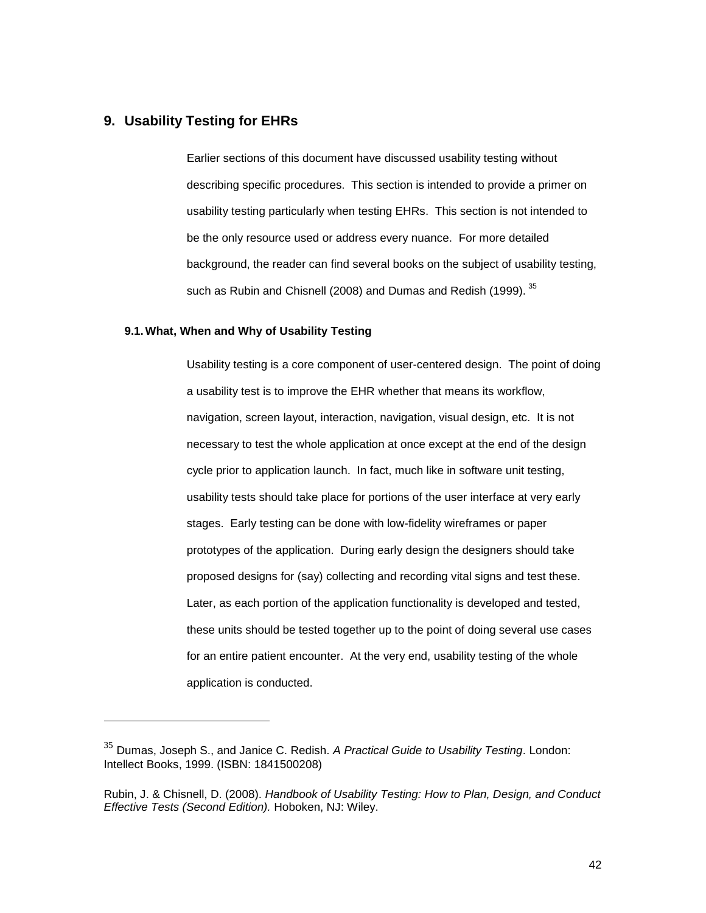## 9. Usability Testing for EHRs

Earlier sections of this document have discussed usability testing without describing specific procedures. This section is intended to provide a primer on usability testing particularly when testing EHRs. This section is not intended to be the only resource used or address every nuance. For more detailed background, the reader can find several books on the subject of usability testing, such as Rubin and Chisnell (2008) and Dumas and Redish (1999). [35]

### 9.1. What, When and Why of Usability Testing

Usability testing is a core component of user-centered design. The point of doing a usability test is to improve the EHR whether that means its workflow, navigation, screen layout, interaction, navigation, visual design, etc. It is not necessary to test the whole application at once except at the end of the design cycle prior to application launch. In fact, much like in software unit testing, usability tests should take place for portions of the user interface at very early stages. Early testing can be done with low-fidelity wireframes or paper prototypes of the application. During early design the designers should take proposed designs for (say) collecting and recording vital signs and test these. Later, as each portion of the application functionality is developed and tested, these units should be tested together up to the point of doing several use cases for an entire patient encounter. At the very end, usability testing of the whole application is conducted.

---

[35] Dumas, Joseph S., and Janice C. Redish. *A Practical Guide to Usability Testing*. London: Intellect Books, 1999. (ISBN: 1841500208)

Rubin, J. & Chisnell, D. (2008). *Handbook of Usability Testing: How to Plan, Design, and Conduct Effective Tests (Second Edition).* Hoboken, NJ: Wiley.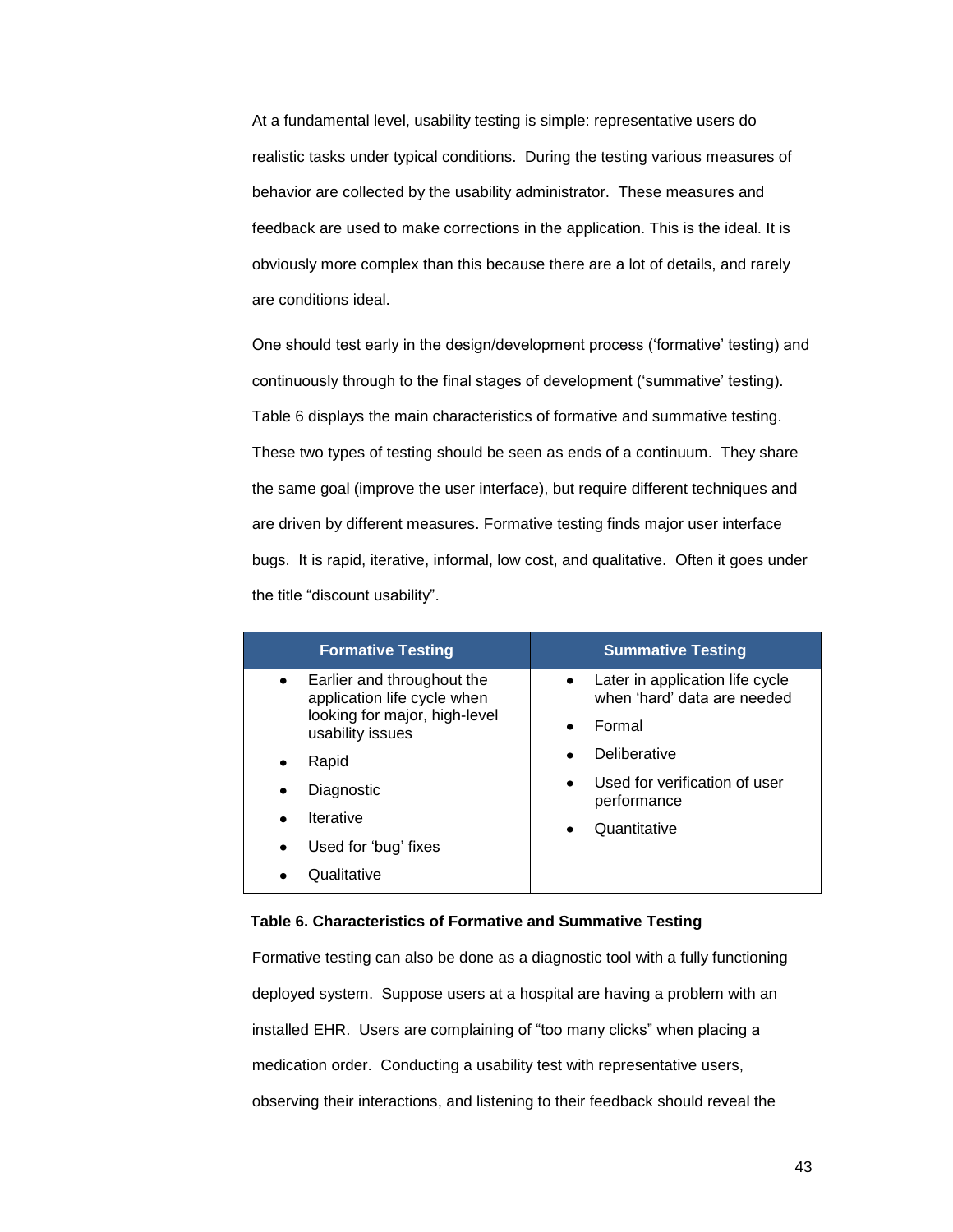At a fundamental level, usability testing is simple: representative users do realistic tasks under typical conditions. During the testing various measures of behavior are collected by the usability administrator. These measures and feedback are used to make corrections in the application. This is the ideal. It is obviously more complex than this because there are a lot of details, and rarely are conditions ideal.

One should test early in the design/development process ('formative' testing) and continuously through to the final stages of development ('summative' testing). Table 6 displays the main characteristics of formative and summative testing. These two types of testing should be seen as ends of a continuum. They share the same goal (improve the user interface), but require different techniques and are driven by different measures. Formative testing finds major user interface bugs. It is rapid, iterative, informal, low cost, and qualitative. Often it goes under the title "discount usability".

| Formative Testing | Summative Testing |
| --- | --- |
| • Earlier and throughout the application life cycle when looking for major, high-level usability issues<br>• Rapid<br>• Diagnostic<br>• Iterative<br>• Used for 'bug' fixes<br>• Qualitative | • Later in application life cycle when 'hard' data are needed<br>• Formal<br>• Deliberative<br>• Used for verification of user performance<br>• Quantitative |

**Table 6. Characteristics of Formative and Summative Testing**

Formative testing can also be done as a diagnostic tool with a fully functioning deployed system. Suppose users at a hospital are having a problem with an installed EHR. Users are complaining of "too many clicks" when placing a medication order. Conducting a usability test with representative users, observing their interactions, and listening to their feedback should reveal the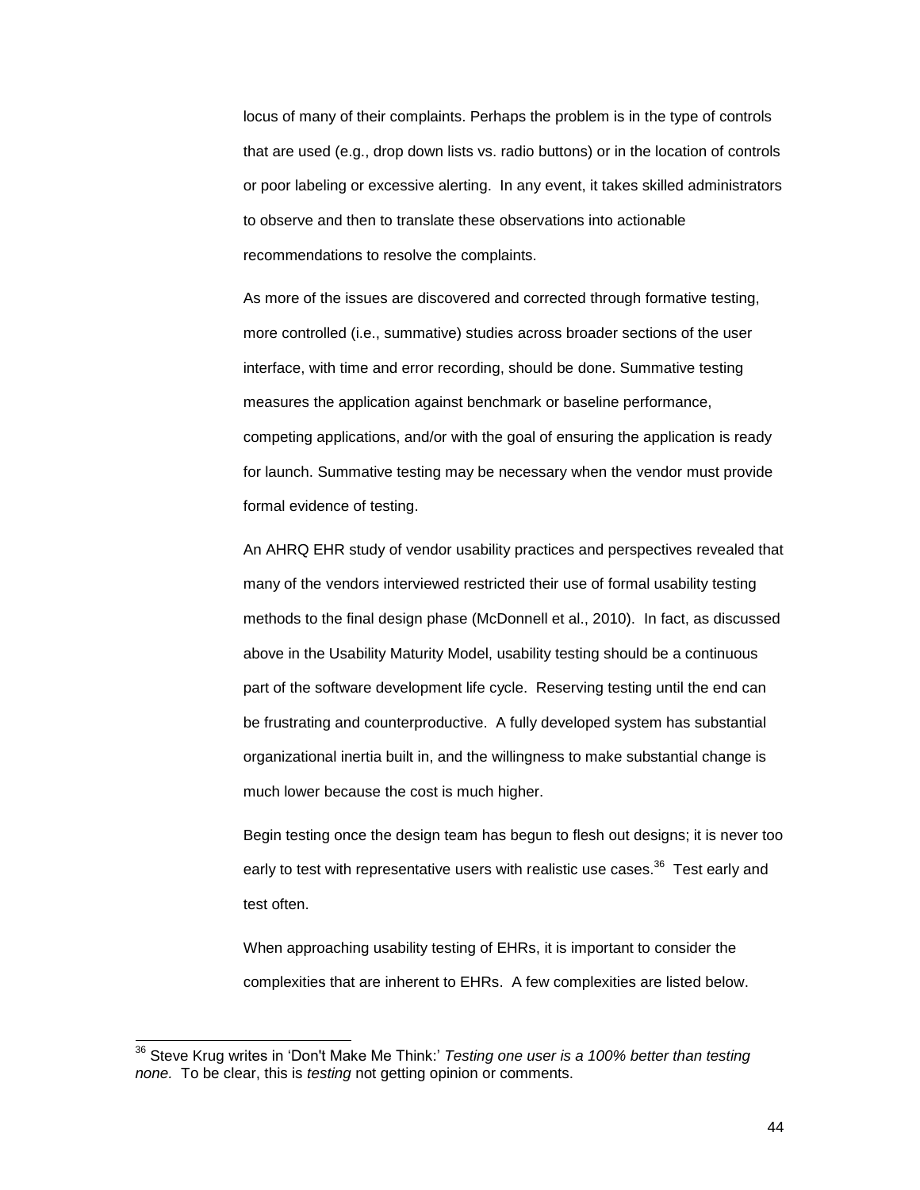locus of many of their complaints. Perhaps the problem is in the type of controls that are used (e.g., drop down lists vs. radio buttons) or in the location of controls or poor labeling or excessive alerting. In any event, it takes skilled administrators to observe and then to translate these observations into actionable recommendations to resolve the complaints.

As more of the issues are discovered and corrected through formative testing, more controlled (i.e., summative) studies across broader sections of the user interface, with time and error recording, should be done. Summative testing measures the application against benchmark or baseline performance, competing applications, and/or with the goal of ensuring the application is ready for launch. Summative testing may be necessary when the vendor must provide formal evidence of testing.

An AHRQ EHR study of vendor usability practices and perspectives revealed that many of the vendors interviewed restricted their use of formal usability testing methods to the final design phase (McDonnell et al., 2010). In fact, as discussed above in the Usability Maturity Model, usability testing should be a continuous part of the software development life cycle. Reserving testing until the end can be frustrating and counterproductive. A fully developed system has substantial organizational inertia built in, and the willingness to make substantial change is much lower because the cost is much higher.

Begin testing once the design team has begun to flesh out designs; it is never too early to test with representative users with realistic use cases.[36] Test early and test often.

When approaching usability testing of EHRs, it is important to consider the complexities that are inherent to EHRs. A few complexities are listed below.

---

[36] Steve Krug writes in 'Don't Make Me Think:' *Testing one user is a 100% better than testing none.* To be clear, this is *testing* not getting opinion or comments.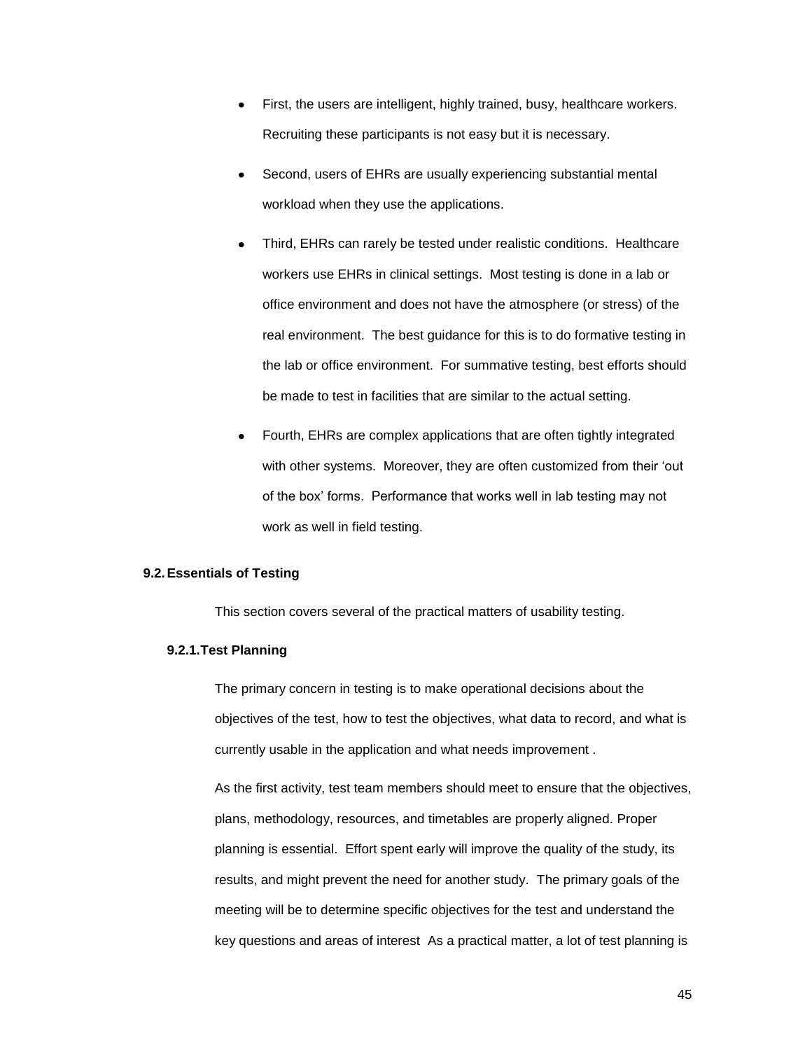- First, the users are intelligent, highly trained, busy, healthcare workers. Recruiting these participants is not easy but it is necessary.
- Second, users of EHRs are usually experiencing substantial mental workload when they use the applications.
- Third, EHRs can rarely be tested under realistic conditions. Healthcare workers use EHRs in clinical settings. Most testing is done in a lab or office environment and does not have the atmosphere (or stress) of the real environment. The best guidance for this is to do formative testing in the lab or office environment. For summative testing, best efforts should be made to test in facilities that are similar to the actual setting.
- Fourth, EHRs are complex applications that are often tightly integrated with other systems. Moreover, they are often customized from their 'out of the box' forms. Performance that works well in lab testing may not work as well in field testing.

## 9.2. Essentials of Testing

This section covers several of the practical matters of usability testing.

### 9.2.1. Test Planning

The primary concern in testing is to make operational decisions about the objectives of the test, how to test the objectives, what data to record, and what is currently usable in the application and what needs improvement .

As the first activity, test team members should meet to ensure that the objectives, plans, methodology, resources, and timetables are properly aligned. Proper planning is essential. Effort spent early will improve the quality of the study, its results, and might prevent the need for another study. The primary goals of the meeting will be to determine specific objectives for the test and understand the key questions and areas of interest As a practical matter, a lot of test planning is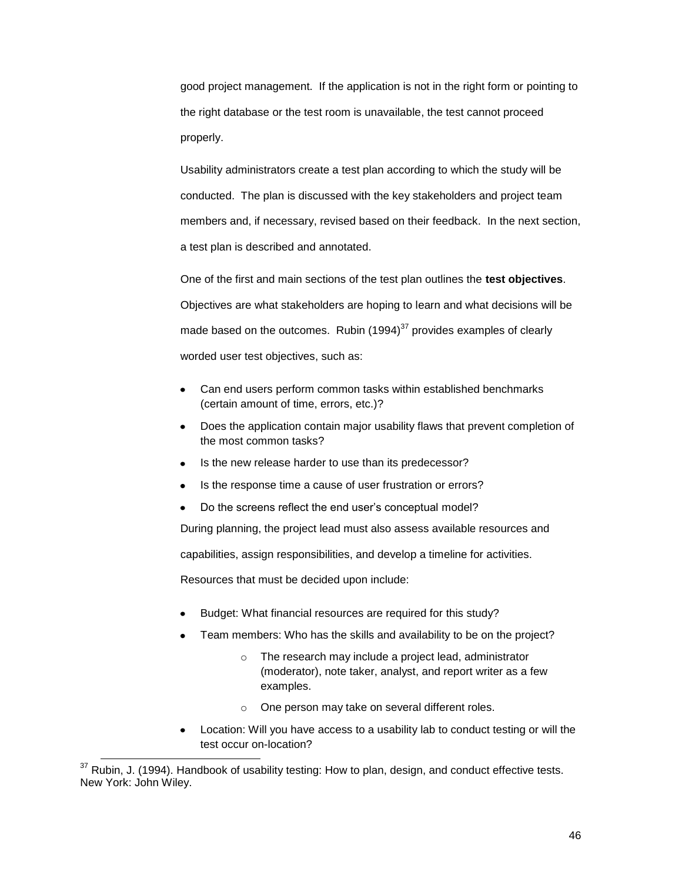good project management. If the application is not in the right form or pointing to the right database or the test room is unavailable, the test cannot proceed properly.

Usability administrators create a test plan according to which the study will be conducted. The plan is discussed with the key stakeholders and project team members and, if necessary, revised based on their feedback. In the next section, a test plan is described and annotated.

One of the first and main sections of the test plan outlines the **test objectives**. Objectives are what stakeholders are hoping to learn and what decisions will be made based on the outcomes. Rubin (1994)[37] provides examples of clearly worded user test objectives, such as:

- Can end users perform common tasks within established benchmarks (certain amount of time, errors, etc.)?
- Does the application contain major usability flaws that prevent completion of the most common tasks?
- Is the new release harder to use than its predecessor?
- Is the response time a cause of user frustration or errors?
- Do the screens reflect the end user's conceptual model?

During planning, the project lead must also assess available resources and capabilities, assign responsibilities, and develop a timeline for activities.

Resources that must be decided upon include:

- Budget: What financial resources are required for this study?
- Team members: Who has the skills and availability to be on the project?
    - The research may include a project lead, administrator (moderator), note taker, analyst, and report writer as a few examples.
    - One person may take on several different roles.
- Location: Will you have access to a usability lab to conduct testing or will the test occur on-location?

[37] Rubin, J. (1994). Handbook of usability testing: How to plan, design, and conduct effective tests. New York: John Wiley.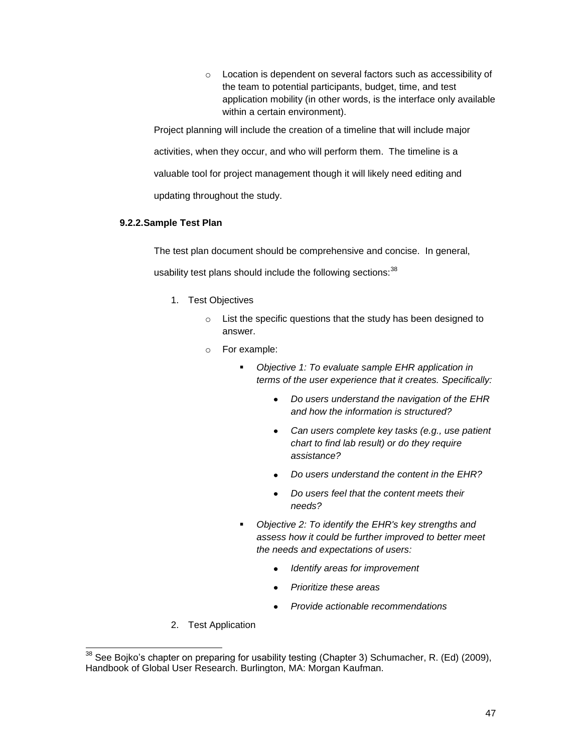- Location is dependent on several factors such as accessibility of the team to potential participants, budget, time, and test application mobility (in other words, is the interface only available within a certain environment).

Project planning will include the creation of a timeline that will include major activities, when they occur, and who will perform them. The timeline is a valuable tool for project management though it will likely need editing and updating throughout the study.

### 9.2.2. Sample Test Plan

The test plan document should be comprehensive and concise. In general, usability test plans should include the following sections:[38]

1. Test Objectives
    - List the specific questions that the study has been designed to answer.
    - For example:
        - *Objective 1: To evaluate sample EHR application in terms of the user experience that it creates. Specifically:*
            - *Do users understand the navigation of the EHR and how the information is structured?*
            - *Can users complete key tasks (e.g., use patient chart to find lab result) or do they require assistance?*
            - *Do users understand the content in the EHR?*
            - *Do users feel that the content meets their needs?*
        - *Objective 2: To identify the EHR's key strengths and assess how it could be further improved to better meet the needs and expectations of users:*
            - *Identify areas for improvement*
            - *Prioritize these areas*
            - *Provide actionable recommendations*
2. Test Application

---

[38] See Bojko's chapter on preparing for usability testing (Chapter 3) Schumacher, R. (Ed) (2009), Handbook of Global User Research. Burlington, MA: Morgan Kaufman.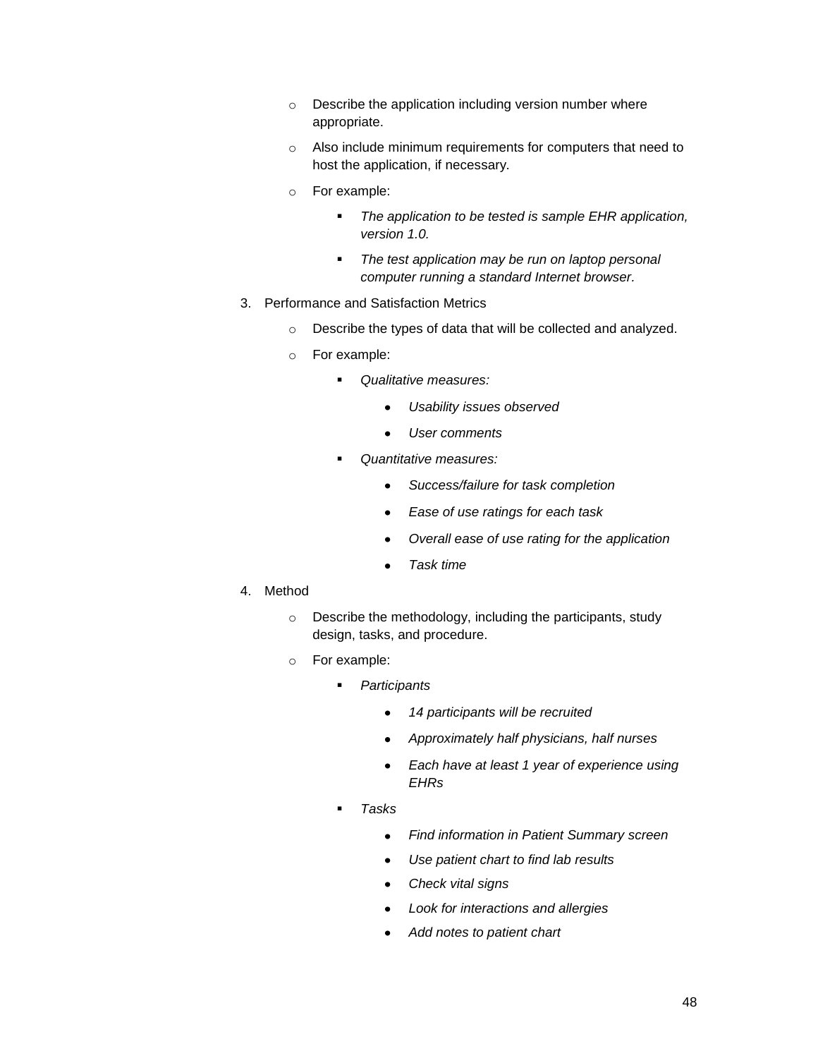- Describe the application including version number where appropriate.
- Also include minimum requirements for computers that need to host the application, if necessary.
- For example:
  - *The application to be tested is sample EHR application, version 1.0.*
  - *The test application may be run on laptop personal computer running a standard Internet browser.*

3. Performance and Satisfaction Metrics
   - Describe the types of data that will be collected and analyzed.
   - For example:
     - *Qualitative measures:*
       - *Usability issues observed*
       - *User comments*
     - *Quantitative measures:*
       - *Success/failure for task completion*
       - *Ease of use ratings for each task*
       - *Overall ease of use rating for the application*
       - *Task time*
4. Method
   - Describe the methodology, including the participants, study design, tasks, and procedure.
   - For example:
     - *Participants*
       - *14 participants will be recruited*
       - *Approximately half physicians, half nurses*
       - *Each have at least 1 year of experience using EHRs*
     - *Tasks*
       - *Find information in Patient Summary screen*
       - *Use patient chart to find lab results*
       - *Check vital signs*
       - *Look for interactions and allergies*
       - *Add notes to patient chart*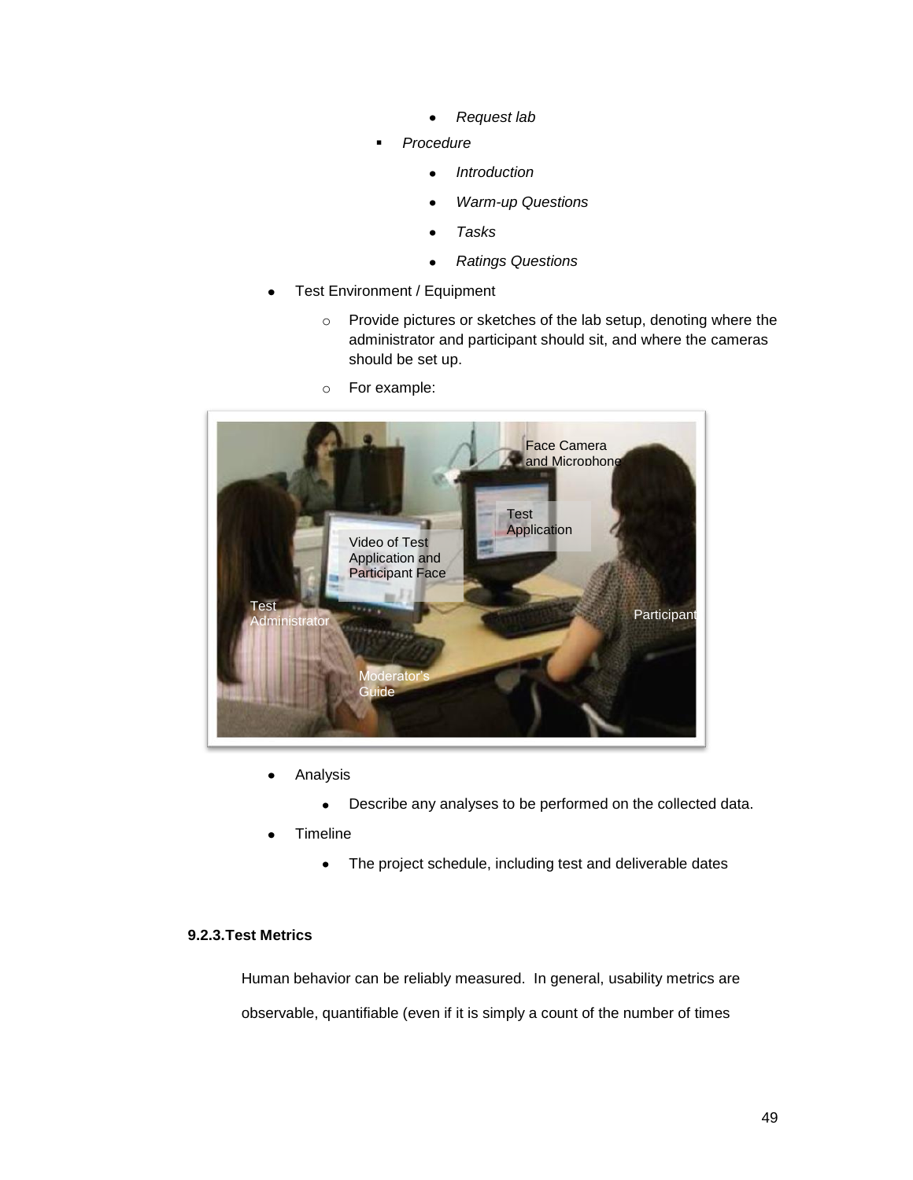- *Request lab*
  - *Procedure*
    - *Introduction*
    - *Warm-up Questions*
    - *Tasks*
    - *Ratings Questions*
- Test Environment / Equipment
  - Provide pictures or sketches of the lab setup, denoting where the administrator and participant should sit, and where the cameras should be set up.
  - For example:

- Analysis
  - Describe any analyses to be performed on the collected data.
- Timeline
  - The project schedule, including test and deliverable dates

### 9.2.3. Test Metrics

Human behavior can be reliably measured. In general, usability metrics are observable, quantifiable (even if it is simply a count of the number of times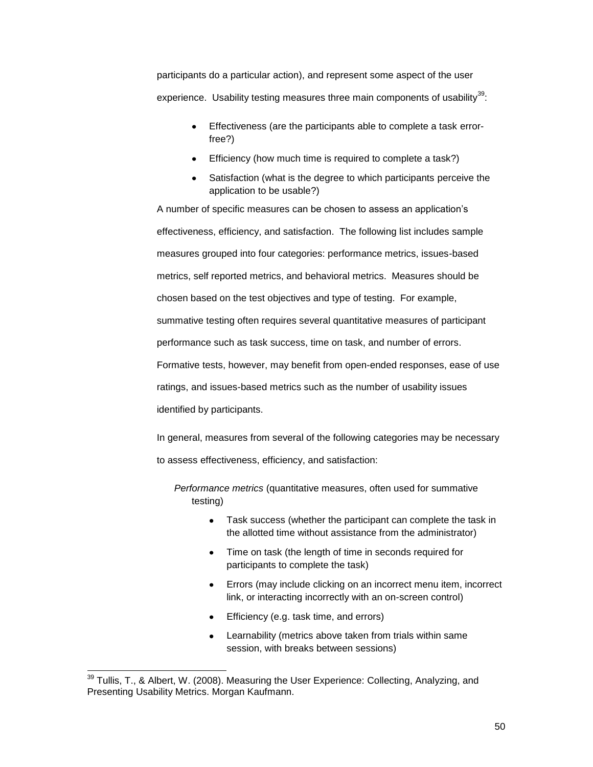participants do a particular action), and represent some aspect of the user experience. Usability testing measures three main components of usability[39]:

- Effectiveness (are the participants able to complete a task error-free?)
- Efficiency (how much time is required to complete a task?)
- Satisfaction (what is the degree to which participants perceive the application to be usable?)

A number of specific measures can be chosen to assess an application's effectiveness, efficiency, and satisfaction. The following list includes sample measures grouped into four categories: performance metrics, issues-based metrics, self reported metrics, and behavioral metrics. Measures should be chosen based on the test objectives and type of testing. For example, summative testing often requires several quantitative measures of participant performance such as task success, time on task, and number of errors. Formative tests, however, may benefit from open-ended responses, ease of use ratings, and issues-based metrics such as the number of usability issues identified by participants.

In general, measures from several of the following categories may be necessary to assess effectiveness, efficiency, and satisfaction:

*Performance metrics* (quantitative measures, often used for summative testing)

- Task success (whether the participant can complete the task in the allotted time without assistance from the administrator)
- Time on task (the length of time in seconds required for participants to complete the task)
- Errors (may include clicking on an incorrect menu item, incorrect link, or interacting incorrectly with an on-screen control)
- Efficiency (e.g. task time, and errors)
- Learnability (metrics above taken from trials within same session, with breaks between sessions)

[39] Tullis, T., & Albert, W. (2008). Measuring the User Experience: Collecting, Analyzing, and Presenting Usability Metrics. Morgan Kaufmann.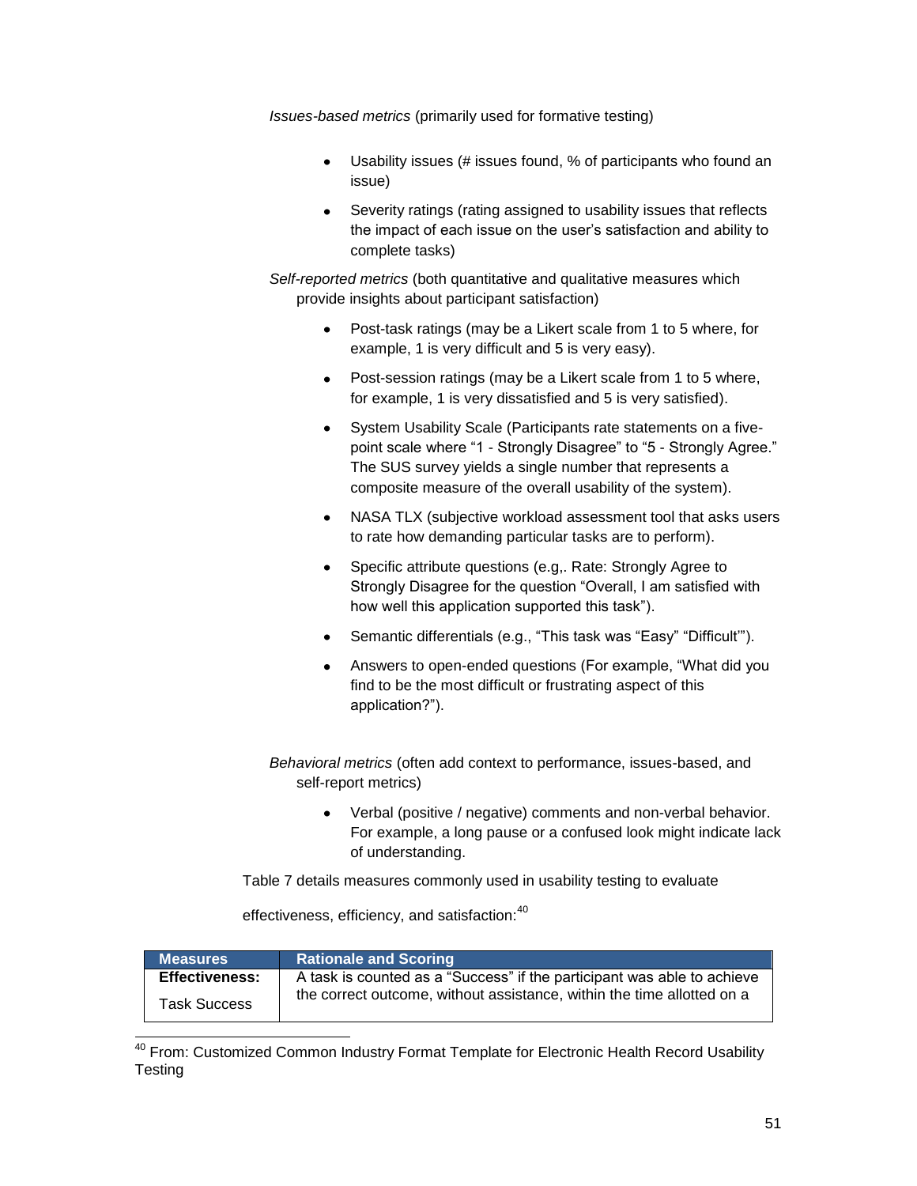*Issues-based metrics* (primarily used for formative testing)

- Usability issues (# issues found, % of participants who found an issue)
- Severity ratings (rating assigned to usability issues that reflects the impact of each issue on the user's satisfaction and ability to complete tasks)

*Self-reported metrics* (both quantitative and qualitative measures which provide insights about participant satisfaction)

- Post-task ratings (may be a Likert scale from 1 to 5 where, for example, 1 is very difficult and 5 is very easy).
- Post-session ratings (may be a Likert scale from 1 to 5 where, for example, 1 is very dissatisfied and 5 is very satisfied).
- System Usability Scale (Participants rate statements on a five-point scale where "1 - Strongly Disagree" to "5 - Strongly Agree." The SUS survey yields a single number that represents a composite measure of the overall usability of the system).
- NASA TLX (subjective workload assessment tool that asks users to rate how demanding particular tasks are to perform).
- Specific attribute questions (e.g,. Rate: Strongly Agree to Strongly Disagree for the question "Overall, I am satisfied with how well this application supported this task").
- Semantic differentials (e.g., "This task was "Easy" "Difficult'").
- Answers to open-ended questions (For example, "What did you find to be the most difficult or frustrating aspect of this application?").

*Behavioral metrics* (often add context to performance, issues-based, and self-report metrics)

- Verbal (positive / negative) comments and non-verbal behavior. For example, a long pause or a confused look might indicate lack of understanding.

Table 7 details measures commonly used in usability testing to evaluate effectiveness, efficiency, and satisfaction:[40]

| Measures | Rationale and Scoring |
|---|---|
| **Effectiveness:** Task Success | A task is counted as a "Success" if the participant was able to achieve the correct outcome, without assistance, within the time allotted on a |

[40] From: Customized Common Industry Format Template for Electronic Health Record Usability Testing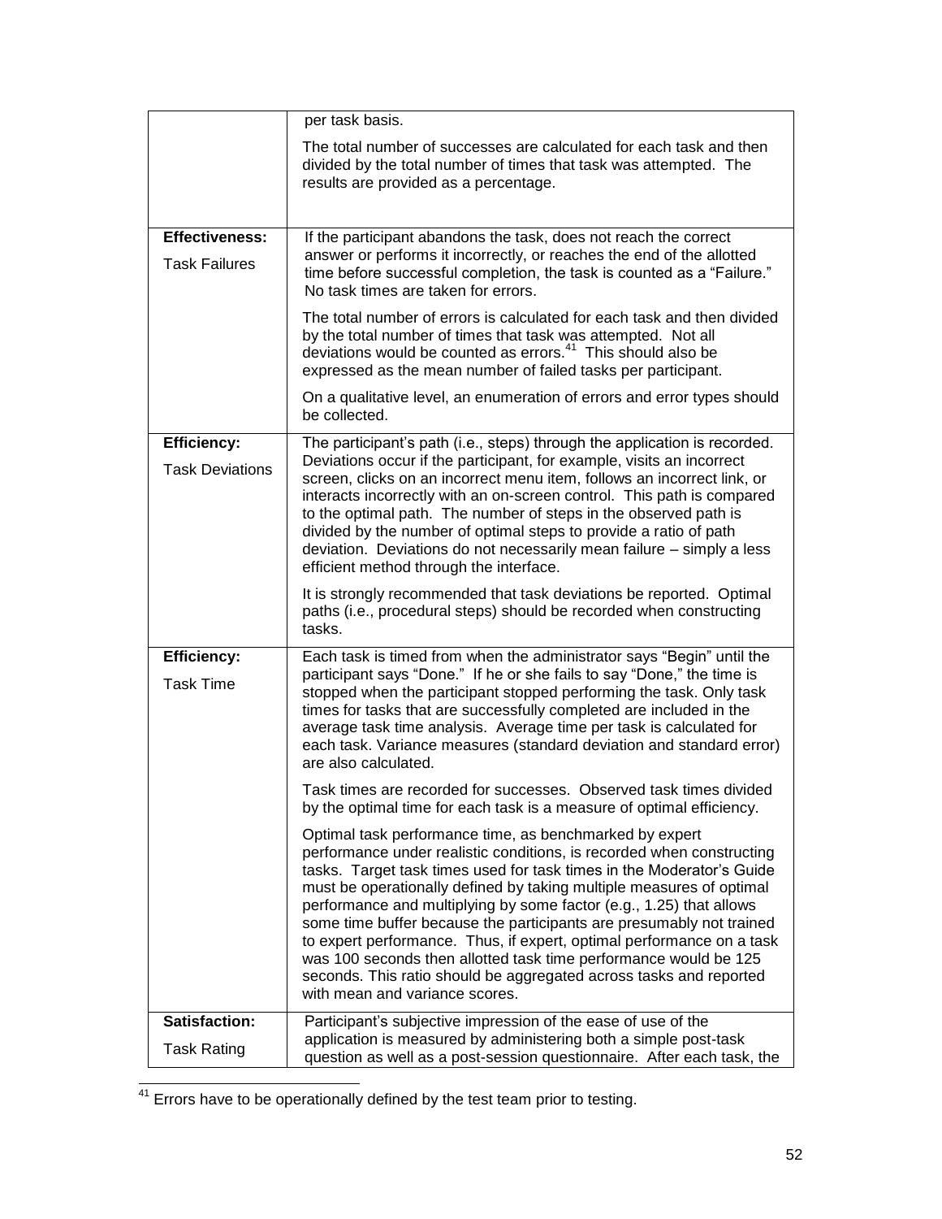| | |
|---|---|
| | per task basis.<br><br>The total number of successes are calculated for each task and then divided by the total number of times that task was attempted. The results are provided as a percentage. |
| **Effectiveness:**<br><br>Task Failures | If the participant abandons the task, does not reach the correct answer or performs it incorrectly, or reaches the end of the allotted time before successful completion, the task is counted as a "Failure." No task times are taken for errors.<br><br>The total number of errors is calculated for each task and then divided by the total number of times that task was attempted. Not all deviations would be counted as errors.[41] This should also be expressed as the mean number of failed tasks per participant.<br><br>On a qualitative level, an enumeration of errors and error types should be collected. |
| **Efficiency:**<br><br>Task Deviations | The participant's path (i.e., steps) through the application is recorded. Deviations occur if the participant, for example, visits an incorrect screen, clicks on an incorrect menu item, follows an incorrect link, or interacts incorrectly with an on-screen control. This path is compared to the optimal path. The number of steps in the observed path is divided by the number of optimal steps to provide a ratio of path deviation. Deviations do not necessarily mean failure – simply a less efficient method through the interface.<br><br>It is strongly recommended that task deviations be reported. Optimal paths (i.e., procedural steps) should be recorded when constructing tasks. |
| **Efficiency:**<br><br>Task Time | Each task is timed from when the administrator says "Begin" until the participant says "Done." If he or she fails to say "Done," the time is stopped when the participant stopped performing the task. Only task times for tasks that are successfully completed are included in the average task time analysis. Average time per task is calculated for each task. Variance measures (standard deviation and standard error) are also calculated.<br><br>Task times are recorded for successes. Observed task times divided by the optimal time for each task is a measure of optimal efficiency.<br><br>Optimal task performance time, as benchmarked by expert performance under realistic conditions, is recorded when constructing tasks. Target task times used for task times in the Moderator's Guide must be operationally defined by taking multiple measures of optimal performance and multiplying by some factor (e.g., 1.25) that allows some time buffer because the participants are presumably not trained to expert performance. Thus, if expert, optimal performance on a task was 100 seconds then allotted task time performance would be 125 seconds. This ratio should be aggregated across tasks and reported with mean and variance scores. |
| **Satisfaction:**<br><br>Task Rating | Participant's subjective impression of the ease of use of the application is measured by administering both a simple post-task question as well as a post-session questionnaire. After each task, the |

[41] Errors have to be operationally defined by the test team prior to testing.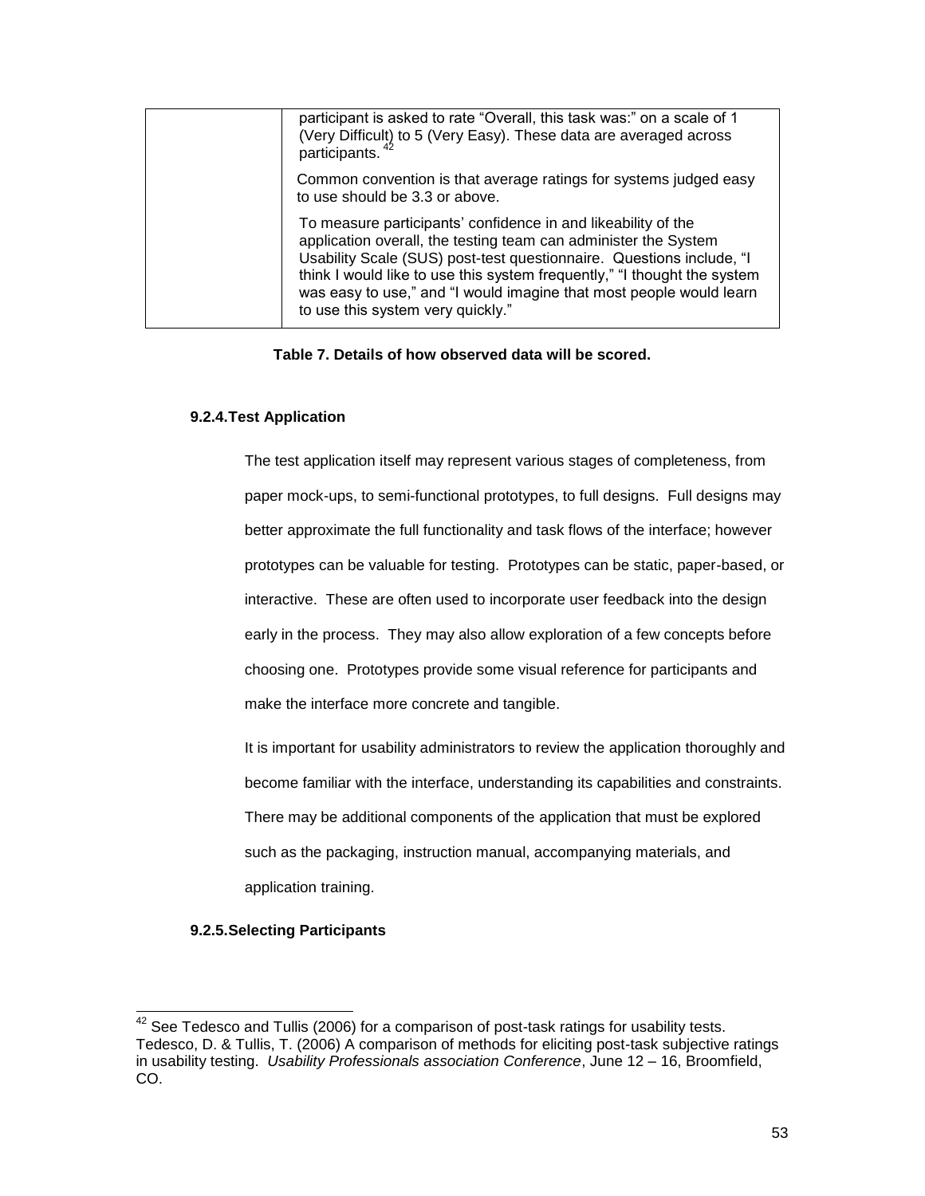| | |
|---|---|
| | participant is asked to rate "Overall, this task was:" on a scale of 1 (Very Difficult) to 5 (Very Easy). These data are averaged across participants. [42]<br><br>Common convention is that average ratings for systems judged easy to use should be 3.3 or above.<br><br>To measure participants' confidence in and likeability of the application overall, the testing team can administer the System Usability Scale (SUS) post-test questionnaire. Questions include, "I think I would like to use this system frequently," "I thought the system was easy to use," and "I would imagine that most people would learn to use this system very quickly." |

**Table 7. Details of how observed data will be scored.**

#### 9.2.4. Test Application

The test application itself may represent various stages of completeness, from paper mock-ups, to semi-functional prototypes, to full designs. Full designs may better approximate the full functionality and task flows of the interface; however prototypes can be valuable for testing. Prototypes can be static, paper-based, or interactive. These are often used to incorporate user feedback into the design early in the process. They may also allow exploration of a few concepts before choosing one. Prototypes provide some visual reference for participants and make the interface more concrete and tangible.

It is important for usability administrators to review the application thoroughly and become familiar with the interface, understanding its capabilities and constraints. There may be additional components of the application that must be explored such as the packaging, instruction manual, accompanying materials, and application training.

#### 9.2.5. Selecting Participants

[42] See Tedesco and Tullis (2006) for a comparison of post-task ratings for usability tests. Tedesco, D. & Tullis, T. (2006) A comparison of methods for eliciting post-task subjective ratings in usability testing. *Usability Professionals association Conference*, June 12 – 16, Broomfield, CO.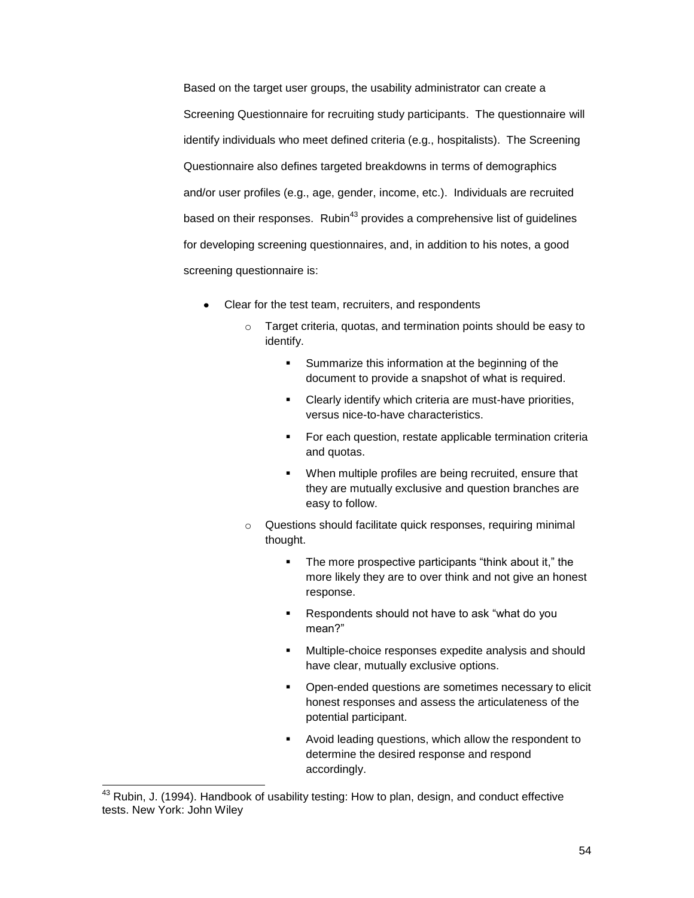Based on the target user groups, the usability administrator can create a Screening Questionnaire for recruiting study participants. The questionnaire will identify individuals who meet defined criteria (e.g., hospitalists). The Screening Questionnaire also defines targeted breakdowns in terms of demographics and/or user profiles (e.g., age, gender, income, etc.). Individuals are recruited based on their responses. Rubin[43] provides a comprehensive list of guidelines for developing screening questionnaires, and, in addition to his notes, a good screening questionnaire is:

- Clear for the test team, recruiters, and respondents
  - Target criteria, quotas, and termination points should be easy to identify.
    - Summarize this information at the beginning of the document to provide a snapshot of what is required.
    - Clearly identify which criteria are must-have priorities, versus nice-to-have characteristics.
    - For each question, restate applicable termination criteria and quotas.
    - When multiple profiles are being recruited, ensure that they are mutually exclusive and question branches are easy to follow.
  - Questions should facilitate quick responses, requiring minimal thought.
    - The more prospective participants "think about it," the more likely they are to over think and not give an honest response.
    - Respondents should not have to ask "what do you mean?"
    - Multiple-choice responses expedite analysis and should have clear, mutually exclusive options.
    - Open-ended questions are sometimes necessary to elicit honest responses and assess the articulateness of the potential participant.
    - Avoid leading questions, which allow the respondent to determine the desired response and respond accordingly.

---

[43] Rubin, J. (1994). Handbook of usability testing: How to plan, design, and conduct effective tests. New York: John Wiley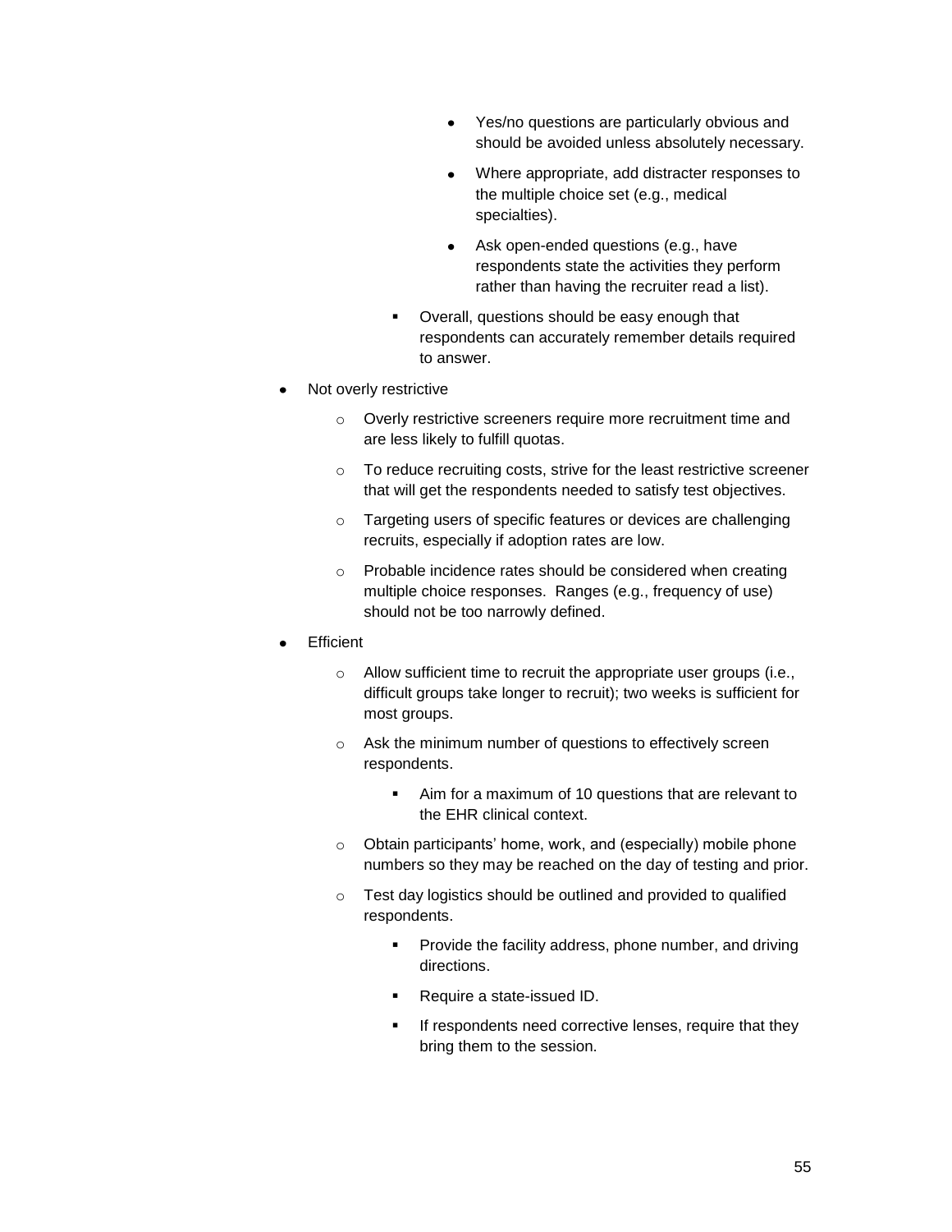- Yes/no questions are particularly obvious and should be avoided unless absolutely necessary.
            - Where appropriate, add distracter responses to the multiple choice set (e.g., medical specialties).
            - Ask open-ended questions (e.g., have respondents state the activities they perform rather than having the recruiter read a list).
        - Overall, questions should be easy enough that respondents can accurately remember details required to answer.

- Not overly restrictive
    - Overly restrictive screeners require more recruitment time and are less likely to fulfill quotas.
    - To reduce recruiting costs, strive for the least restrictive screener that will get the respondents needed to satisfy test objectives.
    - Targeting users of specific features or devices are challenging recruits, especially if adoption rates are low.
    - Probable incidence rates should be considered when creating multiple choice responses. Ranges (e.g., frequency of use) should not be too narrowly defined.
- Efficient
    - Allow sufficient time to recruit the appropriate user groups (i.e., difficult groups take longer to recruit); two weeks is sufficient for most groups.
    - Ask the minimum number of questions to effectively screen respondents.
        - Aim for a maximum of 10 questions that are relevant to the EHR clinical context.
    - Obtain participants' home, work, and (especially) mobile phone numbers so they may be reached on the day of testing and prior.
    - Test day logistics should be outlined and provided to qualified respondents.
        - Provide the facility address, phone number, and driving directions.
        - Require a state-issued ID.
        - If respondents need corrective lenses, require that they bring them to the session.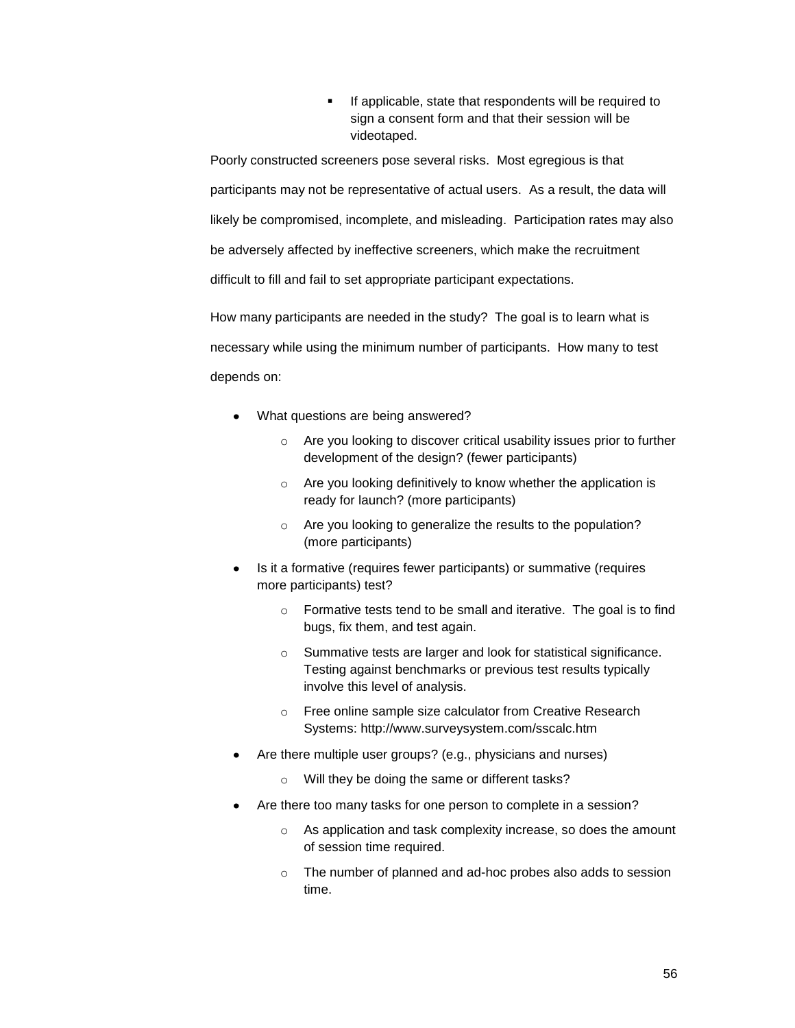- If applicable, state that respondents will be required to sign a consent form and that their session will be videotaped.

Poorly constructed screeners pose several risks. Most egregious is that participants may not be representative of actual users. As a result, the data will likely be compromised, incomplete, and misleading. Participation rates may also be adversely affected by ineffective screeners, which make the recruitment difficult to fill and fail to set appropriate participant expectations.

How many participants are needed in the study? The goal is to learn what is necessary while using the minimum number of participants. How many to test depends on:

- What questions are being answered?
  - Are you looking to discover critical usability issues prior to further development of the design? (fewer participants)
  - Are you looking definitively to know whether the application is ready for launch? (more participants)
  - Are you looking to generalize the results to the population? (more participants)
- Is it a formative (requires fewer participants) or summative (requires more participants) test?
  - Formative tests tend to be small and iterative. The goal is to find bugs, fix them, and test again.
  - Summative tests are larger and look for statistical significance. Testing against benchmarks or previous test results typically involve this level of analysis.
  - Free online sample size calculator from Creative Research Systems: http://www.surveysystem.com/sscalc.htm
- Are there multiple user groups? (e.g., physicians and nurses)
  - Will they be doing the same or different tasks?
- Are there too many tasks for one person to complete in a session?
  - As application and task complexity increase, so does the amount of session time required.
  - The number of planned and ad-hoc probes also adds to session time.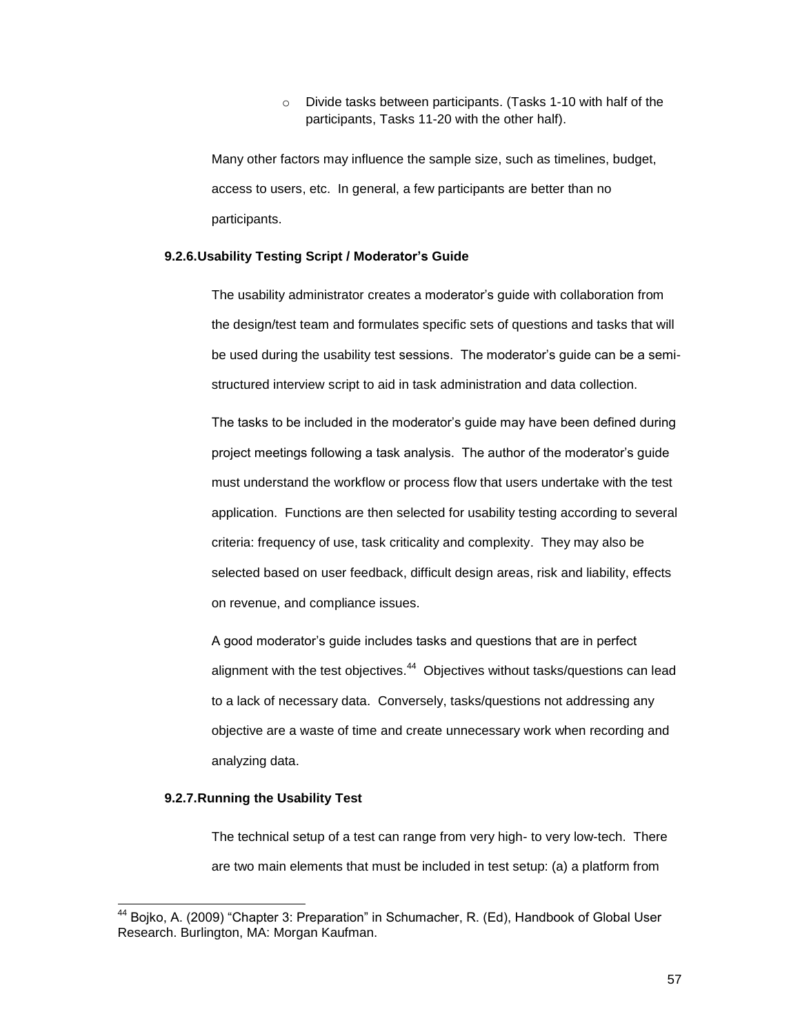- Divide tasks between participants. (Tasks 1-10 with half of the participants, Tasks 11-20 with the other half).

Many other factors may influence the sample size, such as timelines, budget, access to users, etc. In general, a few participants are better than no participants.

### 9.2.6. Usability Testing Script / Moderator's Guide

The usability administrator creates a moderator's guide with collaboration from the design/test team and formulates specific sets of questions and tasks that will be used during the usability test sessions. The moderator's guide can be a semi-structured interview script to aid in task administration and data collection.

The tasks to be included in the moderator's guide may have been defined during project meetings following a task analysis. The author of the moderator's guide must understand the workflow or process flow that users undertake with the test application. Functions are then selected for usability testing according to several criteria: frequency of use, task criticality and complexity. They may also be selected based on user feedback, difficult design areas, risk and liability, effects on revenue, and compliance issues.

A good moderator's guide includes tasks and questions that are in perfect alignment with the test objectives.[44] Objectives without tasks/questions can lead to a lack of necessary data. Conversely, tasks/questions not addressing any objective are a waste of time and create unnecessary work when recording and analyzing data.

### 9.2.7. Running the Usability Test

The technical setup of a test can range from very high- to very low-tech. There are two main elements that must be included in test setup: (a) a platform from

---

[44] Bojko, A. (2009) "Chapter 3: Preparation" in Schumacher, R. (Ed), Handbook of Global User Research. Burlington, MA: Morgan Kaufman.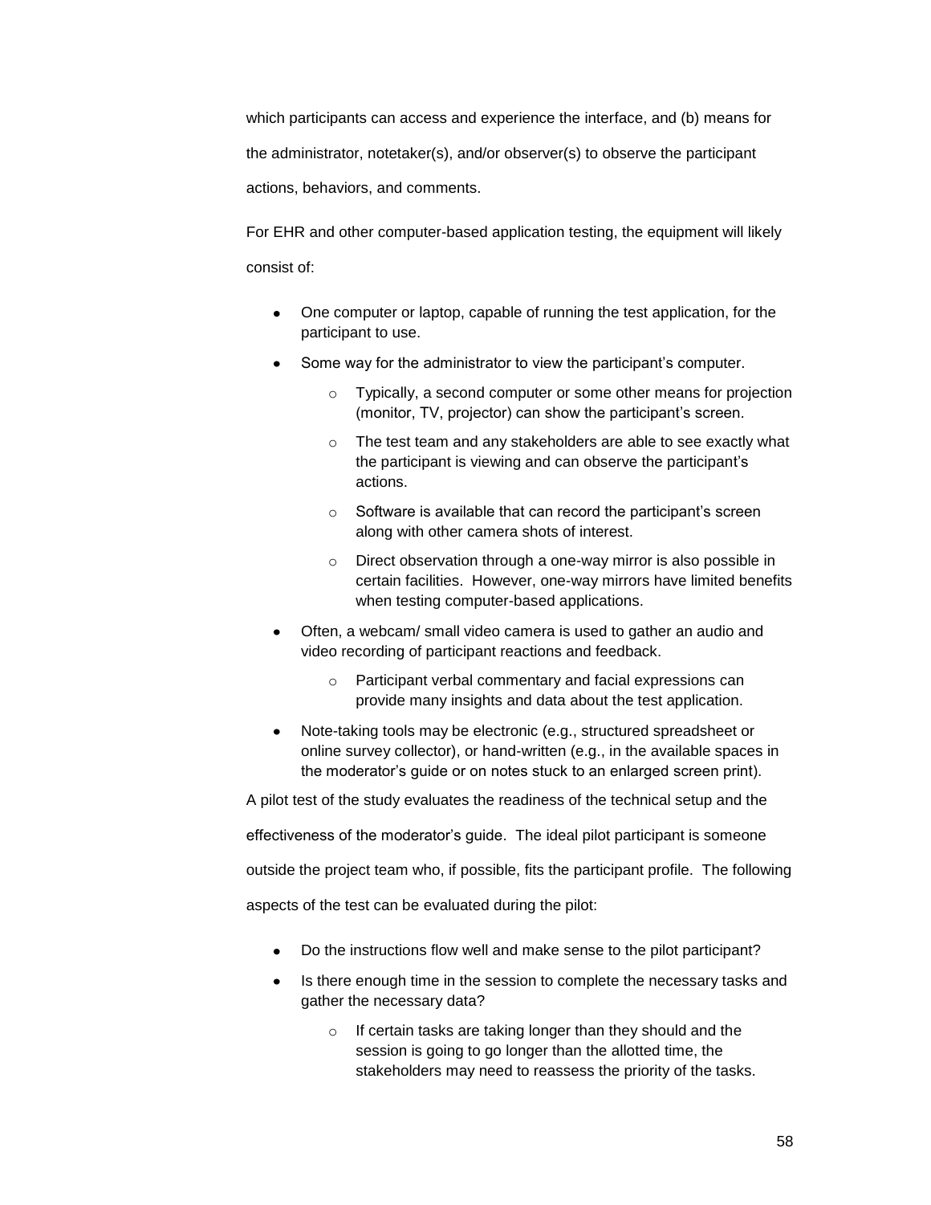which participants can access and experience the interface, and (b) means for the administrator, notetaker(s), and/or observer(s) to observe the participant actions, behaviors, and comments.

For EHR and other computer-based application testing, the equipment will likely consist of:

- One computer or laptop, capable of running the test application, for the participant to use.
- Some way for the administrator to view the participant's computer.
    - Typically, a second computer or some other means for projection (monitor, TV, projector) can show the participant's screen.
    - The test team and any stakeholders are able to see exactly what the participant is viewing and can observe the participant's actions.
    - Software is available that can record the participant's screen along with other camera shots of interest.
    - Direct observation through a one-way mirror is also possible in certain facilities. However, one-way mirrors have limited benefits when testing computer-based applications.
- Often, a webcam/ small video camera is used to gather an audio and video recording of participant reactions and feedback.
    - Participant verbal commentary and facial expressions can provide many insights and data about the test application.
- Note-taking tools may be electronic (e.g., structured spreadsheet or online survey collector), or hand-written (e.g., in the available spaces in the moderator's guide or on notes stuck to an enlarged screen print).

A pilot test of the study evaluates the readiness of the technical setup and the effectiveness of the moderator's guide. The ideal pilot participant is someone outside the project team who, if possible, fits the participant profile. The following aspects of the test can be evaluated during the pilot:

- Do the instructions flow well and make sense to the pilot participant?
- Is there enough time in the session to complete the necessary tasks and gather the necessary data?
    - If certain tasks are taking longer than they should and the session is going to go longer than the allotted time, the stakeholders may need to reassess the priority of the tasks.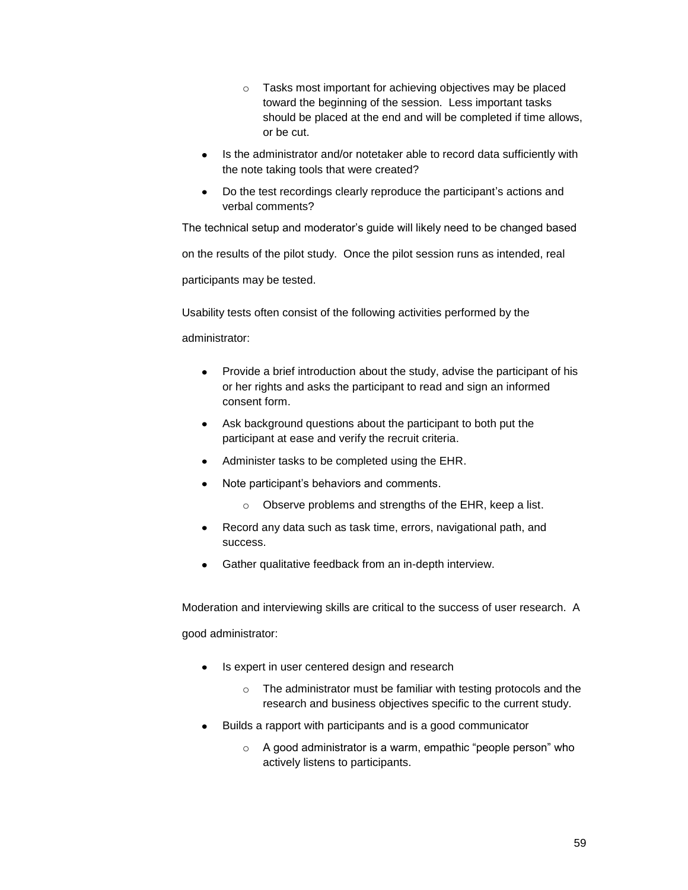- Tasks most important for achieving objectives may be placed toward the beginning of the session. Less important tasks should be placed at the end and will be completed if time allows, or be cut.
- Is the administrator and/or notetaker able to record data sufficiently with the note taking tools that were created?
- Do the test recordings clearly reproduce the participant's actions and verbal comments?

The technical setup and moderator's guide will likely need to be changed based on the results of the pilot study. Once the pilot session runs as intended, real participants may be tested.

Usability tests often consist of the following activities performed by the administrator:

- Provide a brief introduction about the study, advise the participant of his or her rights and asks the participant to read and sign an informed consent form.
- Ask background questions about the participant to both put the participant at ease and verify the recruit criteria.
- Administer tasks to be completed using the EHR.
- Note participant's behaviors and comments.
    - Observe problems and strengths of the EHR, keep a list.
- Record any data such as task time, errors, navigational path, and success.
- Gather qualitative feedback from an in-depth interview.

Moderation and interviewing skills are critical to the success of user research. A good administrator:

- Is expert in user centered design and research
    - The administrator must be familiar with testing protocols and the research and business objectives specific to the current study.
- Builds a rapport with participants and is a good communicator
    - A good administrator is a warm, empathic "people person" who actively listens to participants.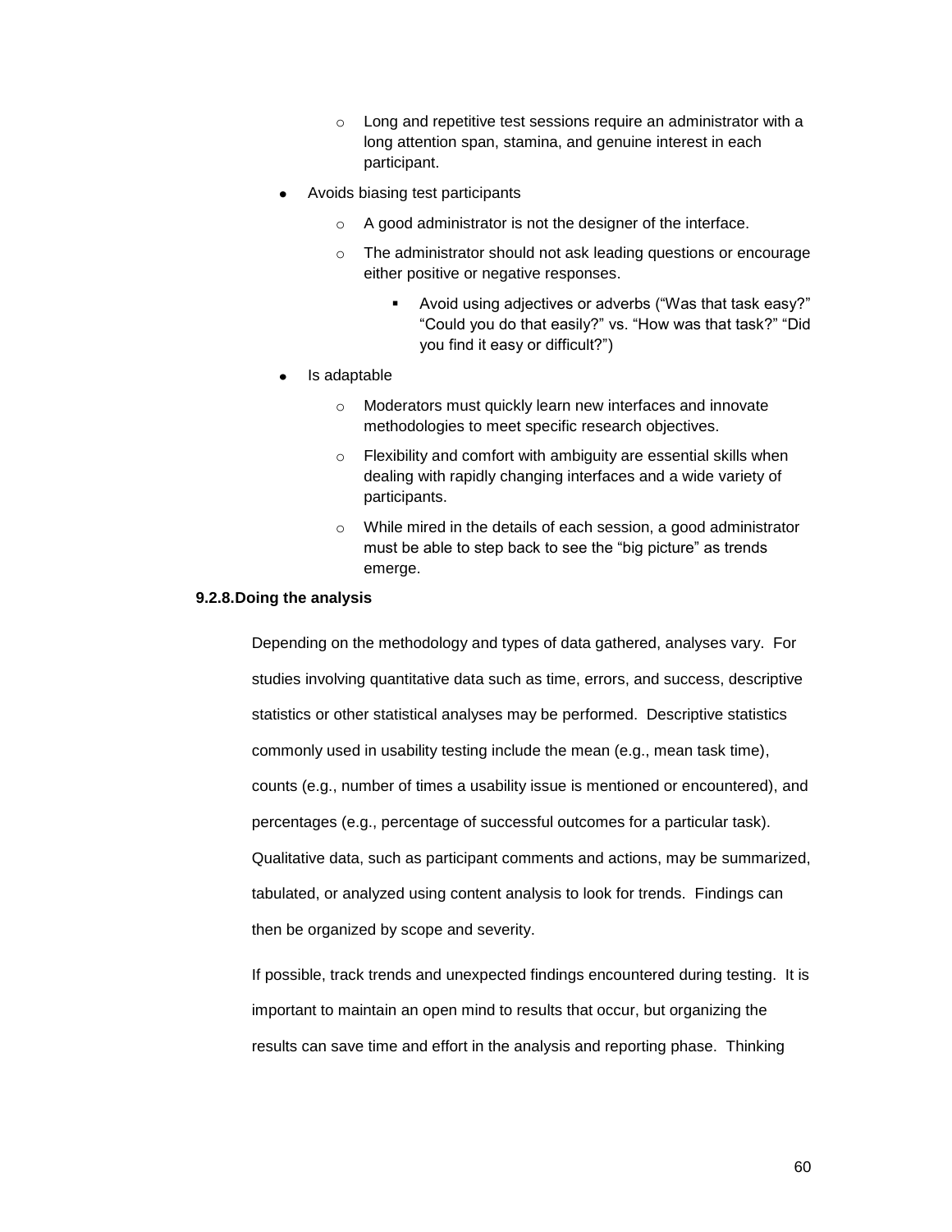- Long and repetitive test sessions require an administrator with a long attention span, stamina, and genuine interest in each participant.
- Avoids biasing test participants
    - A good administrator is not the designer of the interface.
    - The administrator should not ask leading questions or encourage either positive or negative responses.
        - Avoid using adjectives or adverbs ("Was that task easy?" "Could you do that easily?" vs. "How was that task?" "Did you find it easy or difficult?")
- Is adaptable
    - Moderators must quickly learn new interfaces and innovate methodologies to meet specific research objectives.
    - Flexibility and comfort with ambiguity are essential skills when dealing with rapidly changing interfaces and a wide variety of participants.
    - While mired in the details of each session, a good administrator must be able to step back to see the "big picture" as trends emerge.

#### 9.2.8.Doing the analysis

Depending on the methodology and types of data gathered, analyses vary. For studies involving quantitative data such as time, errors, and success, descriptive statistics or other statistical analyses may be performed. Descriptive statistics commonly used in usability testing include the mean (e.g., mean task time), counts (e.g., number of times a usability issue is mentioned or encountered), and percentages (e.g., percentage of successful outcomes for a particular task). Qualitative data, such as participant comments and actions, may be summarized, tabulated, or analyzed using content analysis to look for trends. Findings can then be organized by scope and severity.

If possible, track trends and unexpected findings encountered during testing. It is important to maintain an open mind to results that occur, but organizing the results can save time and effort in the analysis and reporting phase. Thinking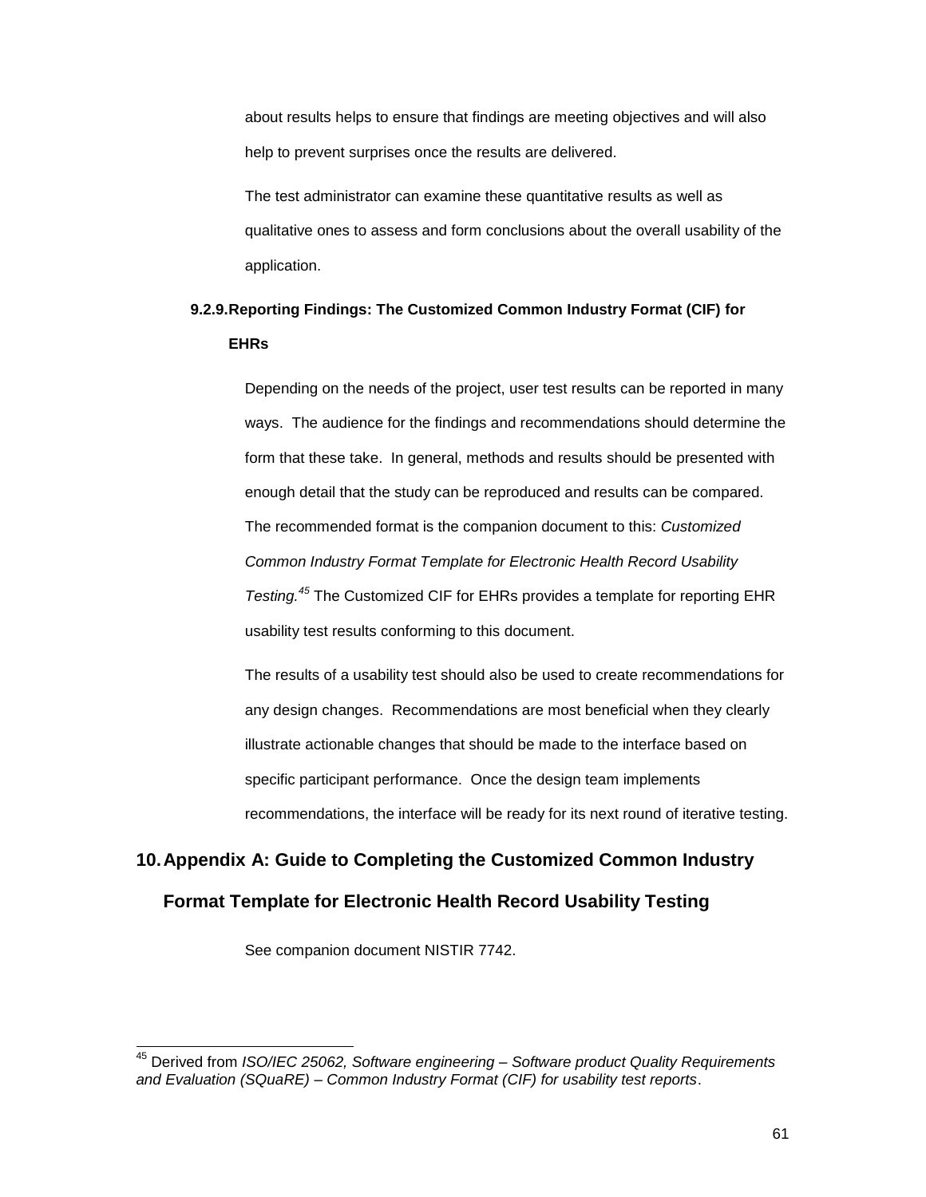about results helps to ensure that findings are meeting objectives and will also help to prevent surprises once the results are delivered.

The test administrator can examine these quantitative results as well as qualitative ones to assess and form conclusions about the overall usability of the application.

### 9.2.9. Reporting Findings: The Customized Common Industry Format (CIF) for EHRs

Depending on the needs of the project, user test results can be reported in many ways. The audience for the findings and recommendations should determine the form that these take. In general, methods and results should be presented with enough detail that the study can be reproduced and results can be compared. The recommended format is the companion document to this: *Customized Common Industry Format Template for Electronic Health Record Usability Testing.*[45] The Customized CIF for EHRs provides a template for reporting EHR usability test results conforming to this document.

The results of a usability test should also be used to create recommendations for any design changes. Recommendations are most beneficial when they clearly illustrate actionable changes that should be made to the interface based on specific participant performance. Once the design team implements recommendations, the interface will be ready for its next round of iterative testing.

## 10. Appendix A: Guide to Completing the Customized Common Industry Format Template for Electronic Health Record Usability Testing

See companion document NISTIR 7742.

---

[45] Derived from *ISO/IEC 25062, Software engineering – Software product Quality Requirements and Evaluation (SQuaRE) – Common Industry Format (CIF) for usability test reports*.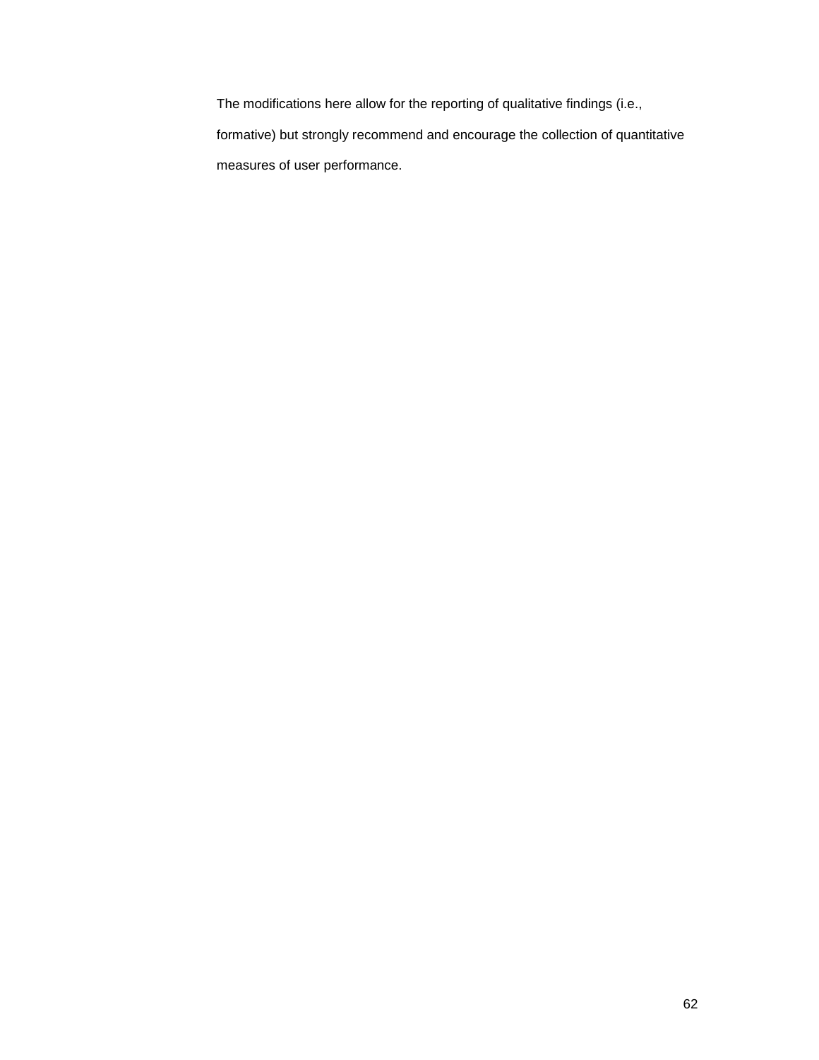The modifications here allow for the reporting of qualitative findings (i.e., formative) but strongly recommend and encourage the collection of quantitative measures of user performance.